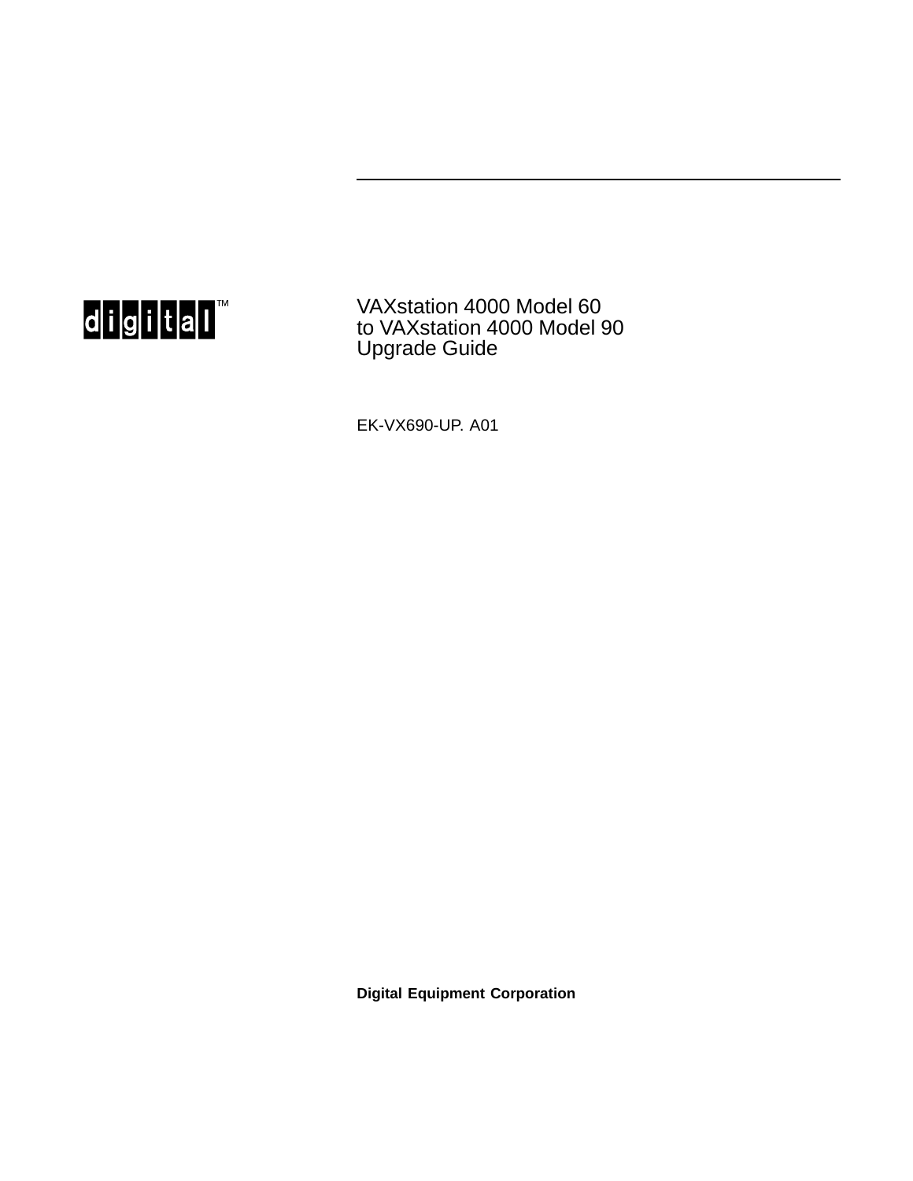digital™

# VAXstation 4000 Model 60 to VAXstation 4000 Model 90 Upgrade Guide

EK-VX690-UP. A01

**Digital Equipment Corporation**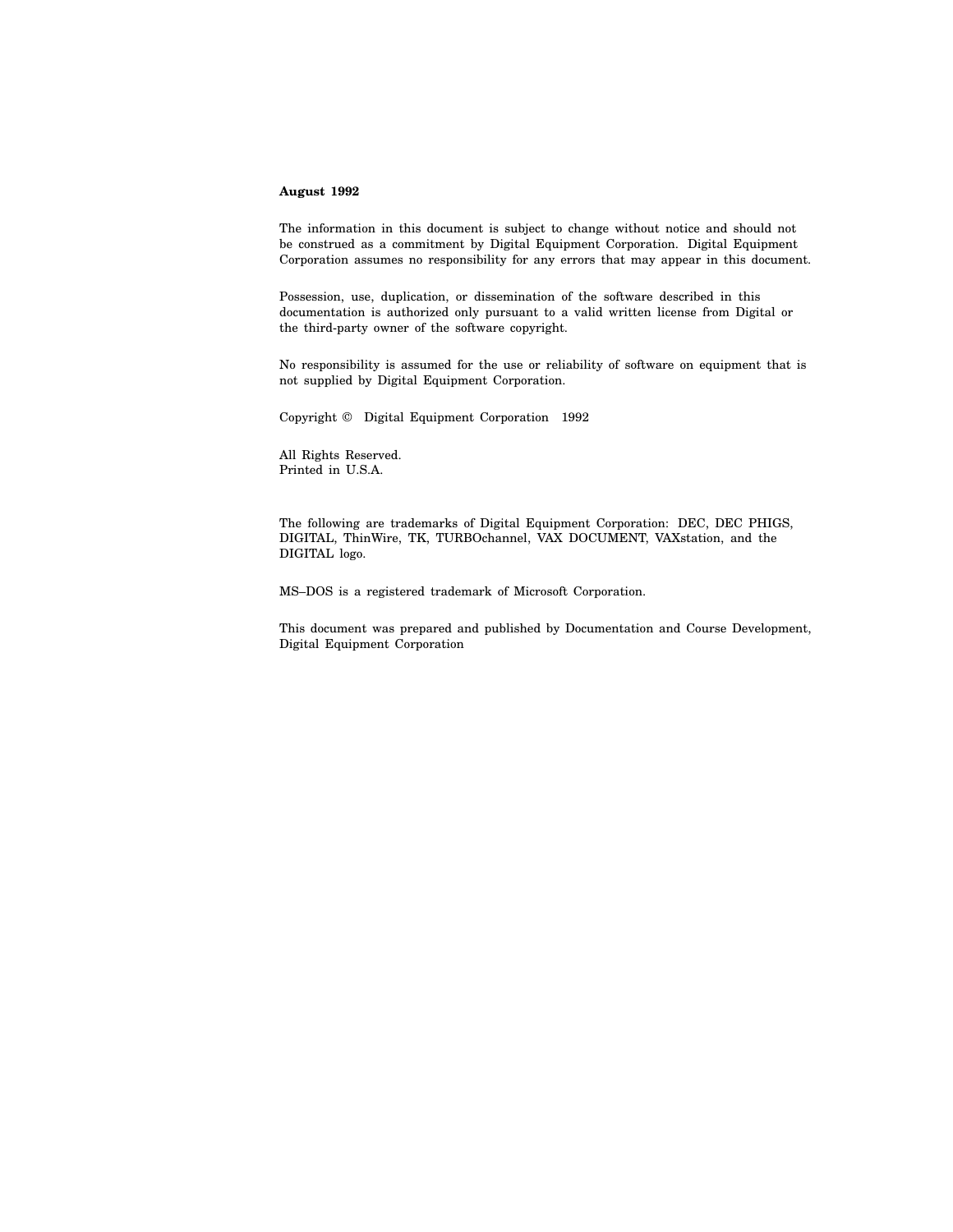**August 1992**

The information in this document is subject to change without notice and should not be construed as a commitment by Digital Equipment Corporation. Digital Equipment Corporation assumes no responsibility for any errors that may appear in this document.

Possession, use, duplication, or dissemination of the software described in this documentation is authorized only pursuant to a valid written license from Digital or the third-party owner of the software copyright.

No responsibility is assumed for the use or reliability of software on equipment that is not supplied by Digital Equipment Corporation.

Copyright © Digital Equipment Corporation 1992

All Rights Reserved.
Printed in U.S.A.

The following are trademarks of Digital Equipment Corporation: DEC, DEC PHIGS, DIGITAL, ThinWire, TK, TURBOchannel, VAX DOCUMENT, VAXstation, and the DIGITAL logo.

MS–DOS is a registered trademark of Microsoft Corporation.

This document was prepared and published by Documentation and Course Development, Digital Equipment Corporation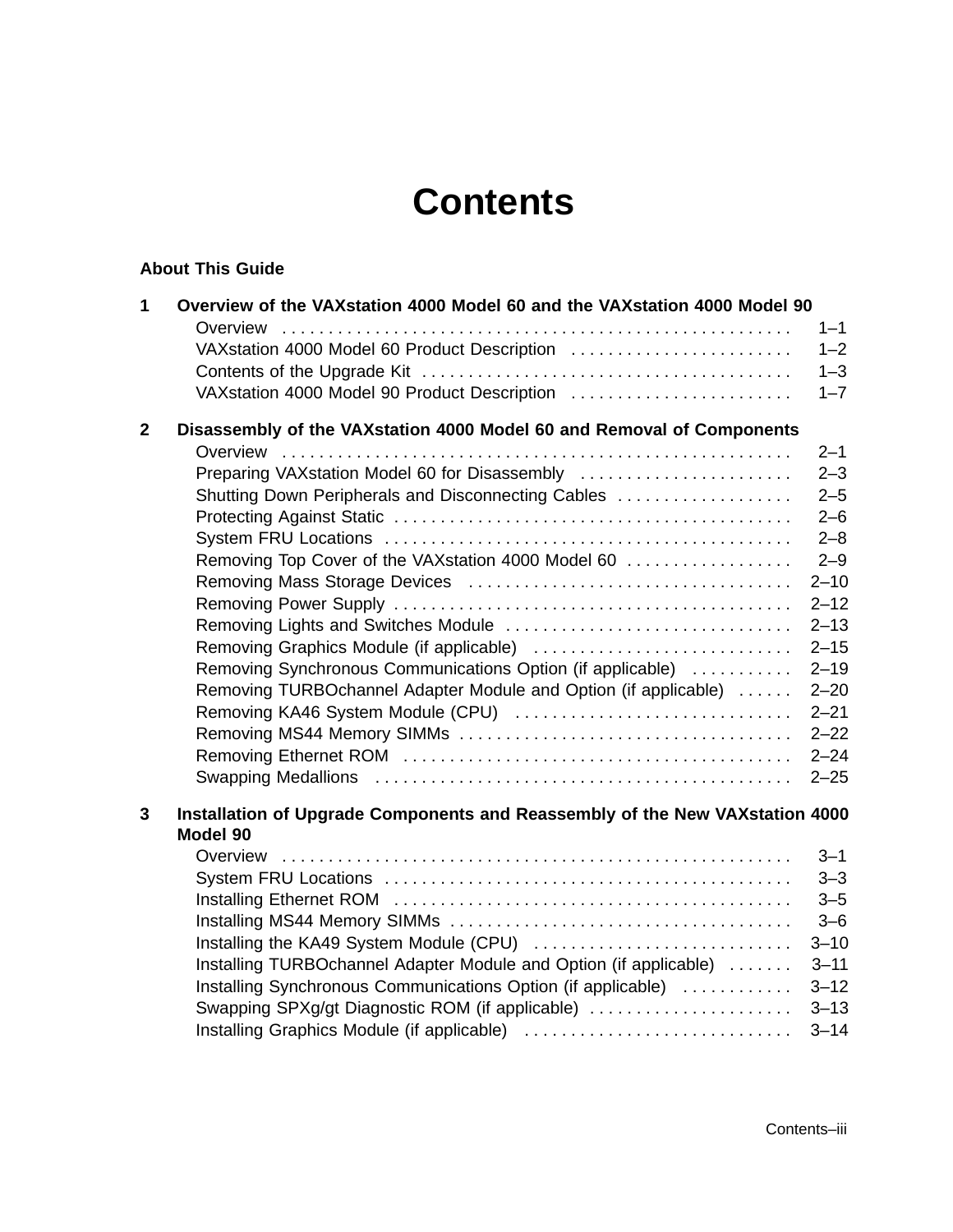# Contents

**About This Guide**

**1 Overview of the VAXstation 4000 Model 60 and the VAXstation 4000 Model 90**

- Overview . . . . . . . . . . 1–1
- VAXstation 4000 Model 60 Product Description . . . . . . . . . . 1–2
- Contents of the Upgrade Kit . . . . . . . . . . 1–3
- VAXstation 4000 Model 90 Product Description . . . . . . . . . . 1–7

**2 Disassembly of the VAXstation 4000 Model 60 and Removal of Components**

- Overview . . . . . . . . . . 2–1
- Preparing VAXstation Model 60 for Disassembly . . . . . . . . . . 2–3
- Shutting Down Peripherals and Disconnecting Cables . . . . . . . . . . 2–5
- Protecting Against Static . . . . . . . . . . 2–6
- System FRU Locations . . . . . . . . . . 2–8
- Removing Top Cover of the VAXstation 4000 Model 60 . . . . . . . . . . 2–9
- Removing Mass Storage Devices . . . . . . . . . . 2–10
- Removing Power Supply . . . . . . . . . . 2–12
- Removing Lights and Switches Module . . . . . . . . . . 2–13
- Removing Graphics Module (if applicable) . . . . . . . . . . 2–15
- Removing Synchronous Communications Option (if applicable) . . . . . . . . . . 2–19
- Removing TURBOchannel Adapter Module and Option (if applicable) . . . . . . . . . . 2–20
- Removing KA46 System Module (CPU) . . . . . . . . . . 2–21
- Removing MS44 Memory SIMMs . . . . . . . . . . 2–22
- Removing Ethernet ROM . . . . . . . . . . 2–24
- Swapping Medallions . . . . . . . . . . 2–25

**3 Installation of Upgrade Components and Reassembly of the New VAXstation 4000 Model 90**

- Overview . . . . . . . . . . 3–1
- System FRU Locations . . . . . . . . . . 3–3
- Installing Ethernet ROM . . . . . . . . . . 3–5
- Installing MS44 Memory SIMMs . . . . . . . . . . 3–6
- Installing the KA49 System Module (CPU) . . . . . . . . . . 3–10
- Installing TURBOchannel Adapter Module and Option (if applicable) . . . . . . . . . . 3–11
- Installing Synchronous Communications Option (if applicable) . . . . . . . . . . 3–12
- Swapping SPXg/gt Diagnostic ROM (if applicable) . . . . . . . . . . 3–13
- Installing Graphics Module (if applicable) . . . . . . . . . . 3–14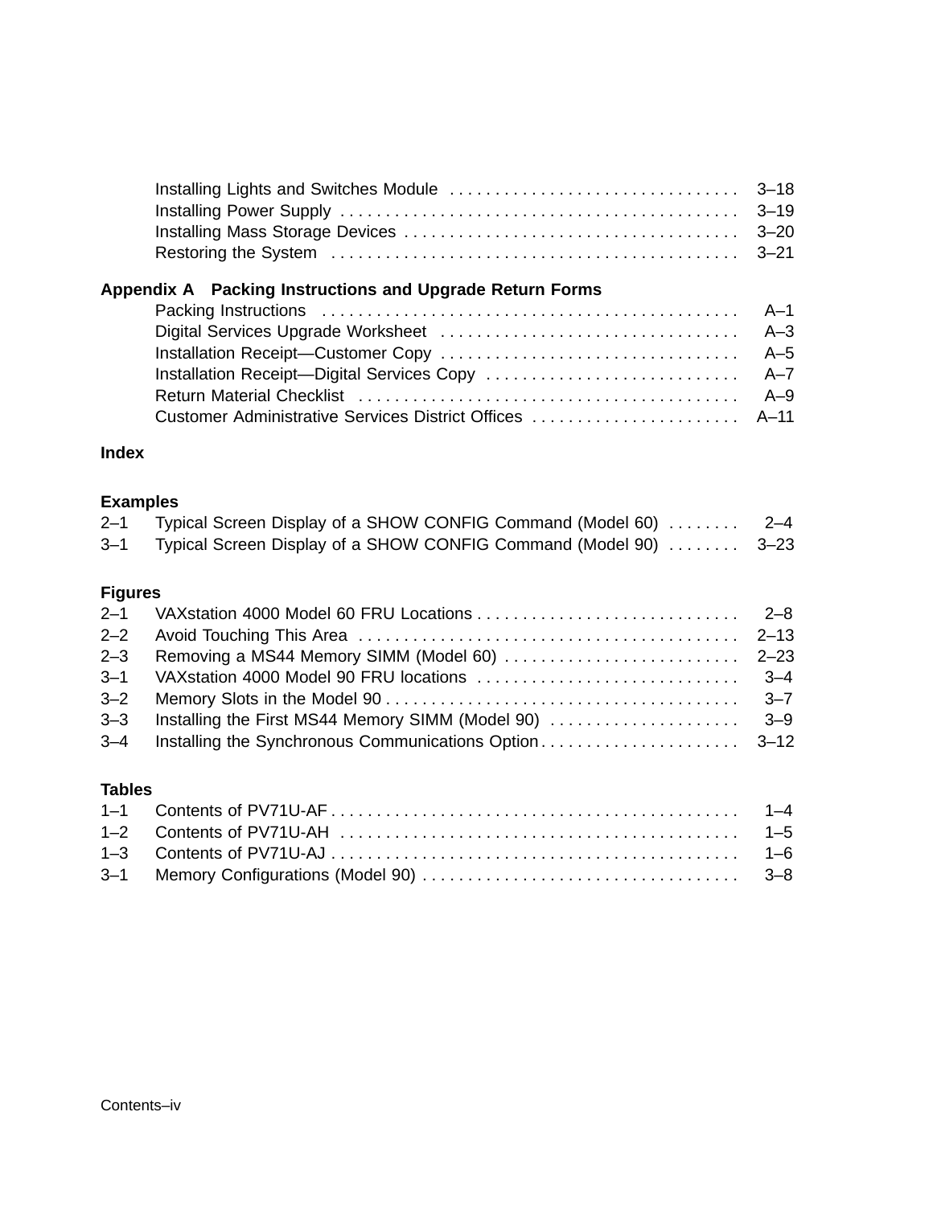Installing Lights and Switches Module . . . . . . . . . . . . . . . . . . . . . . . . . . . . . . . . 3–18
Installing Power Supply . . . . . . . . . . . . . . . . . . . . . . . . . . . . . . . . . . . . . . . . . . . . 3–19
Installing Mass Storage Devices . . . . . . . . . . . . . . . . . . . . . . . . . . . . . . . . . . . . . 3–20
Restoring the System . . . . . . . . . . . . . . . . . . . . . . . . . . . . . . . . . . . . . . . . . . . . 3–21

**Appendix A Packing Instructions and Upgrade Return Forms**

Packing Instructions . . . . . . . . . . . . . . . . . . . . . . . . . . . . . . . . . . . . . . . . . . . . . . A–1
Digital Services Upgrade Worksheet . . . . . . . . . . . . . . . . . . . . . . . . . . . . . . . . . A–3
Installation Receipt—Customer Copy . . . . . . . . . . . . . . . . . . . . . . . . . . . . . . . . . A–5
Installation Receipt—Digital Services Copy . . . . . . . . . . . . . . . . . . . . . . . . . . . . A–7
Return Material Checklist . . . . . . . . . . . . . . . . . . . . . . . . . . . . . . . . . . . . . . . . . . A–9
Customer Administrative Services District Offices . . . . . . . . . . . . . . . . . . . . . . . A–11

**Index**

**Examples**

2–1 Typical Screen Display of a SHOW CONFIG Command (Model 60) . . . . . . . . 2–4
3–1 Typical Screen Display of a SHOW CONFIG Command (Model 90) . . . . . . . . 3–23

**Figures**

2–1 VAXstation 4000 Model 60 FRU Locations . . . . . . . . . . . . . . . . . . . . . . . . . . . . . 2–8
2–2 Avoid Touching This Area . . . . . . . . . . . . . . . . . . . . . . . . . . . . . . . . . . . . . . . . . . 2–13
2–3 Removing a MS44 Memory SIMM (Model 60) . . . . . . . . . . . . . . . . . . . . . . . . . . 2–23
3–1 VAXstation 4000 Model 90 FRU locations . . . . . . . . . . . . . . . . . . . . . . . . . . . . . 3–4
3–2 Memory Slots in the Model 90 . . . . . . . . . . . . . . . . . . . . . . . . . . . . . . . . . . . . . . . 3–7
3–3 Installing the First MS44 Memory SIMM (Model 90) . . . . . . . . . . . . . . . . . . . . . 3–9
3–4 Installing the Synchronous Communications Option . . . . . . . . . . . . . . . . . . . . . . 3–12

**Tables**

1–1 Contents of PV71U-AF . . . . . . . . . . . . . . . . . . . . . . . . . . . . . . . . . . . . . . . . . . . . . 1–4
1–2 Contents of PV71U-AH . . . . . . . . . . . . . . . . . . . . . . . . . . . . . . . . . . . . . . . . . . . . 1–5
1–3 Contents of PV71U-AJ . . . . . . . . . . . . . . . . . . . . . . . . . . . . . . . . . . . . . . . . . . . . . 1–6
3–1 Memory Configurations (Model 90) . . . . . . . . . . . . . . . . . . . . . . . . . . . . . . . . . . . 3–8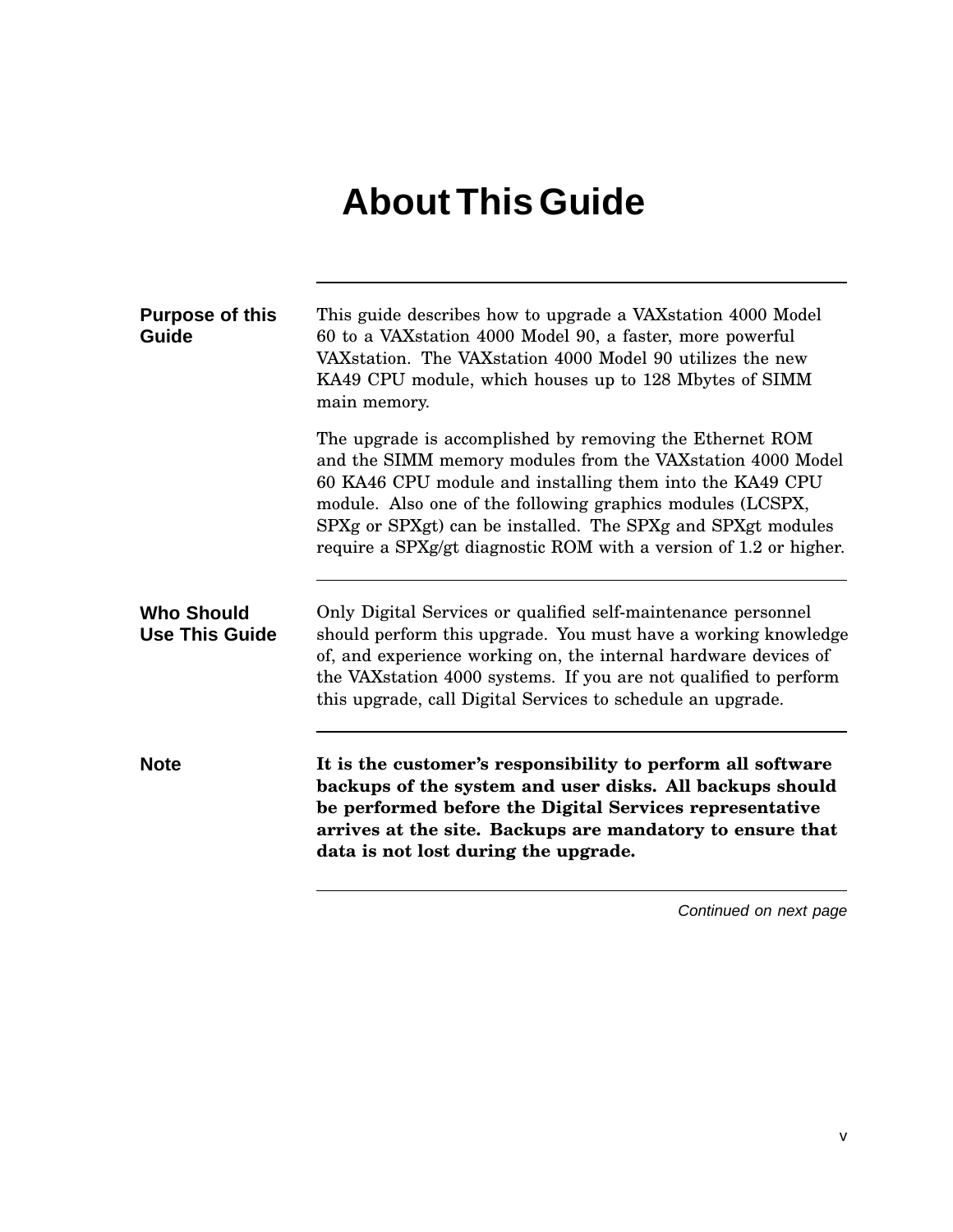# About This Guide

## Purpose of this Guide

This guide describes how to upgrade a VAXstation 4000 Model 60 to a VAXstation 4000 Model 90, a faster, more powerful VAXstation. The VAXstation 4000 Model 90 utilizes the new KA49 CPU module, which houses up to 128 Mbytes of SIMM main memory.

The upgrade is accomplished by removing the Ethernet ROM and the SIMM memory modules from the VAXstation 4000 Model 60 KA46 CPU module and installing them into the KA49 CPU module. Also one of the following graphics modules (LCSPX, SPXg or SPXgt) can be installed. The SPXg and SPXgt modules require a SPXg/gt diagnostic ROM with a version of 1.2 or higher.

## Who Should Use This Guide

Only Digital Services or qualified self-maintenance personnel should perform this upgrade. You must have a working knowledge of, and experience working on, the internal hardware devices of the VAXstation 4000 systems. If you are not qualified to perform this upgrade, call Digital Services to schedule an upgrade.

## Note

**It is the customer's responsibility to perform all software backups of the system and user disks. All backups should be performed before the Digital Services representative arrives at the site. Backups are mandatory to ensure that data is not lost during the upgrade.**

*Continued on next page*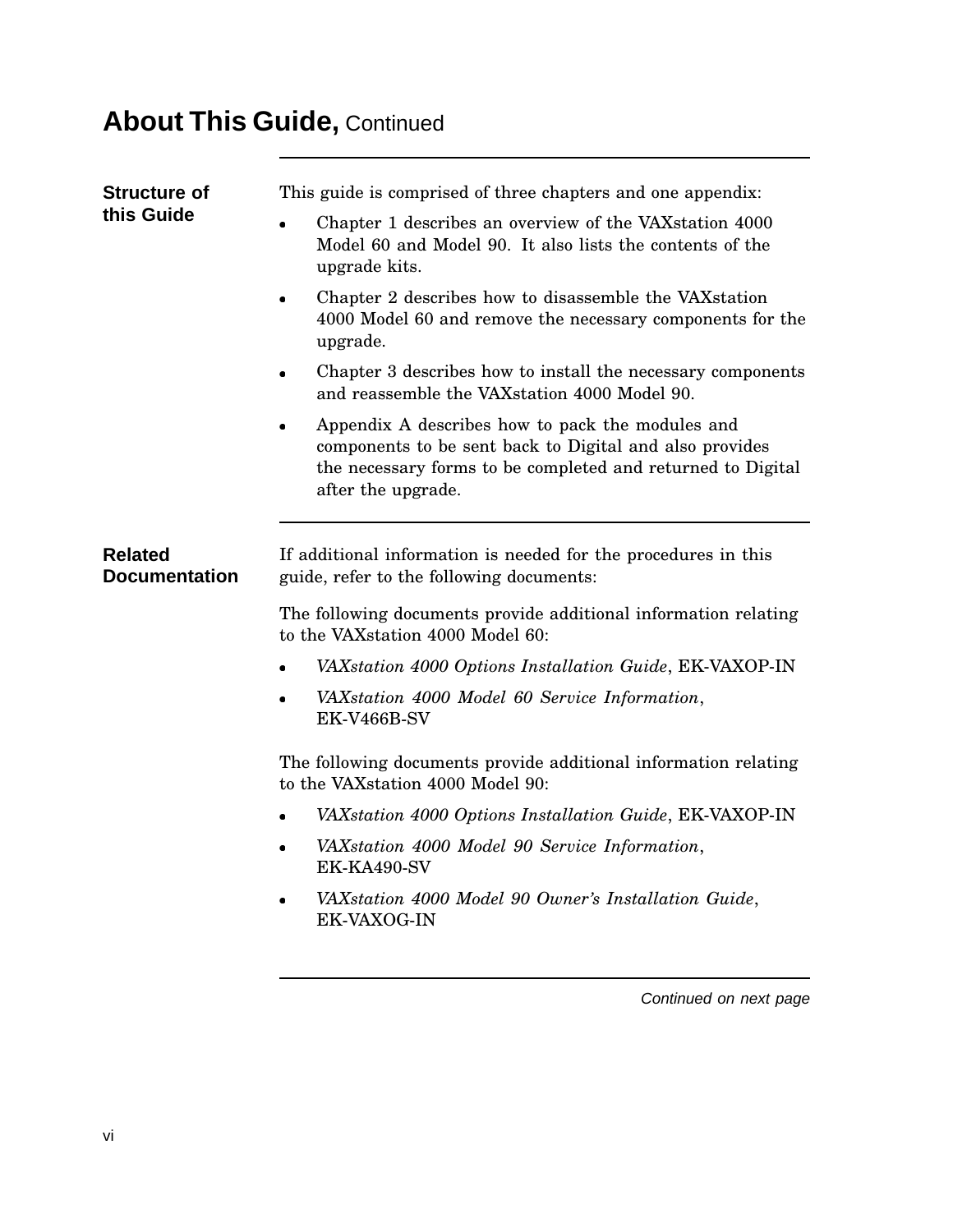# About This Guide, Continued

## Structure of this Guide

This guide is comprised of three chapters and one appendix:

- Chapter 1 describes an overview of the VAXstation 4000 Model 60 and Model 90. It also lists the contents of the upgrade kits.
- Chapter 2 describes how to disassemble the VAXstation 4000 Model 60 and remove the necessary components for the upgrade.
- Chapter 3 describes how to install the necessary components and reassemble the VAXstation 4000 Model 90.
- Appendix A describes how to pack the modules and components to be sent back to Digital and also provides the necessary forms to be completed and returned to Digital after the upgrade.

## Related Documentation

If additional information is needed for the procedures in this guide, refer to the following documents:

The following documents provide additional information relating to the VAXstation 4000 Model 60:

- *VAXstation 4000 Options Installation Guide*, EK-VAXOP-IN
- *VAXstation 4000 Model 60 Service Information*, EK-V466B-SV

The following documents provide additional information relating to the VAXstation 4000 Model 90:

- *VAXstation 4000 Options Installation Guide*, EK-VAXOP-IN
- *VAXstation 4000 Model 90 Service Information*, EK-KA490-SV
- *VAXstation 4000 Model 90 Owner's Installation Guide*, EK-VAXOG-IN

*Continued on next page*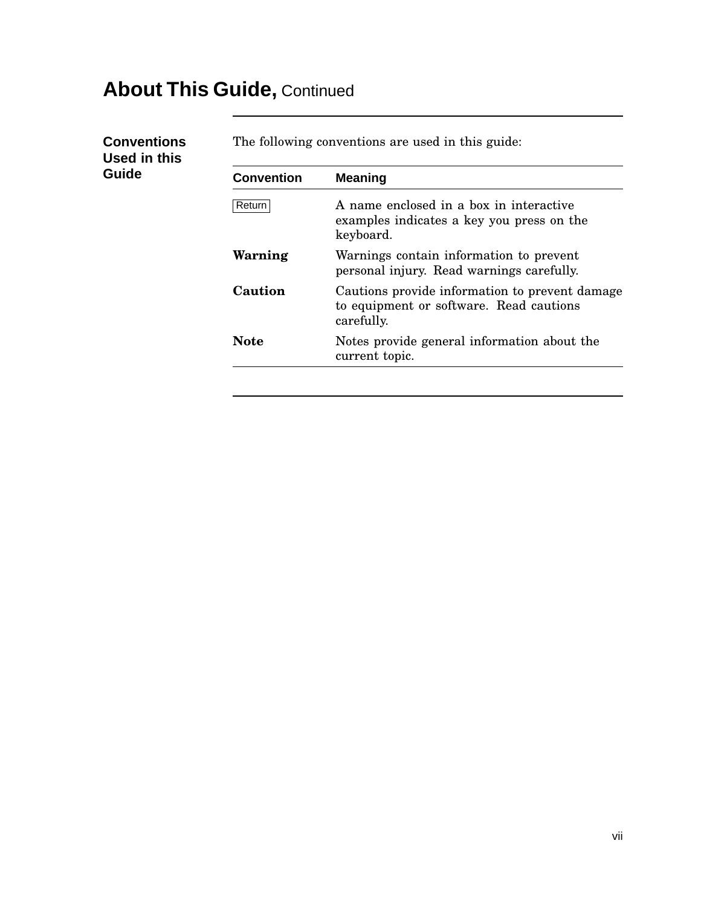# About This Guide, Continued

## Conventions Used in this Guide

The following conventions are used in this guide:

| Convention | Meaning |
|---|---|
| Return | A name enclosed in a box in interactive examples indicates a key you press on the keyboard. |
| **Warning** | Warnings contain information to prevent personal injury. Read warnings carefully. |
| **Caution** | Cautions provide information to prevent damage to equipment or software. Read cautions carefully. |
| **Note** | Notes provide general information about the current topic. |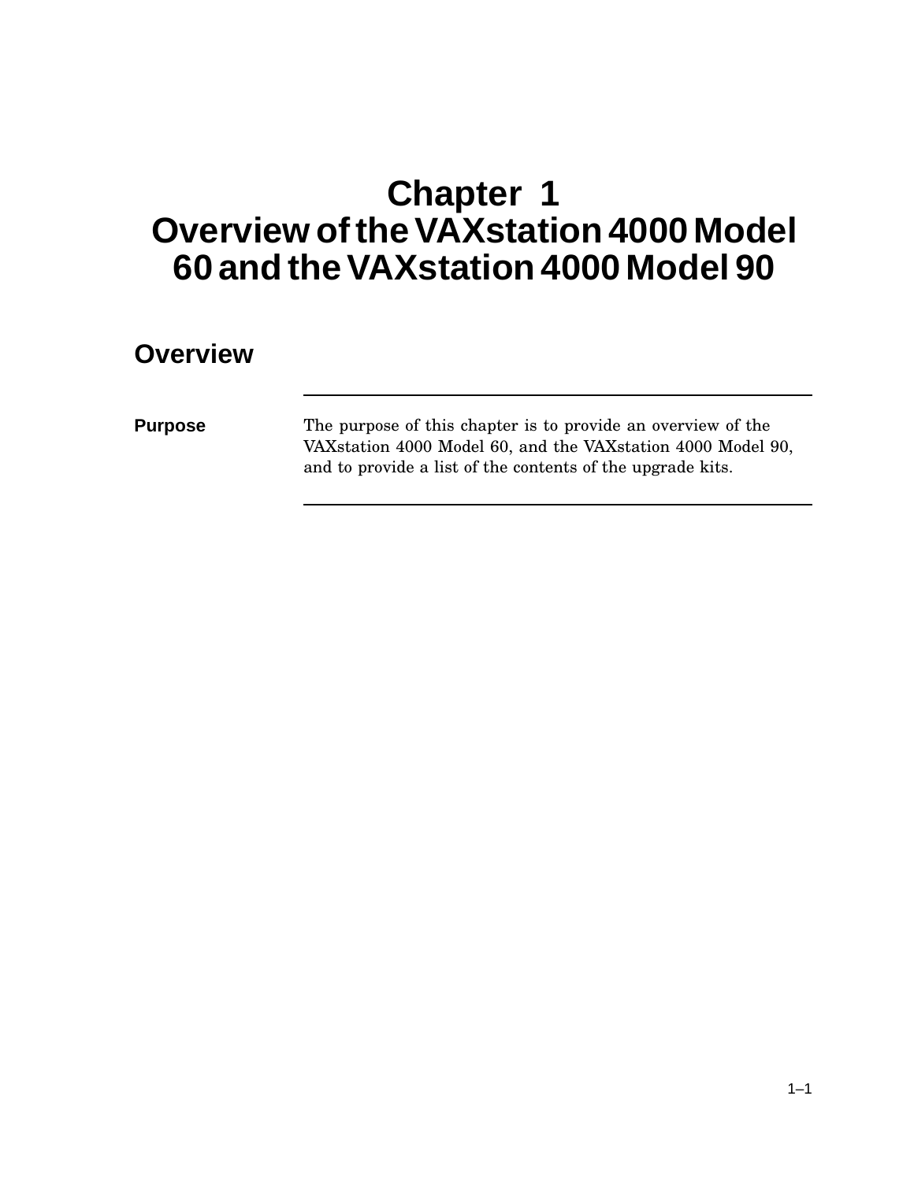# Chapter 1
# Overview of the VAXstation 4000 Model 60 and the VAXstation 4000 Model 90

## Overview

---

**Purpose**

The purpose of this chapter is to provide an overview of the VAXstation 4000 Model 60, and the VAXstation 4000 Model 90, and to provide a list of the contents of the upgrade kits.

---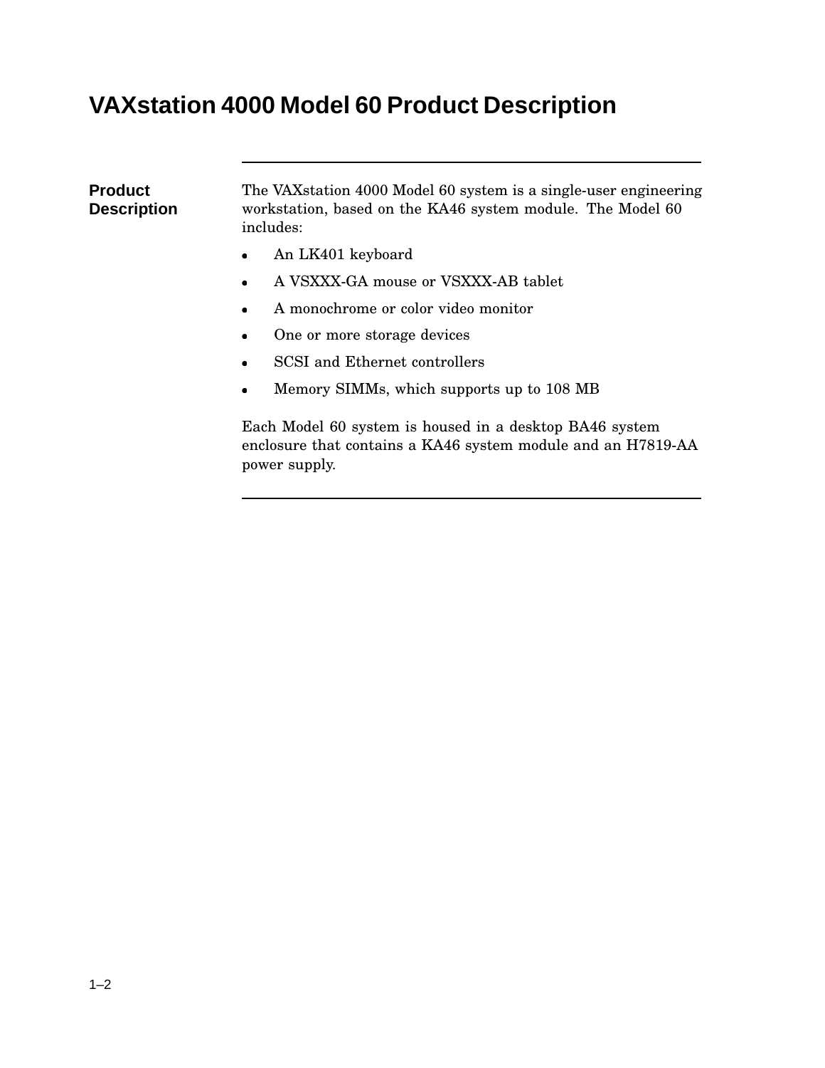# VAXstation 4000 Model 60 Product Description

## Product Description

The VAXstation 4000 Model 60 system is a single-user engineering workstation, based on the KA46 system module. The Model 60 includes:

- An LK401 keyboard
- A VSXXX-GA mouse or VSXXX-AB tablet
- A monochrome or color video monitor
- One or more storage devices
- SCSI and Ethernet controllers
- Memory SIMMs, which supports up to 108 MB

Each Model 60 system is housed in a desktop BA46 system enclosure that contains a KA46 system module and an H7819-AA power supply.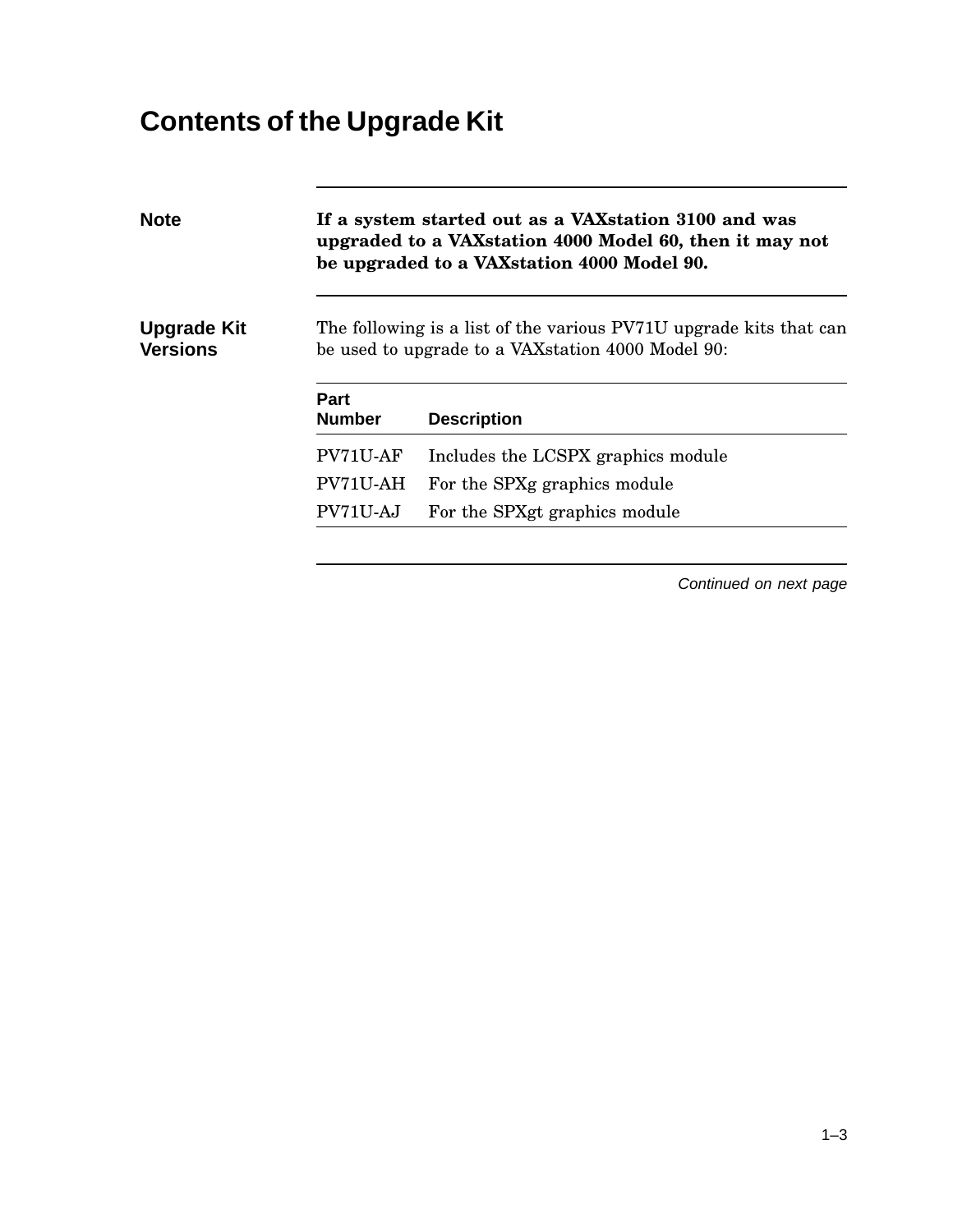# Contents of the Upgrade Kit

**Note**

**If a system started out as a VAXstation 3100 and was upgraded to a VAXstation 4000 Model 60, then it may not be upgraded to a VAXstation 4000 Model 90.**

## Upgrade Kit Versions

The following is a list of the various PV71U upgrade kits that can be used to upgrade to a VAXstation 4000 Model 90:

| Part Number | Description |
|---|---|
| PV71U-AF | Includes the LCSPX graphics module |
| PV71U-AH | For the SPXg graphics module |
| PV71U-AJ | For the SPXgt graphics module |

*Continued on next page*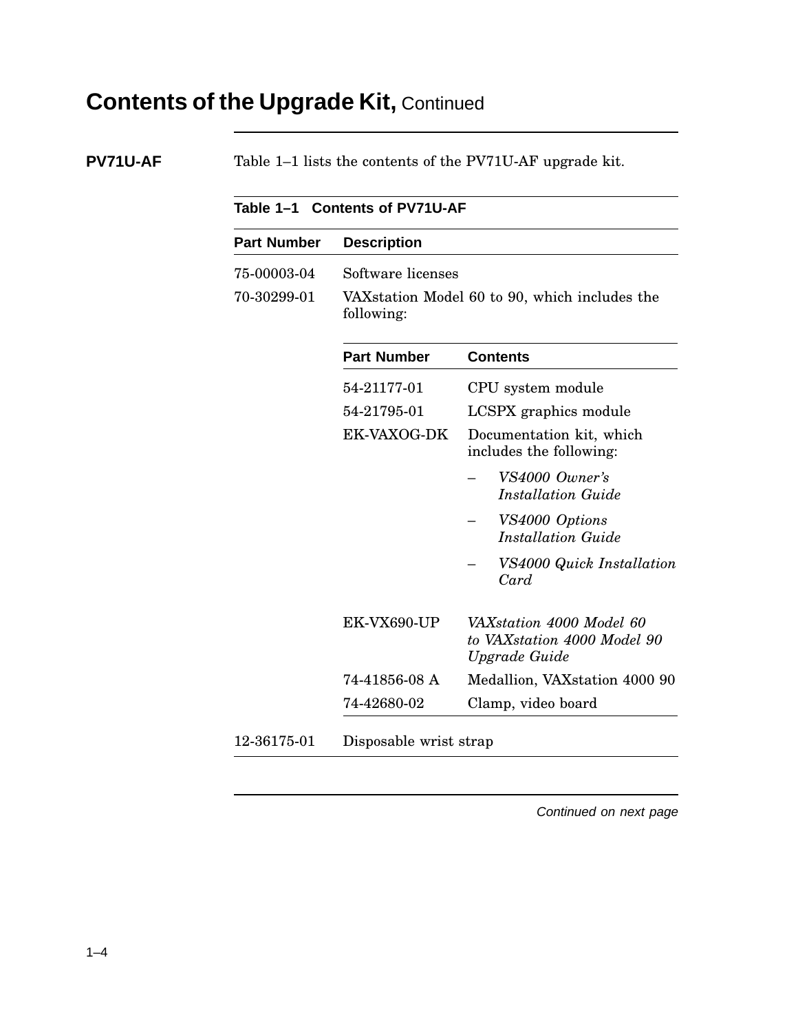# Contents of the Upgrade Kit, Continued

## PV71U-AF

Table 1–1 lists the contents of the PV71U-AF upgrade kit.

**Table 1–1 Contents of PV71U-AF**

| Part Number | Description |
|---|---|
| 75-00003-04 | Software licenses |
| 70-30299-01 | VAXstation Model 60 to 90, which includes the following: |
| 12-36175-01 | Disposable wrist strap |

Contents of 70-30299-01:

| Part Number | Contents |
|---|---|
| 54-21177-01 | CPU system module |
| 54-21795-01 | LCSPX graphics module |
| EK-VAXOG-DK | Documentation kit, which includes the following:<br>– *VS4000 Owner's Installation Guide*<br>– *VS4000 Options Installation Guide*<br>– *VS4000 Quick Installation Card* |
| EK-VX690-UP | *VAXstation 4000 Model 60 to VAXstation 4000 Model 90 Upgrade Guide* |
| 74-41856-08 A | Medallion, VAXstation 4000 90 |
| 74-42680-02 | Clamp, video board |

*Continued on next page*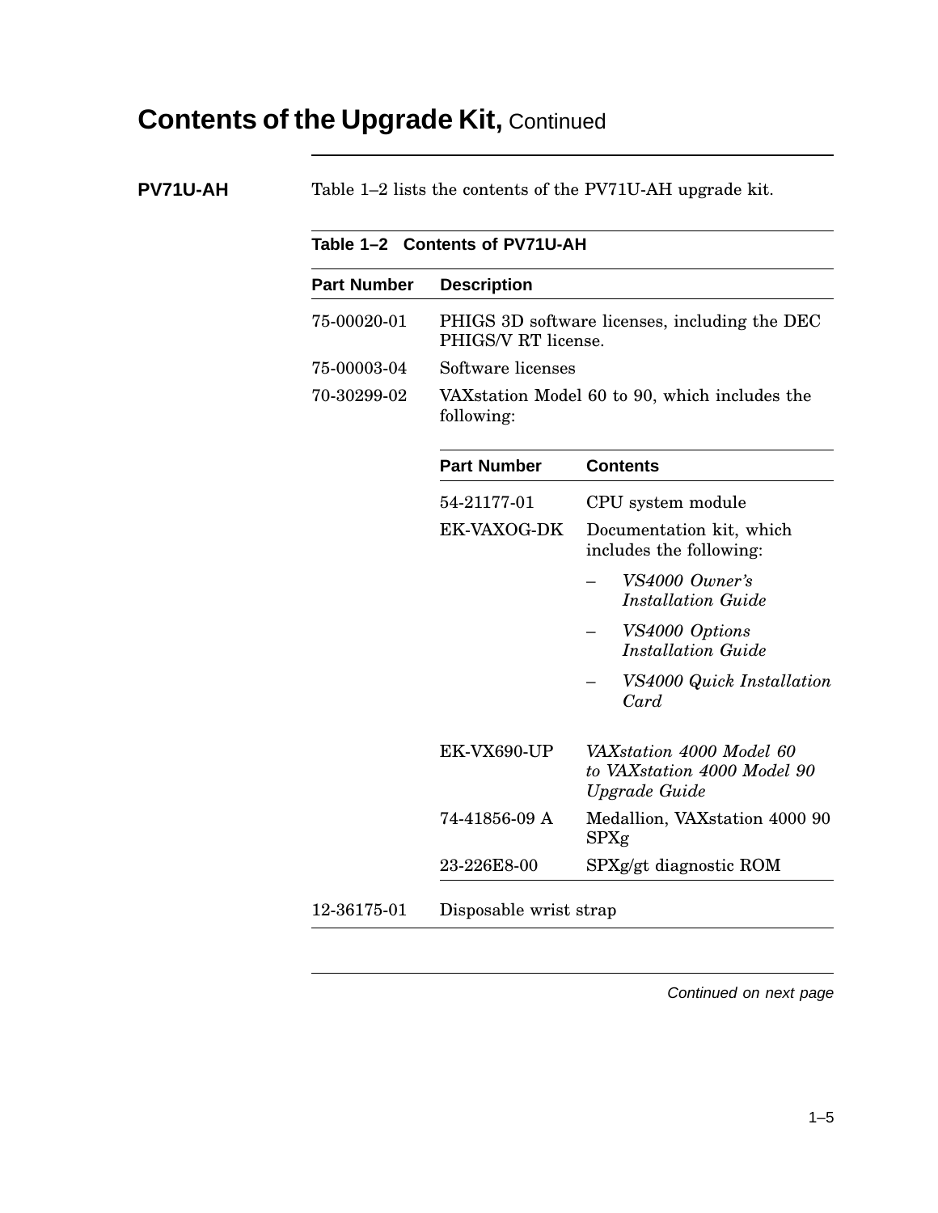## Contents of the Upgrade Kit, Continued

**PV71U-AH**

Table 1–2 lists the contents of the PV71U-AH upgrade kit.

**Table 1–2 Contents of PV71U-AH**

| Part Number | Description |
|---|---|
| 75-00020-01 | PHIGS 3D software licenses, including the DEC PHIGS/V RT license. |
| 75-00003-04 | Software licenses |
| 70-30299-02 | VAXstation Model 60 to 90, which includes the following: |
| 12-36175-01 | Disposable wrist strap |

Contents of 70-30299-02:

| Part Number | Contents |
|---|---|
| 54-21177-01 | CPU system module |
| EK-VAXOG-DK | Documentation kit, which includes the following: – *VS4000 Owner's Installation Guide* – *VS4000 Options Installation Guide* – *VS4000 Quick Installation Card* |
| EK-VX690-UP | *VAXstation 4000 Model 60 to VAXstation 4000 Model 90 Upgrade Guide* |
| 74-41856-09 A | Medallion, VAXstation 4000 90 SPXg |
| 23-226E8-00 | SPXg/gt diagnostic ROM |

*Continued on next page*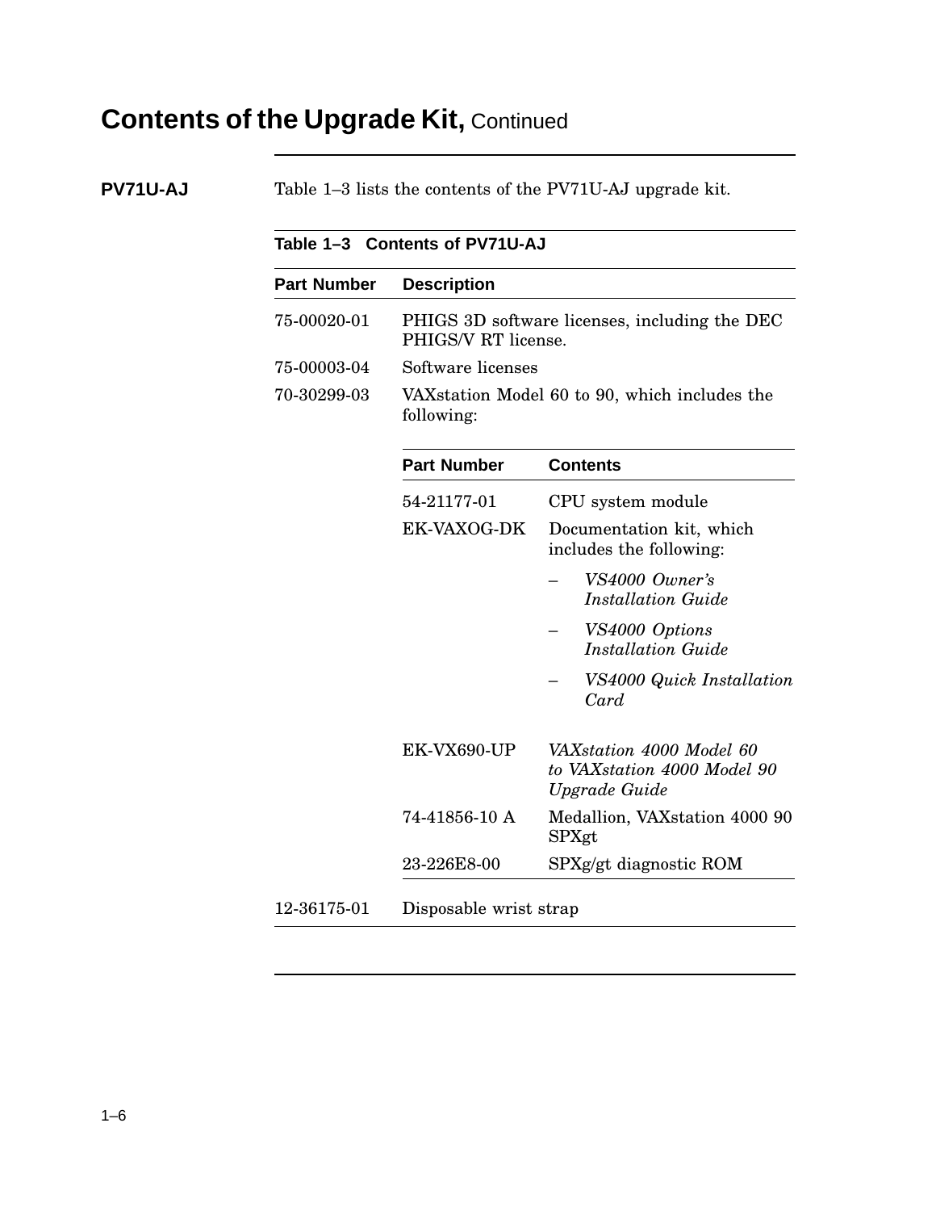# Contents of the Upgrade Kit, Continued

**PV71U-AJ**

Table 1–3 lists the contents of the PV71U-AJ upgrade kit.

**Table 1–3 Contents of PV71U-AJ**

| Part Number | Description |
|---|---|
| 75-00020-01 | PHIGS 3D software licenses, including the DEC PHIGS/V RT license. |
| 75-00003-04 | Software licenses |
| 70-30299-03 | VAXstation Model 60 to 90, which includes the following: |
| 12-36175-01 | Disposable wrist strap |

Contents of 70-30299-03:

| Part Number | Contents |
|---|---|
| 54-21177-01 | CPU system module |
| EK-VAXOG-DK | Documentation kit, which includes the following: – *VS4000 Owner's Installation Guide* – *VS4000 Options Installation Guide* – *VS4000 Quick Installation Card* |
| EK-VX690-UP | *VAXstation 4000 Model 60 to VAXstation 4000 Model 90 Upgrade Guide* |
| 74-41856-10 A | Medallion, VAXstation 4000 90 SPXgt |
| 23-226E8-00 | SPXg/gt diagnostic ROM |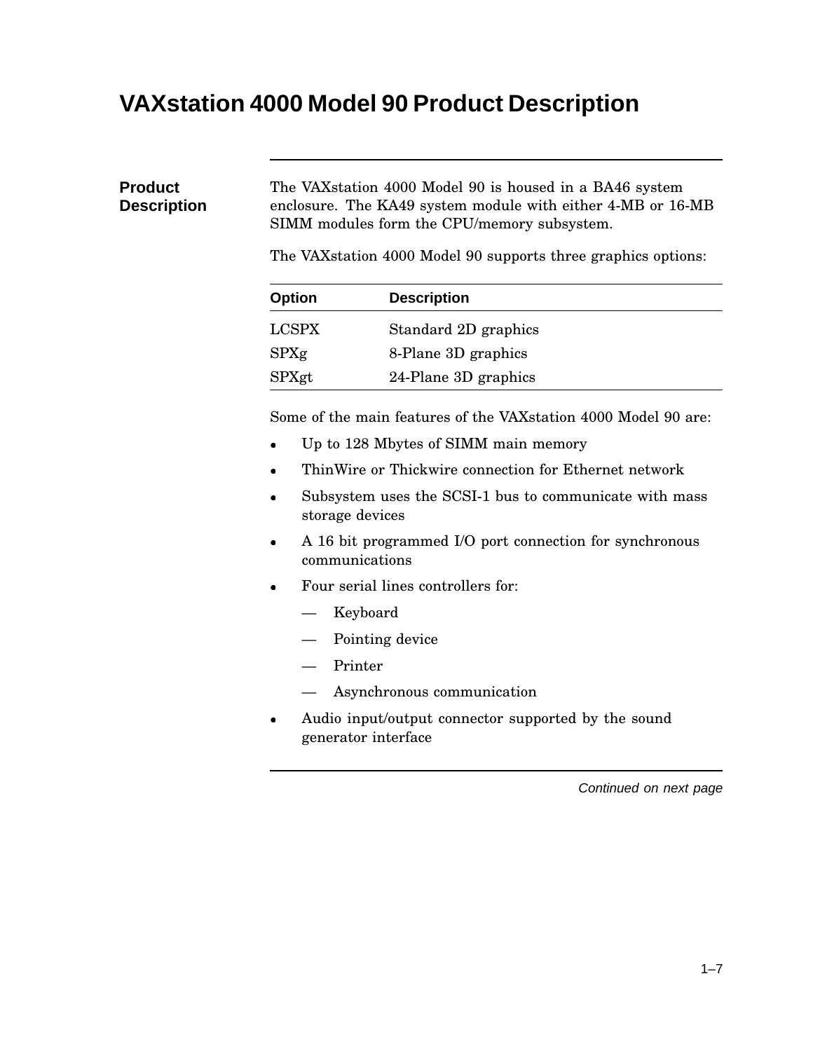# VAXstation 4000 Model 90 Product Description

## Product Description

The VAXstation 4000 Model 90 is housed in a BA46 system enclosure. The KA49 system module with either 4-MB or 16-MB SIMM modules form the CPU/memory subsystem.

The VAXstation 4000 Model 90 supports three graphics options:

| Option | Description |
|---|---|
| LCSPX | Standard 2D graphics |
| SPXg | 8-Plane 3D graphics |
| SPXgt | 24-Plane 3D graphics |

Some of the main features of the VAXstation 4000 Model 90 are:

- Up to 128 Mbytes of SIMM main memory
- ThinWire or Thickwire connection for Ethernet network
- Subsystem uses the SCSI-1 bus to communicate with mass storage devices
- A 16 bit programmed I/O port connection for synchronous communications
- Four serial lines controllers for:
  - Keyboard
  - Pointing device
  - Printer
  - Asynchronous communication
- Audio input/output connector supported by the sound generator interface

*Continued on next page*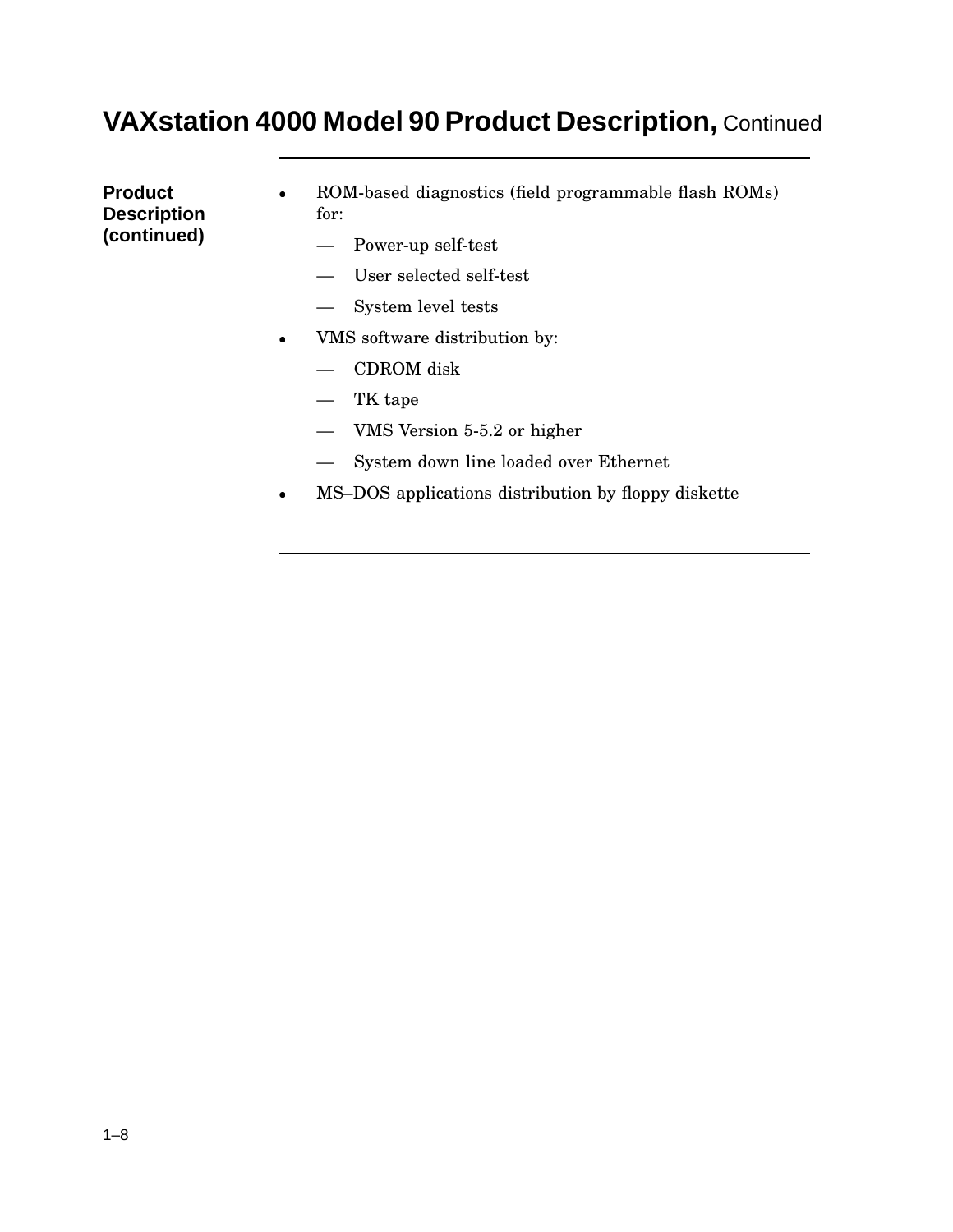# VAXstation 4000 Model 90 Product Description, Continued

### Product Description (continued)

- ROM-based diagnostics (field programmable flash ROMs) for:
  - Power-up self-test
  - User selected self-test
  - System level tests
- VMS software distribution by:
  - CDROM disk
  - TK tape
  - VMS Version 5-5.2 or higher
  - System down line loaded over Ethernet
- MS–DOS applications distribution by floppy diskette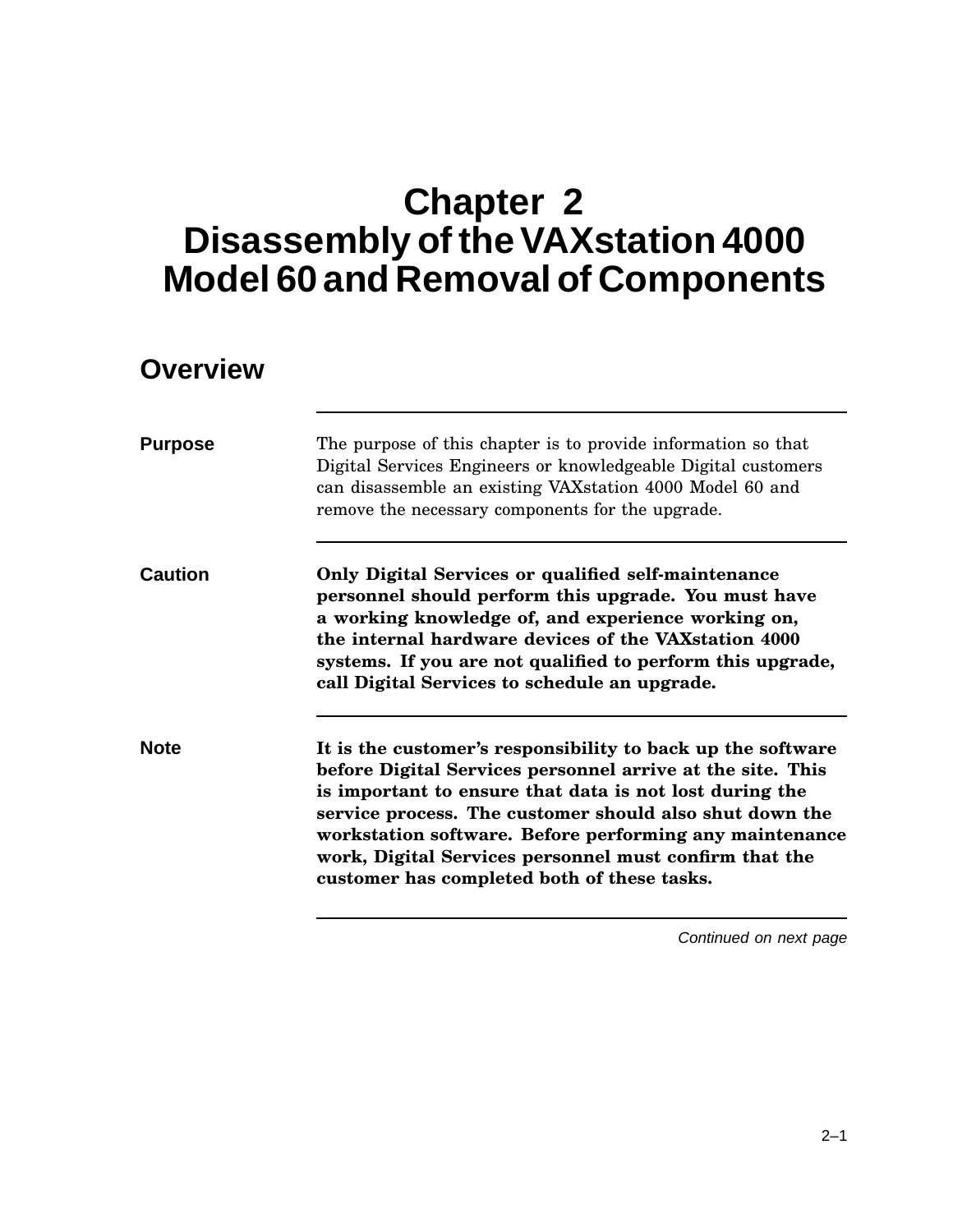# Chapter 2 Disassembly of the VAXstation 4000 Model 60 and Removal of Components

## Overview

**Purpose**

The purpose of this chapter is to provide information so that Digital Services Engineers or knowledgeable Digital customers can disassemble an existing VAXstation 4000 Model 60 and remove the necessary components for the upgrade.

**Caution**

**Only Digital Services or qualified self-maintenance personnel should perform this upgrade. You must have a working knowledge of, and experience working on, the internal hardware devices of the VAXstation 4000 systems. If you are not qualified to perform this upgrade, call Digital Services to schedule an upgrade.**

**Note**

**It is the customer's responsibility to back up the software before Digital Services personnel arrive at the site. This is important to ensure that data is not lost during the service process. The customer should also shut down the workstation software. Before performing any maintenance work, Digital Services personnel must confirm that the customer has completed both of these tasks.**

*Continued on next page*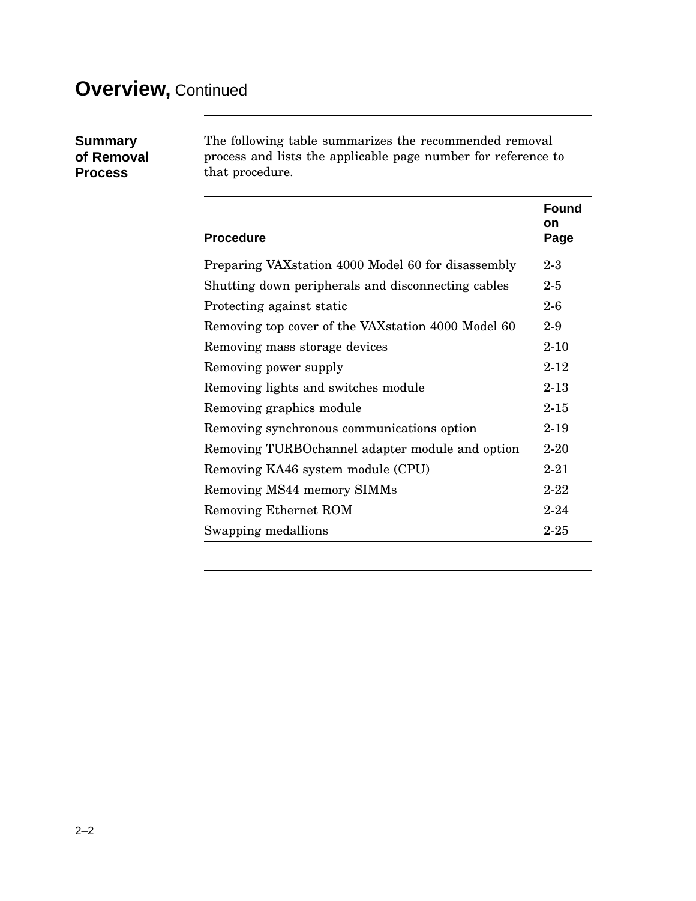# Overview, Continued

### Summary of Removal Process

The following table summarizes the recommended removal process and lists the applicable page number for reference to that procedure.

| Procedure | Found on Page |
|---|---|
| Preparing VAXstation 4000 Model 60 for disassembly | 2-3 |
| Shutting down peripherals and disconnecting cables | 2-5 |
| Protecting against static | 2-6 |
| Removing top cover of the VAXstation 4000 Model 60 | 2-9 |
| Removing mass storage devices | 2-10 |
| Removing power supply | 2-12 |
| Removing lights and switches module | 2-13 |
| Removing graphics module | 2-15 |
| Removing synchronous communications option | 2-19 |
| Removing TURBOchannel adapter module and option | 2-20 |
| Removing KA46 system module (CPU) | 2-21 |
| Removing MS44 memory SIMMs | 2-22 |
| Removing Ethernet ROM | 2-24 |
| Swapping medallions | 2-25 |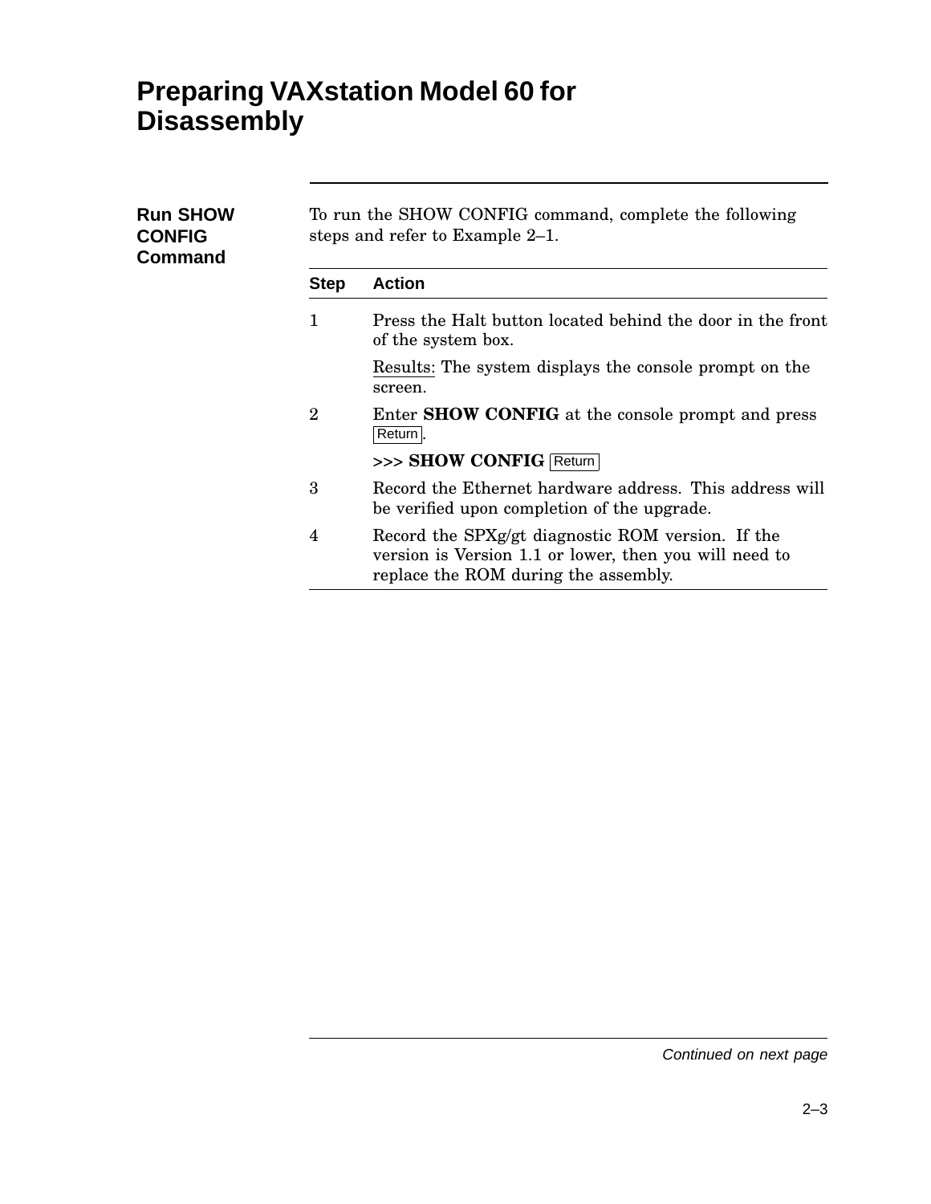# Preparing VAXstation Model 60 for Disassembly

## Run SHOW CONFIG Command

To run the SHOW CONFIG command, complete the following steps and refer to Example 2–1.

| Step | Action |
|---|---|
| 1 | Press the Halt button located behind the door in the front of the system box. Results: The system displays the console prompt on the screen. |
| 2 | Enter **SHOW CONFIG** at the console prompt and press Return. >>> **SHOW CONFIG** Return |
| 3 | Record the Ethernet hardware address. This address will be verified upon completion of the upgrade. |
| 4 | Record the SPXg/gt diagnostic ROM version. If the version is Version 1.1 or lower, then you will need to replace the ROM during the assembly. |

*Continued on next page*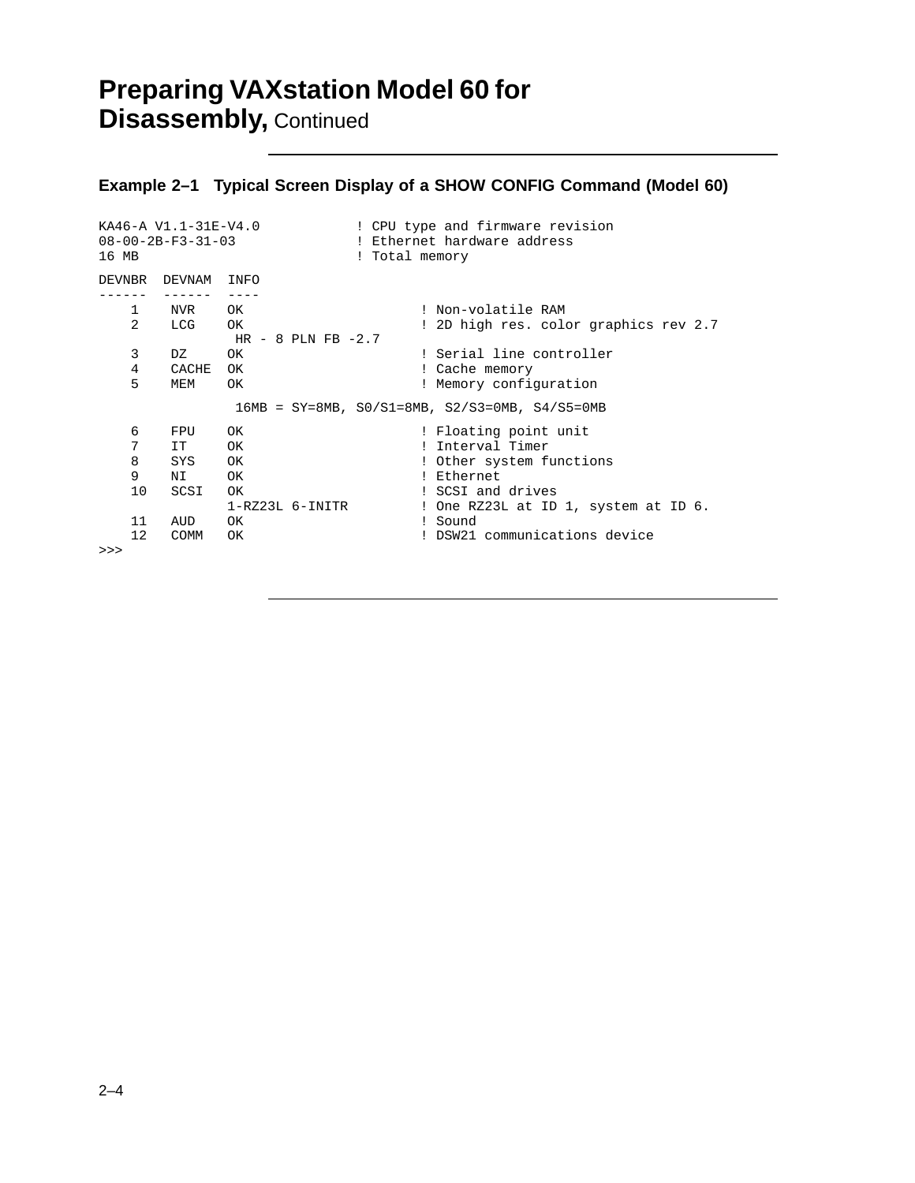# Preparing VAXstation Model 60 for Disassembly, Continued

**Example 2–1 Typical Screen Display of a SHOW CONFIG Command (Model 60)**

```
KA46-A V1.1-31E-V4.0            ! CPU type and firmware revision
08-00-2B-F3-31-03               ! Ethernet hardware address
16 MB                           ! Total memory

DEVNBR  DEVNAM  INFO
------  ------  ----
    1    NVR    OK                      ! Non-volatile RAM
    2    LCG    OK                      ! 2D high res. color graphics rev 2.7
                 HR - 8 PLN FB -2.7
    3    DZ     OK                      ! Serial line controller
    4    CACHE  OK                      ! Cache memory
    5    MEM    OK                      ! Memory configuration

                 16MB = SY=8MB, S0/S1=8MB, S2/S3=0MB, S4/S5=0MB

    6    FPU    OK                      ! Floating point unit
    7    IT     OK                      ! Interval Timer
    8    SYS    OK                      ! Other system functions
    9    NI     OK                      ! Ethernet
    10   SCSI   OK                      ! SCSI and drives
                1-RZ23L 6-INITR         ! One RZ23L at ID 1, system at ID 6.
    11   AUD    OK                      ! Sound
    12   COMM   OK                      ! DSW21 communications device
>>>
```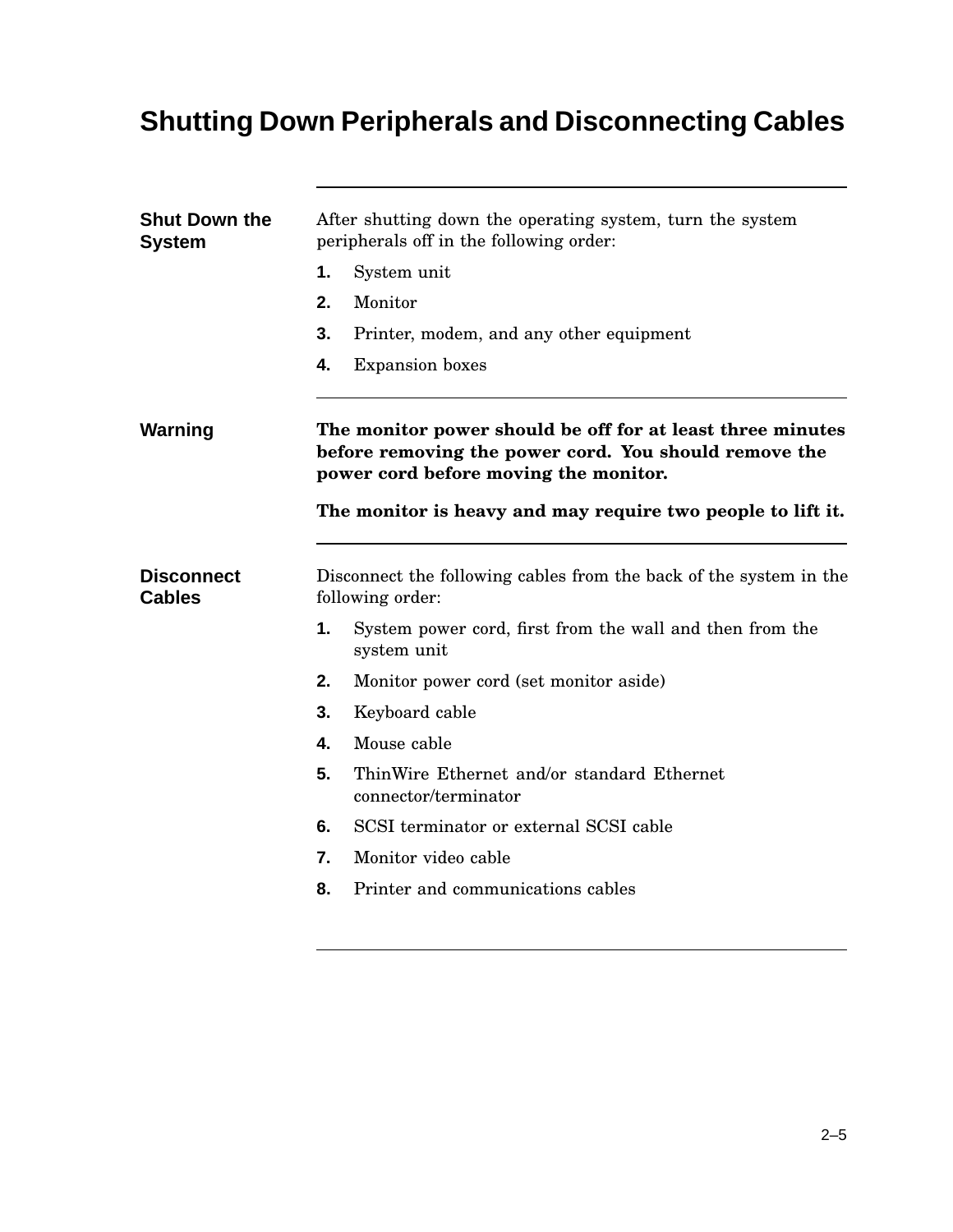# Shutting Down Peripherals and Disconnecting Cables

## Shut Down the System

After shutting down the operating system, turn the system peripherals off in the following order:

1. System unit
2. Monitor
3. Printer, modem, and any other equipment
4. Expansion boxes

## Warning

**The monitor power should be off for at least three minutes before removing the power cord. You should remove the power cord before moving the monitor.**

**The monitor is heavy and may require two people to lift it.**

## Disconnect Cables

Disconnect the following cables from the back of the system in the following order:

1. System power cord, first from the wall and then from the system unit
2. Monitor power cord (set monitor aside)
3. Keyboard cable
4. Mouse cable
5. ThinWire Ethernet and/or standard Ethernet connector/terminator
6. SCSI terminator or external SCSI cable
7. Monitor video cable
8. Printer and communications cables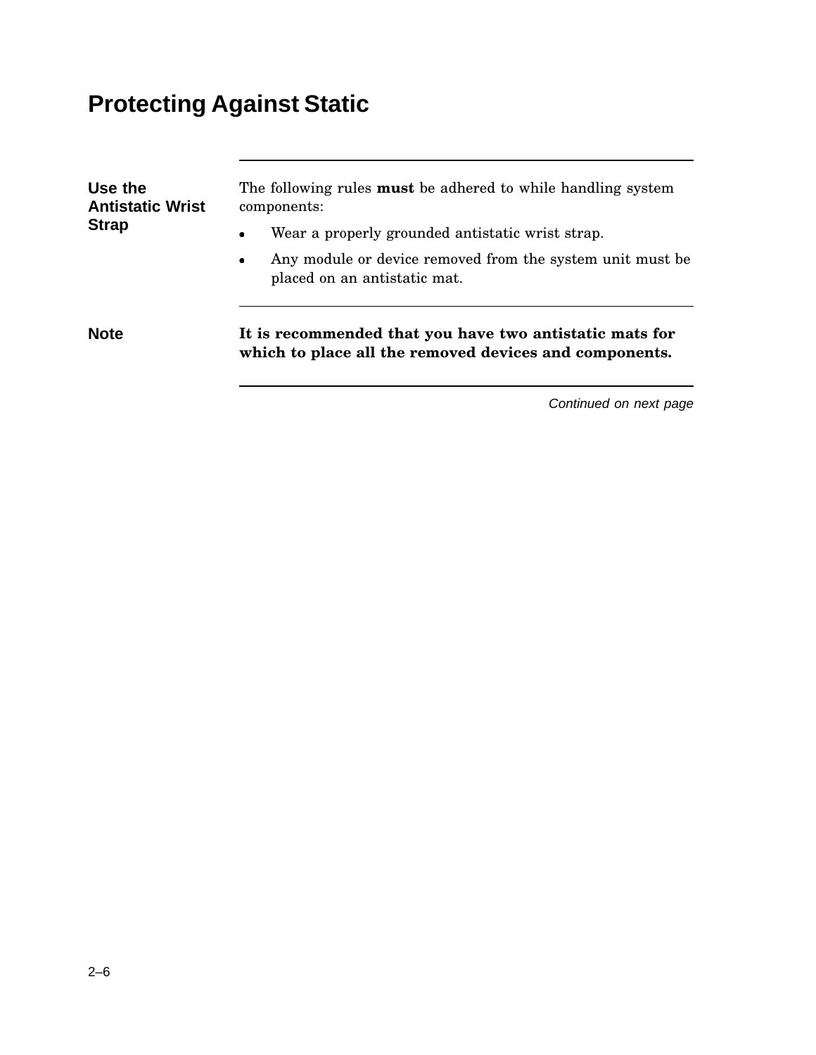# Protecting Against Static

### Use the Antistatic Wrist Strap

The following rules **must** be adhered to while handling system components:

- Wear a properly grounded antistatic wrist strap.
- Any module or device removed from the system unit must be placed on an antistatic mat.

### Note

**It is recommended that you have two antistatic mats for which to place all the removed devices and components.**

*Continued on next page*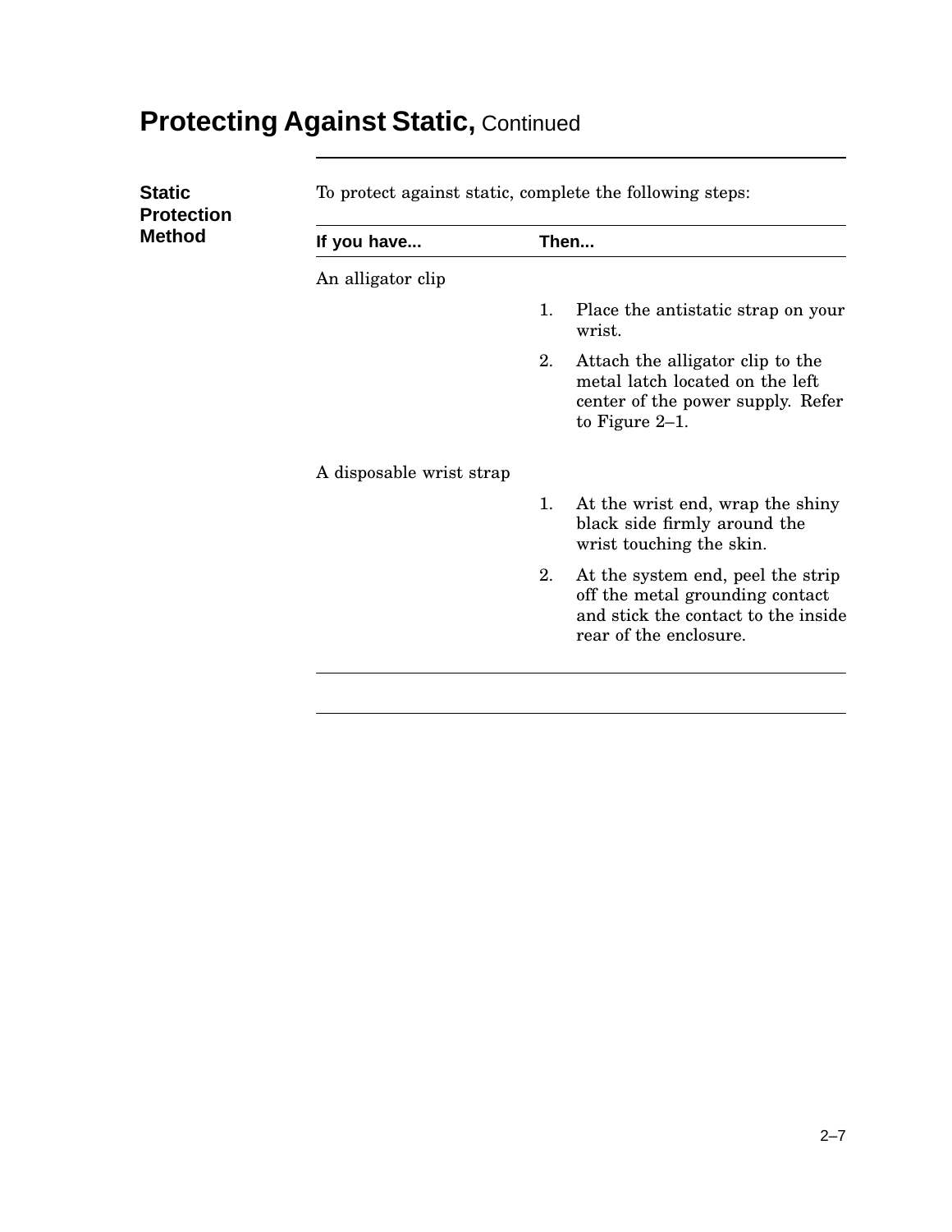## Protecting Against Static, Continued

### Static Protection Method

To protect against static, complete the following steps:

| If you have... | Then... |
|---|---|
| An alligator clip | 1. Place the antistatic strap on your wrist.<br>2. Attach the alligator clip to the metal latch located on the left center of the power supply. Refer to Figure 2–1. |
| A disposable wrist strap | 1. At the wrist end, wrap the shiny black side firmly around the wrist touching the skin.<br>2. At the system end, peel the strip off the metal grounding contact and stick the contact to the inside rear of the enclosure. |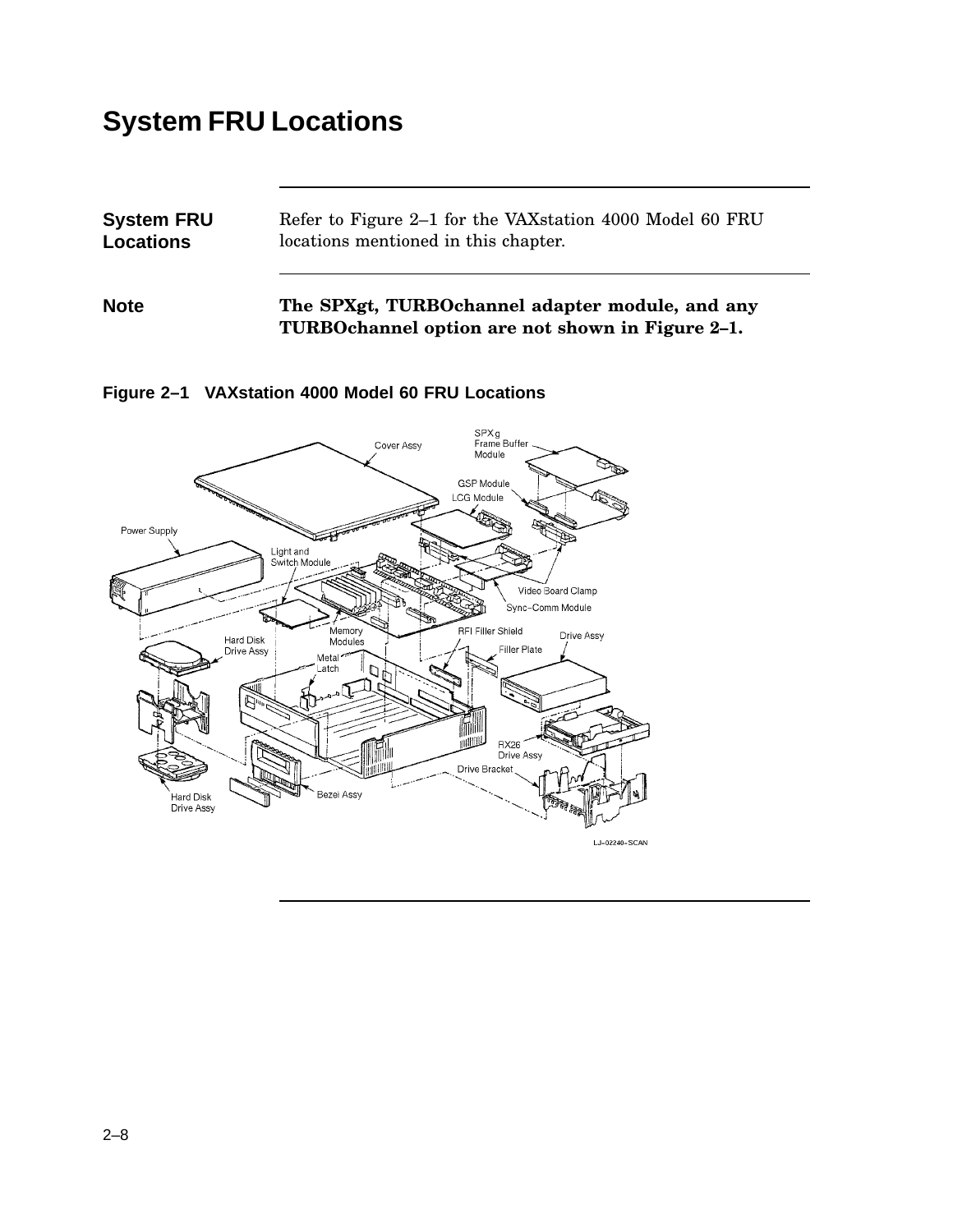# System FRU Locations

**System FRU Locations**

Refer to Figure 2–1 for the VAXstation 4000 Model 60 FRU locations mentioned in this chapter.

**Note**

**The SPXgt, TURBOchannel adapter module, and any TURBOchannel option are not shown in Figure 2–1.**

**Figure 2–1 VAXstation 4000 Model 60 FRU Locations**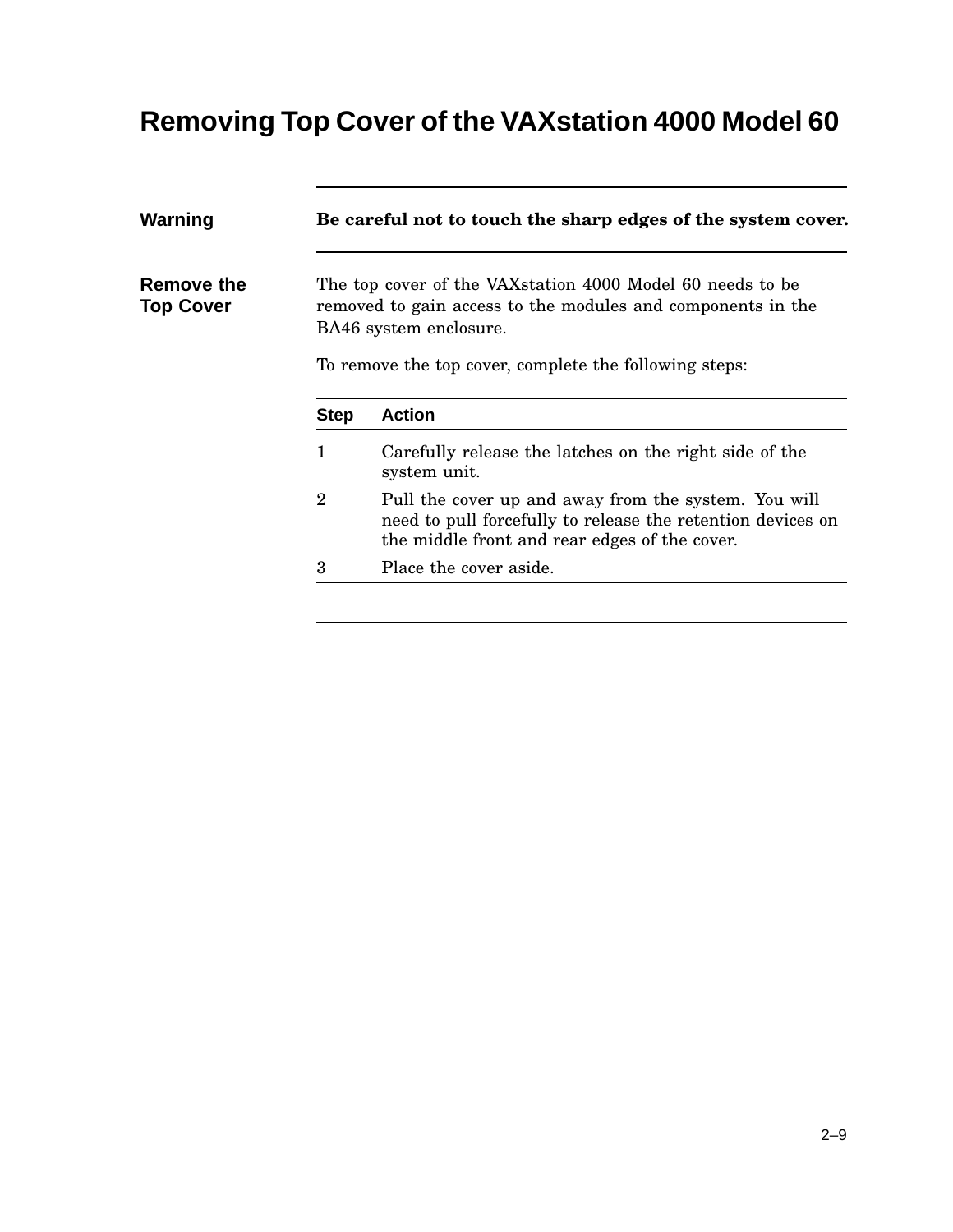# Removing Top Cover of the VAXstation 4000 Model 60

**Warning**

**Be careful not to touch the sharp edges of the system cover.**

## Remove the Top Cover

The top cover of the VAXstation 4000 Model 60 needs to be removed to gain access to the modules and components in the BA46 system enclosure.

To remove the top cover, complete the following steps:

| Step | Action |
| --- | --- |
| 1 | Carefully release the latches on the right side of the system unit. |
| 2 | Pull the cover up and away from the system. You will need to pull forcefully to release the retention devices on the middle front and rear edges of the cover. |
| 3 | Place the cover aside. |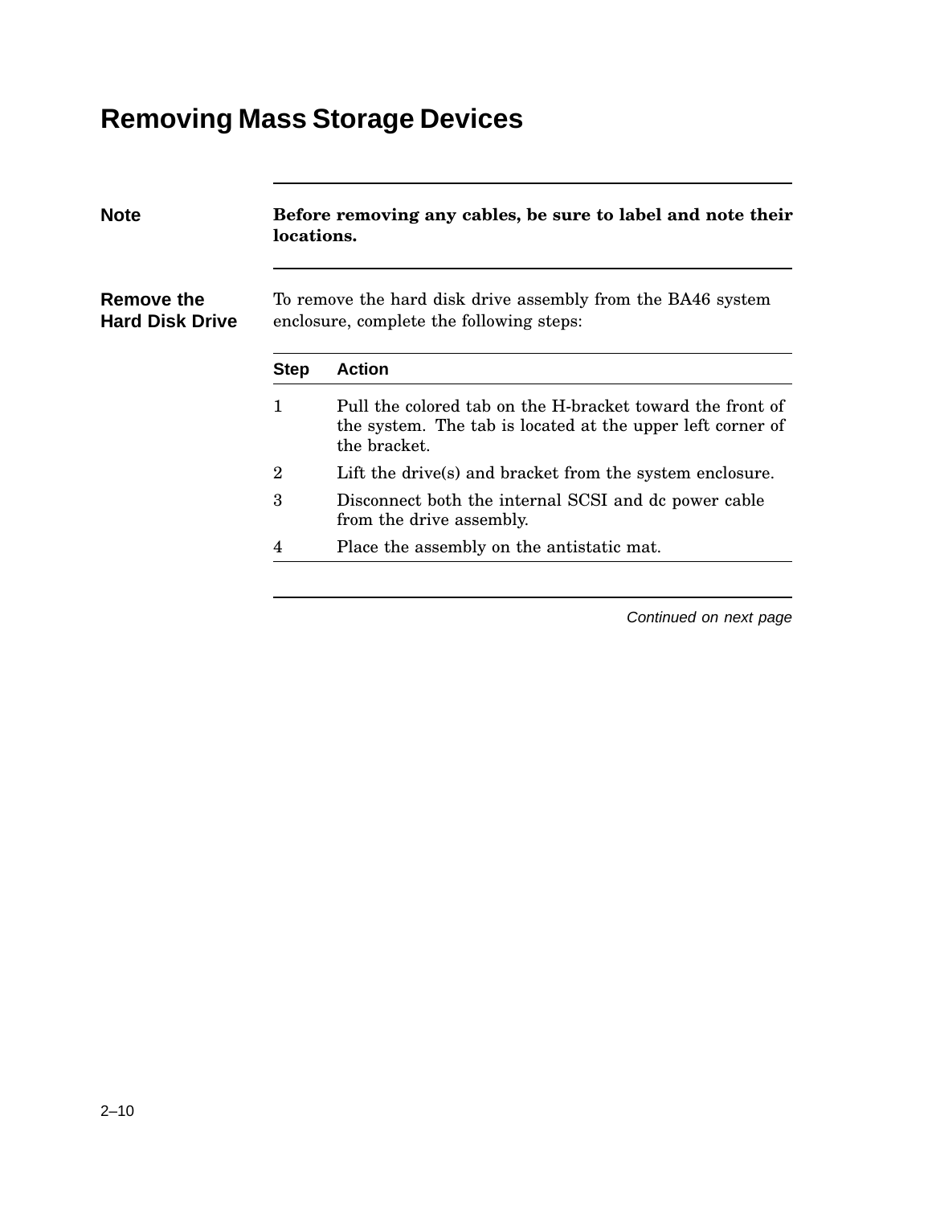# Removing Mass Storage Devices

**Note** **Before removing any cables, be sure to label and note their locations.**

## Remove the Hard Disk Drive

To remove the hard disk drive assembly from the BA46 system enclosure, complete the following steps:

| Step | Action |
|---|---|
| 1 | Pull the colored tab on the H-bracket toward the front of the system. The tab is located at the upper left corner of the bracket. |
| 2 | Lift the drive(s) and bracket from the system enclosure. |
| 3 | Disconnect both the internal SCSI and dc power cable from the drive assembly. |
| 4 | Place the assembly on the antistatic mat. |

*Continued on next page*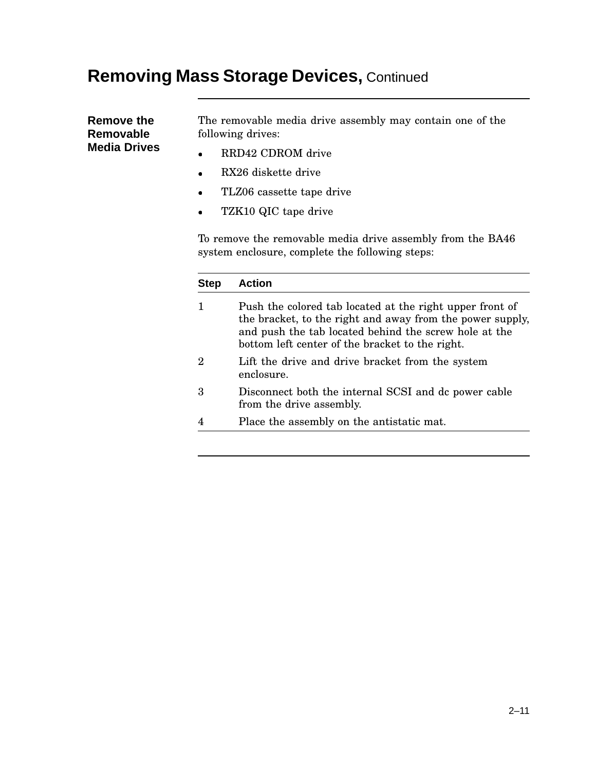# Removing Mass Storage Devices, Continued

## Remove the Removable Media Drives

The removable media drive assembly may contain one of the following drives:

- RRD42 CDROM drive
- RX26 diskette drive
- TLZ06 cassette tape drive
- TZK10 QIC tape drive

To remove the removable media drive assembly from the BA46 system enclosure, complete the following steps:

| Step | Action |
|---|---|
| 1 | Push the colored tab located at the right upper front of the bracket, to the right and away from the power supply, and push the tab located behind the screw hole at the bottom left center of the bracket to the right. |
| 2 | Lift the drive and drive bracket from the system enclosure. |
| 3 | Disconnect both the internal SCSI and dc power cable from the drive assembly. |
| 4 | Place the assembly on the antistatic mat. |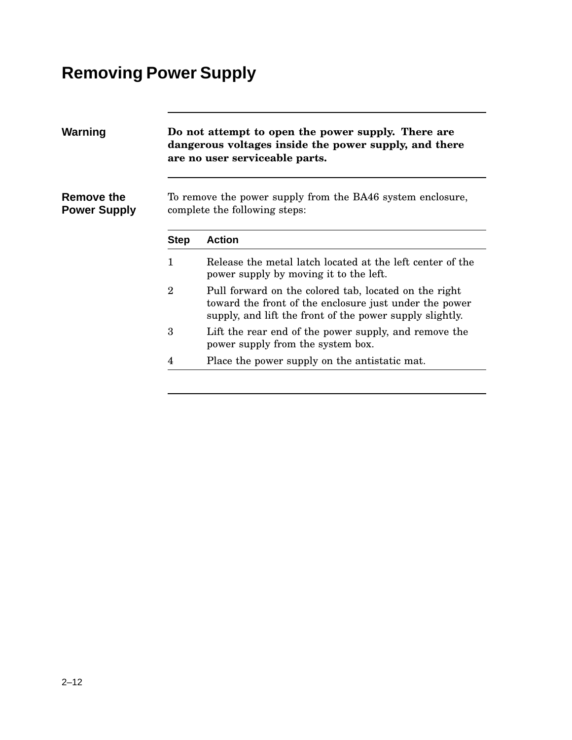# Removing Power Supply

**Warning**

**Do not attempt to open the power supply. There are dangerous voltages inside the power supply, and there are no user serviceable parts.**

## Remove the Power Supply

To remove the power supply from the BA46 system enclosure, complete the following steps:

| Step | Action |
|---|---|
| 1 | Release the metal latch located at the left center of the power supply by moving it to the left. |
| 2 | Pull forward on the colored tab, located on the right toward the front of the enclosure just under the power supply, and lift the front of the power supply slightly. |
| 3 | Lift the rear end of the power supply, and remove the power supply from the system box. |
| 4 | Place the power supply on the antistatic mat. |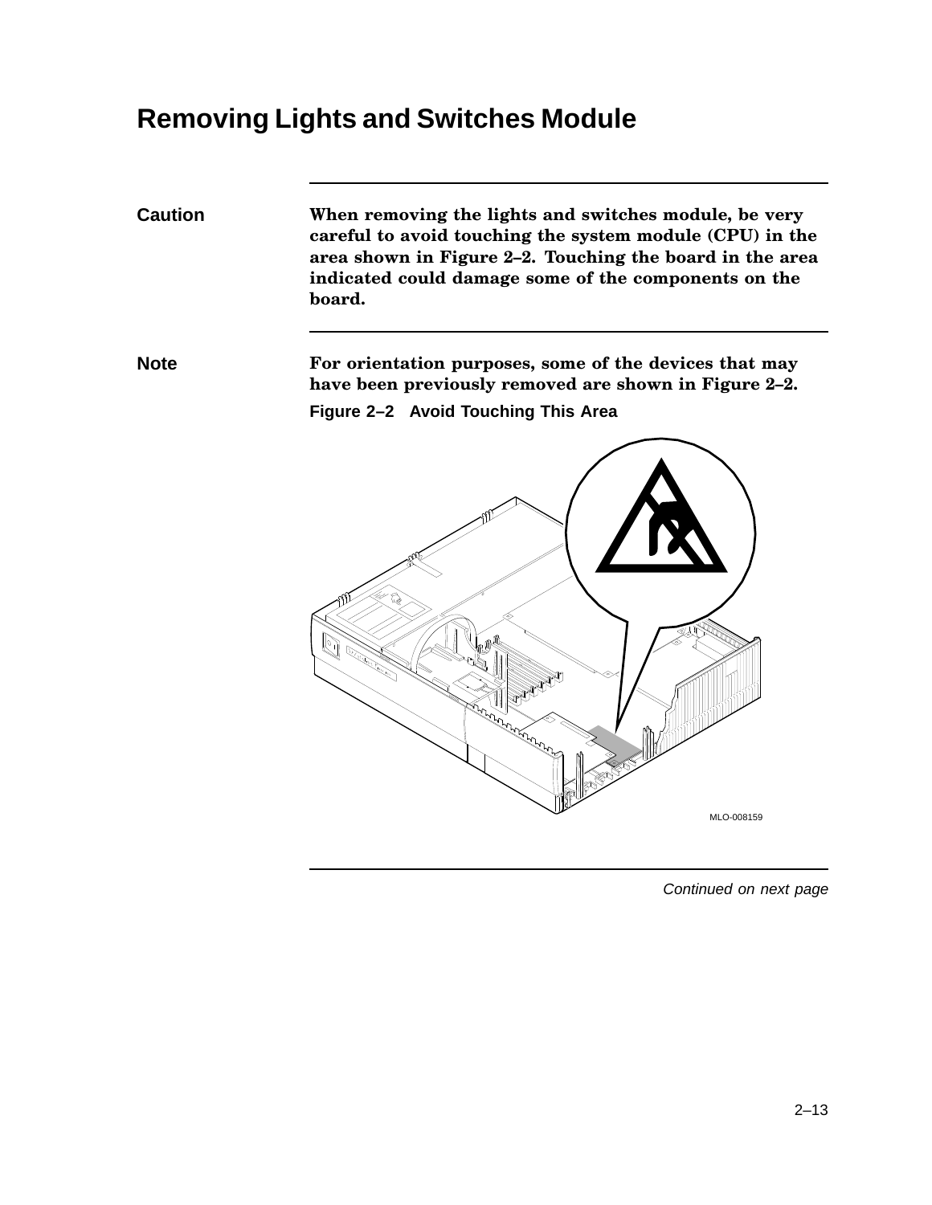# Removing Lights and Switches Module

---

**Caution** **When removing the lights and switches module, be very careful to avoid touching the system module (CPU) in the area shown in Figure 2–2. Touching the board in the area indicated could damage some of the components on the board.**

---

**Note** **For orientation purposes, some of the devices that may have been previously removed are shown in Figure 2–2.**

**Figure 2–2 Avoid Touching This Area**

MLO-008159

---

*Continued on next page*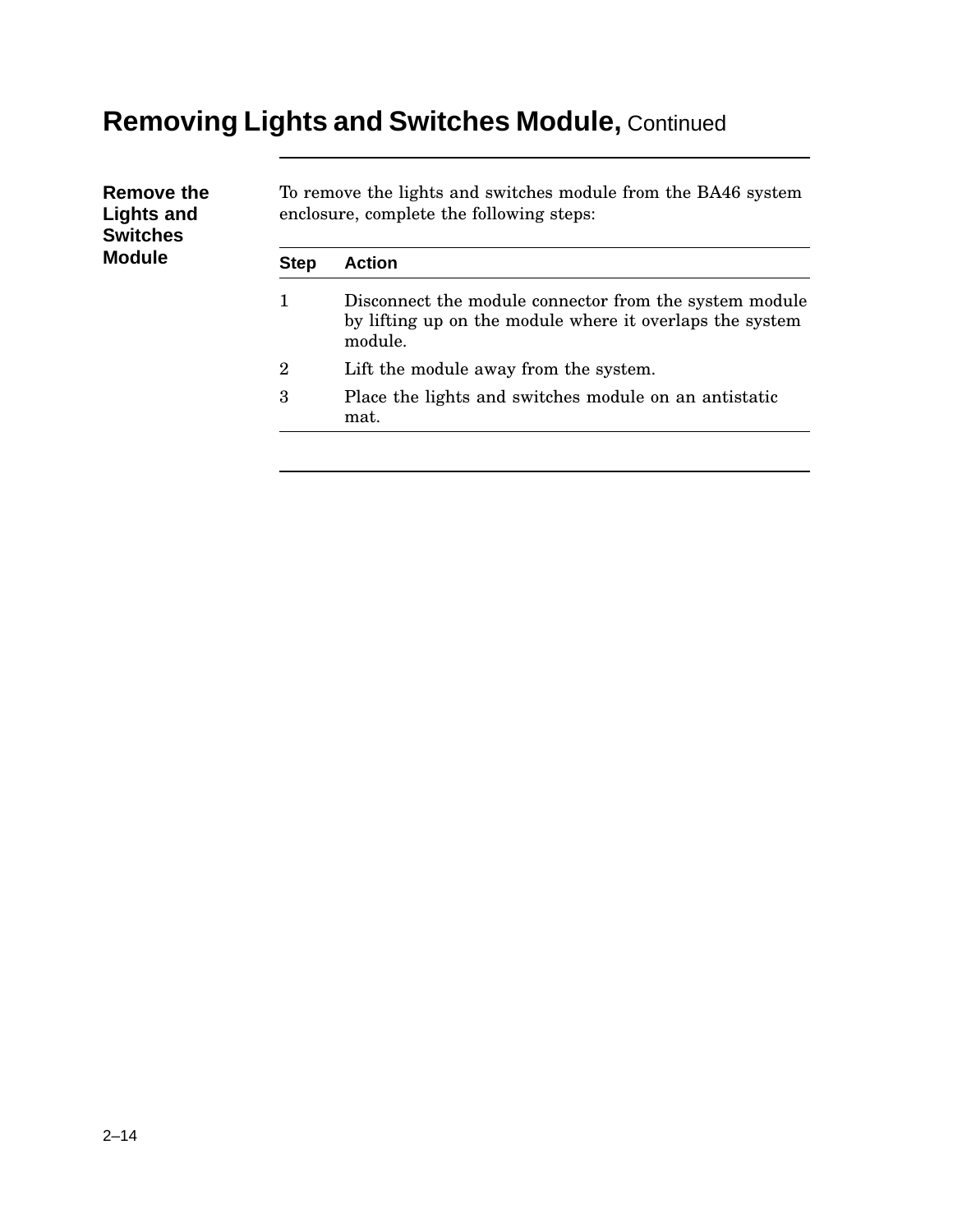# Removing Lights and Switches Module, Continued

## Remove the Lights and Switches Module

To remove the lights and switches module from the BA46 system enclosure, complete the following steps:

| Step | Action |
|---|---|
| 1 | Disconnect the module connector from the system module by lifting up on the module where it overlaps the system module. |
| 2 | Lift the module away from the system. |
| 3 | Place the lights and switches module on an antistatic mat. |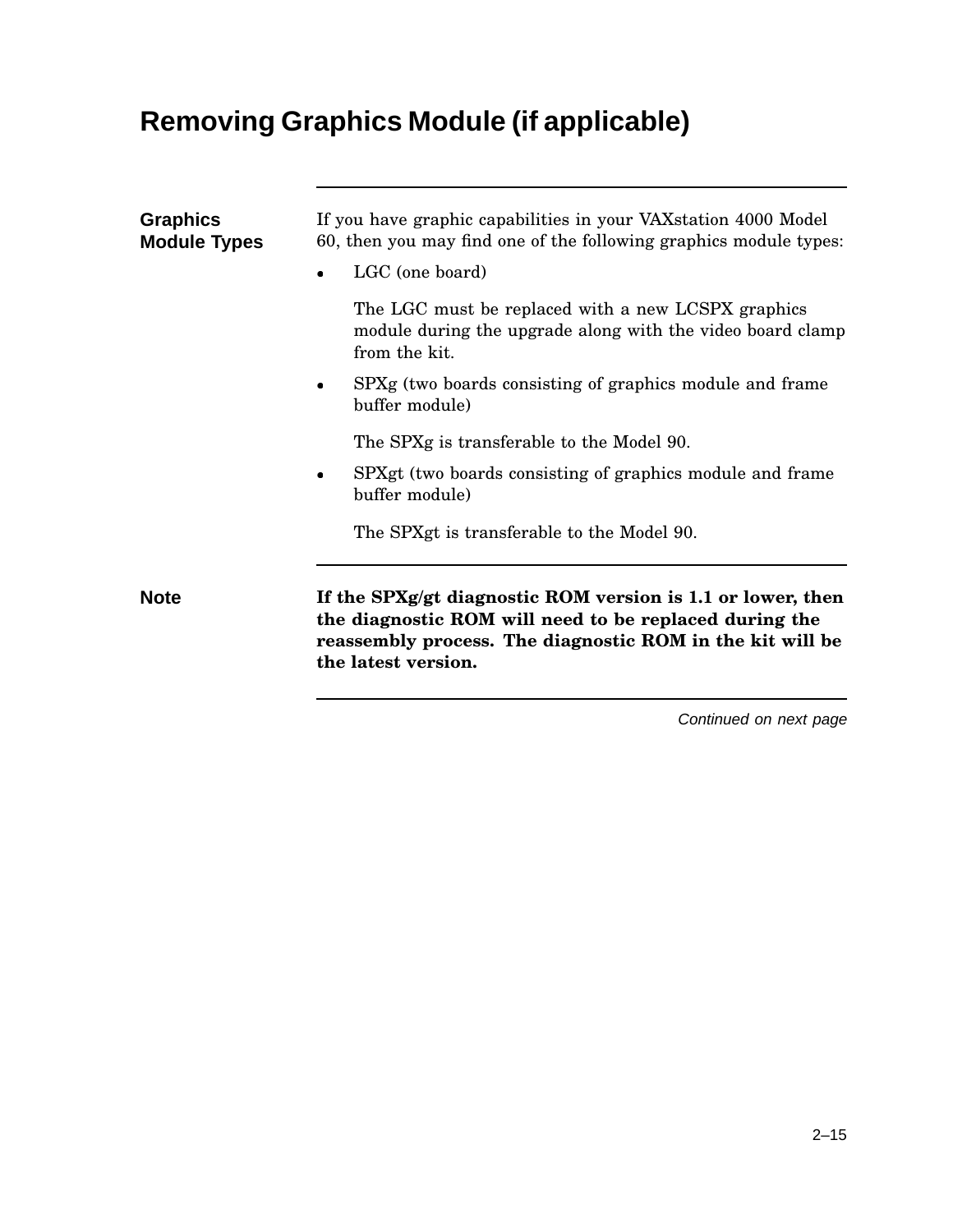# Removing Graphics Module (if applicable)

## Graphics Module Types

If you have graphic capabilities in your VAXstation 4000 Model 60, then you may find one of the following graphics module types:

- LGC (one board)

  The LGC must be replaced with a new LCSPX graphics module during the upgrade along with the video board clamp from the kit.

- SPXg (two boards consisting of graphics module and frame buffer module)

  The SPXg is transferable to the Model 90.

- SPXgt (two boards consisting of graphics module and frame buffer module)

  The SPXgt is transferable to the Model 90.

## Note

**If the SPXg/gt diagnostic ROM version is 1.1 or lower, then the diagnostic ROM will need to be replaced during the reassembly process. The diagnostic ROM in the kit will be the latest version.**

*Continued on next page*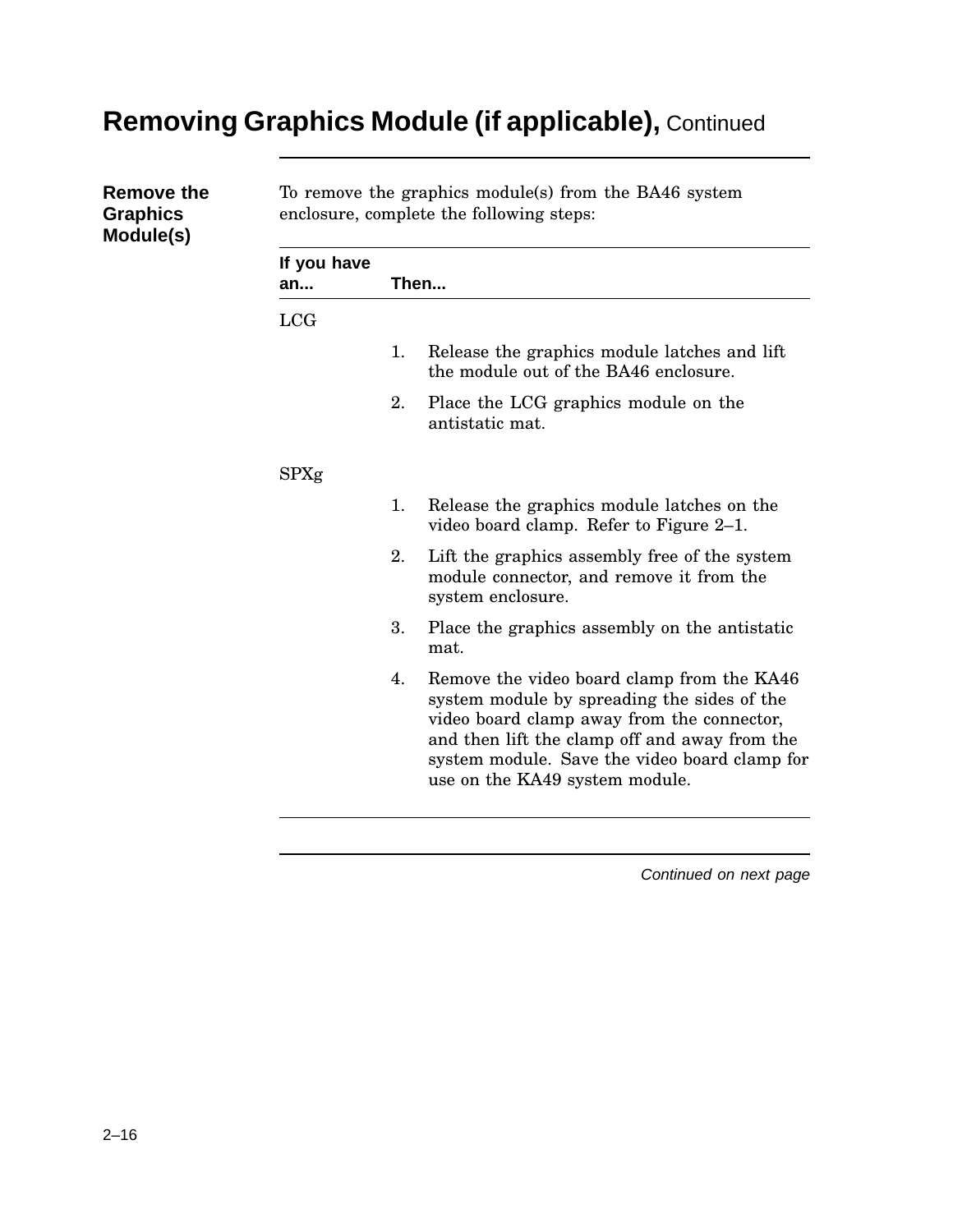# Removing Graphics Module (if applicable), Continued

**Remove the Graphics Module(s)**

To remove the graphics module(s) from the BA46 system enclosure, complete the following steps:

| If you have an... | Then... |
|---|---|
| LCG | 1. Release the graphics module latches and lift the module out of the BA46 enclosure.<br>2. Place the LCG graphics module on the antistatic mat. |
| SPXg | 1. Release the graphics module latches on the video board clamp. Refer to Figure 2–1.<br>2. Lift the graphics assembly free of the system module connector, and remove it from the system enclosure.<br>3. Place the graphics assembly on the antistatic mat.<br>4. Remove the video board clamp from the KA46 system module by spreading the sides of the video board clamp away from the connector, and then lift the clamp off and away from the system module. Save the video board clamp for use on the KA49 system module. |

*Continued on next page*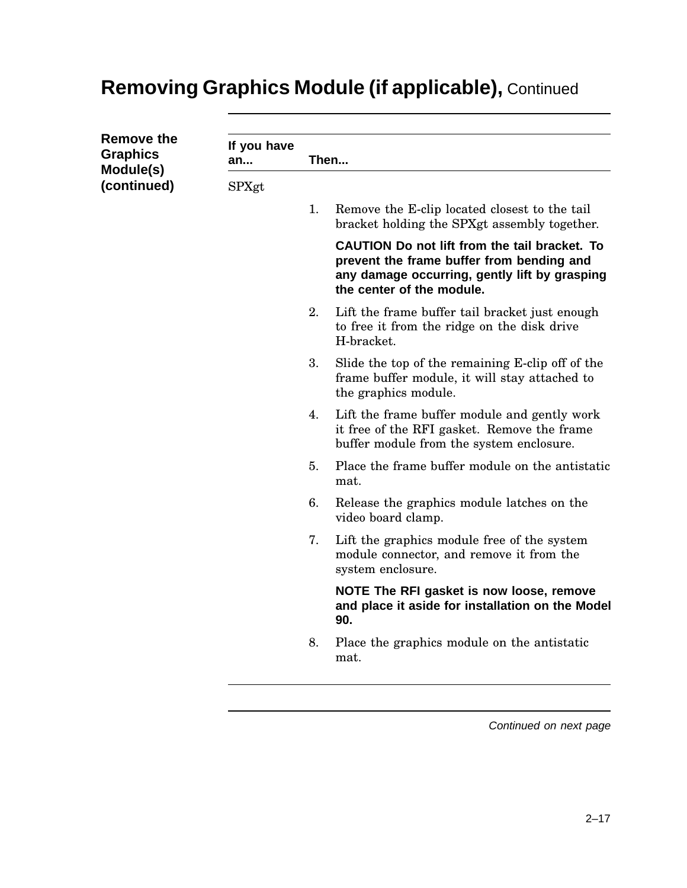# Removing Graphics Module (if applicable), Continued

**Remove the Graphics Module(s) (continued)**

| If you have an... | Then... |
|---|---|
| SPXgt | 1. Remove the E-clip located closest to the tail bracket holding the SPXgt assembly together.<br><br>**CAUTION Do not lift from the tail bracket. To prevent the frame buffer from bending and any damage occurring, gently lift by grasping the center of the module.**<br><br>2. Lift the frame buffer tail bracket just enough to free it from the ridge on the disk drive H-bracket.<br><br>3. Slide the top of the remaining E-clip off of the frame buffer module, it will stay attached to the graphics module.<br><br>4. Lift the frame buffer module and gently work it free of the RFI gasket. Remove the frame buffer module from the system enclosure.<br><br>5. Place the frame buffer module on the antistatic mat.<br><br>6. Release the graphics module latches on the video board clamp.<br><br>7. Lift the graphics module free of the system module connector, and remove it from the system enclosure.<br><br>**NOTE The RFI gasket is now loose, remove and place it aside for installation on the Model 90.**<br><br>8. Place the graphics module on the antistatic mat. |

*Continued on next page*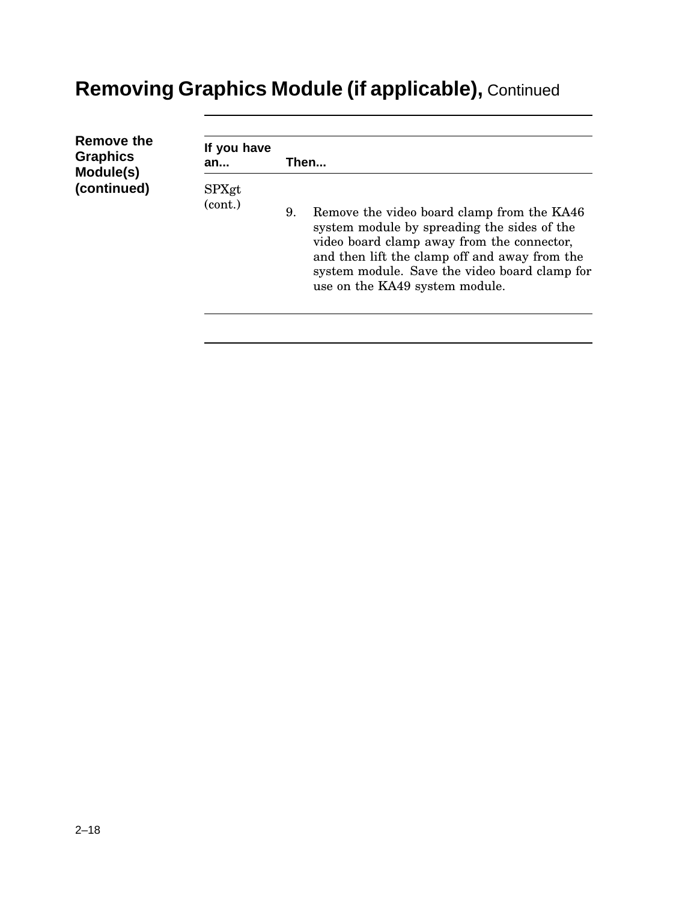# Removing Graphics Module (if applicable), Continued

**Remove the Graphics Module(s) (continued)**

| If you have an... | Then... |
| --- | --- |
| SPXgt (cont.) | 9. Remove the video board clamp from the KA46 system module by spreading the sides of the video board clamp away from the connector, and then lift the clamp off and away from the system module. Save the video board clamp for use on the KA49 system module. |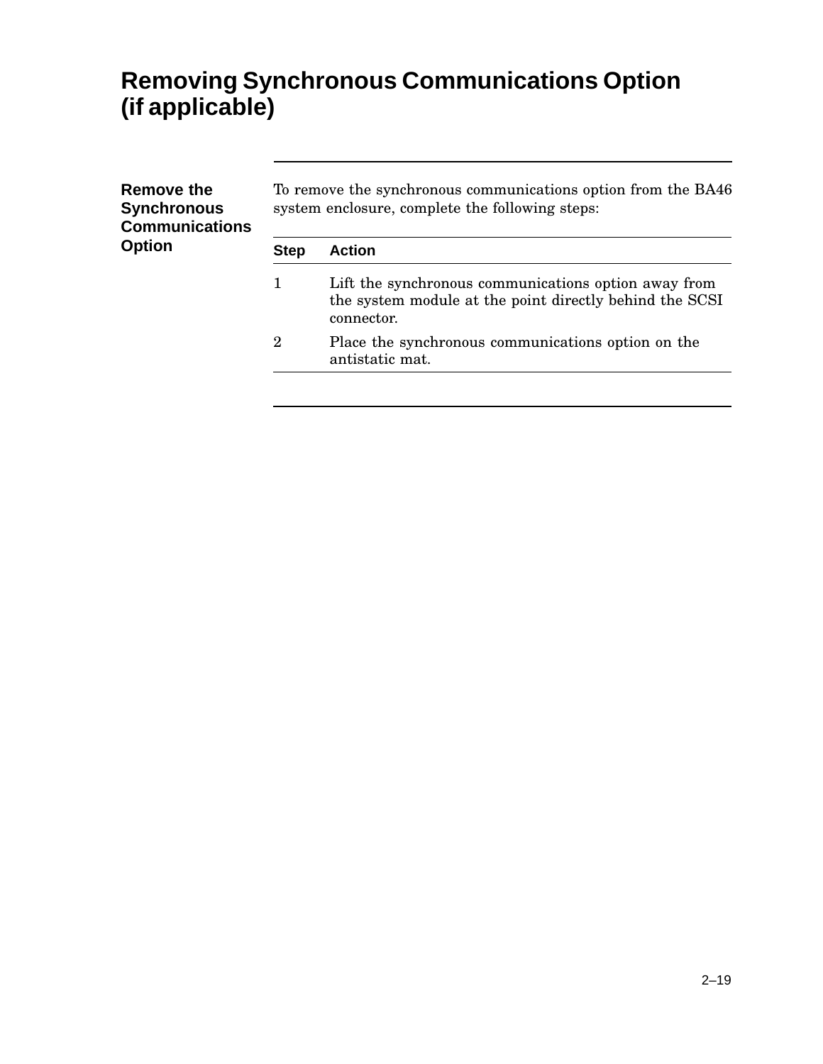# Removing Synchronous Communications Option (if applicable)

### Remove the Synchronous Communications Option

To remove the synchronous communications option from the BA46 system enclosure, complete the following steps:

| Step | Action |
| --- | --- |
| 1 | Lift the synchronous communications option away from the system module at the point directly behind the SCSI connector. |
| 2 | Place the synchronous communications option on the antistatic mat. |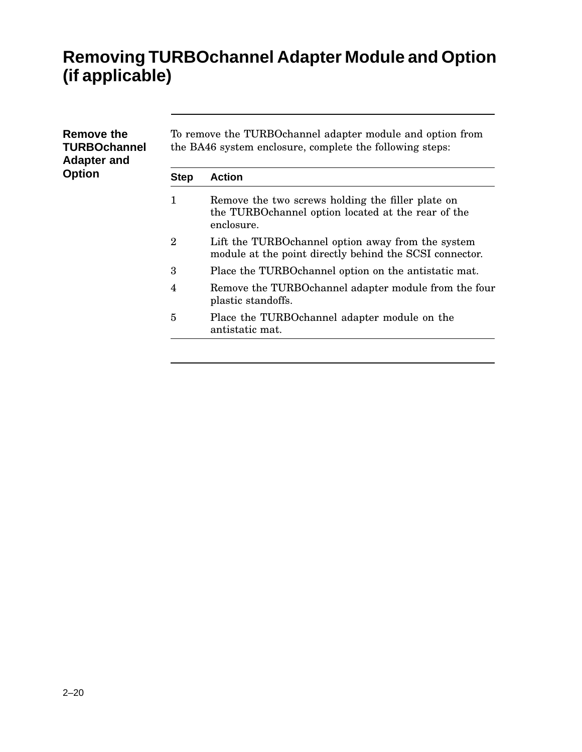# Removing TURBOchannel Adapter Module and Option (if applicable)

## Remove the TURBOchannel Adapter and Option

To remove the TURBOchannel adapter module and option from the BA46 system enclosure, complete the following steps:

| Step | Action |
|---|---|
| 1 | Remove the two screws holding the filler plate on the TURBOchannel option located at the rear of the enclosure. |
| 2 | Lift the TURBOchannel option away from the system module at the point directly behind the SCSI connector. |
| 3 | Place the TURBOchannel option on the antistatic mat. |
| 4 | Remove the TURBOchannel adapter module from the four plastic standoffs. |
| 5 | Place the TURBOchannel adapter module on the antistatic mat. |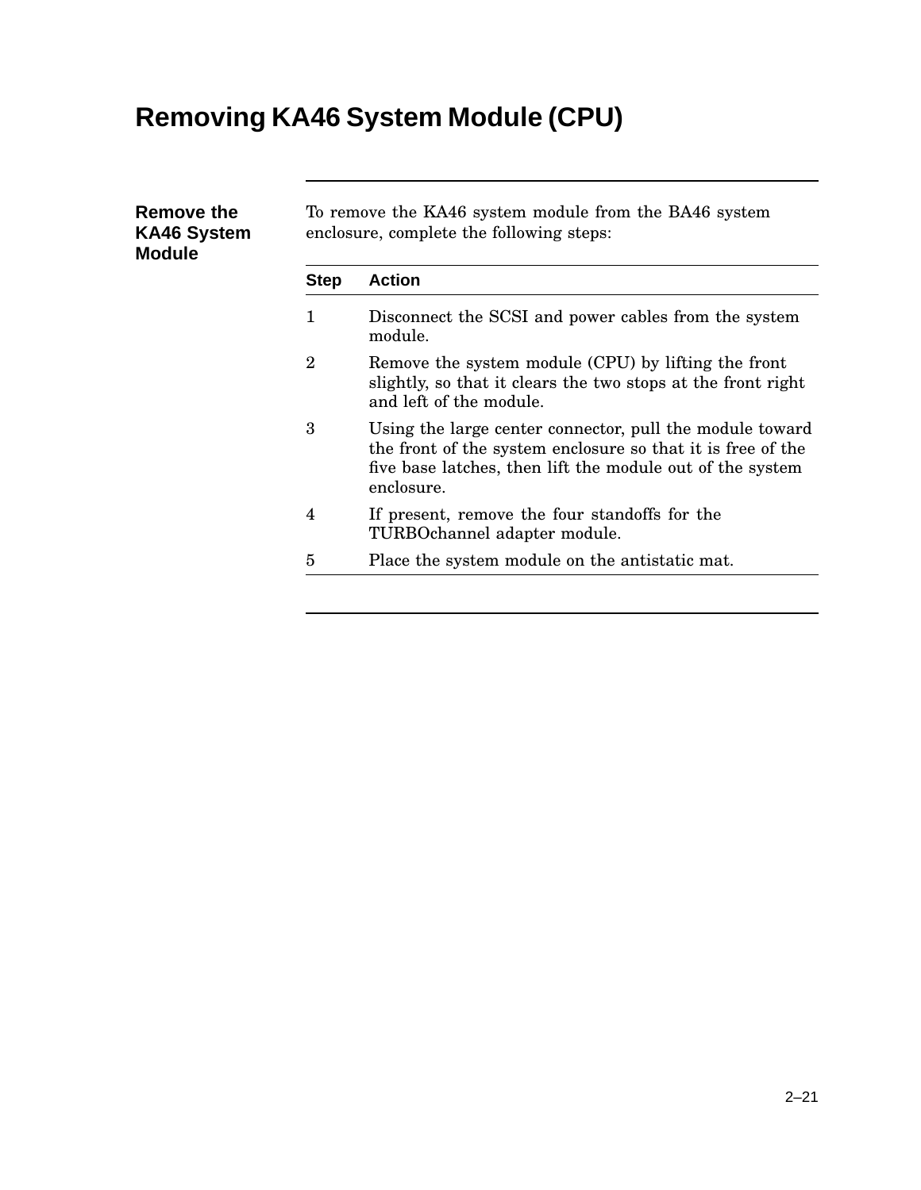# Removing KA46 System Module (CPU)

## Remove the KA46 System Module

To remove the KA46 system module from the BA46 system enclosure, complete the following steps:

| Step | Action |
|---|---|
| 1 | Disconnect the SCSI and power cables from the system module. |
| 2 | Remove the system module (CPU) by lifting the front slightly, so that it clears the two stops at the front right and left of the module. |
| 3 | Using the large center connector, pull the module toward the front of the system enclosure so that it is free of the five base latches, then lift the module out of the system enclosure. |
| 4 | If present, remove the four standoffs for the TURBOchannel adapter module. |
| 5 | Place the system module on the antistatic mat. |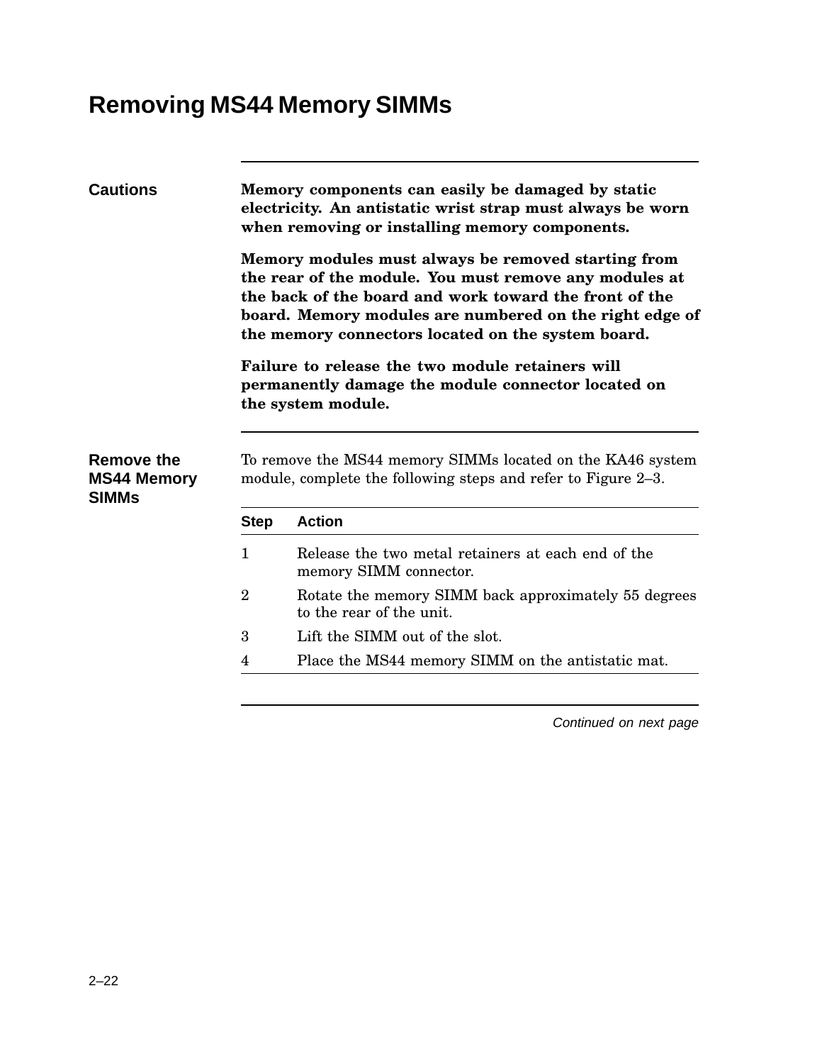# Removing MS44 Memory SIMMs

## Cautions

**Memory components can easily be damaged by static electricity. An antistatic wrist strap must always be worn when removing or installing memory components.**

**Memory modules must always be removed starting from the rear of the module. You must remove any modules at the back of the board and work toward the front of the board. Memory modules are numbered on the right edge of the memory connectors located on the system board.**

**Failure to release the two module retainers will permanently damage the module connector located on the system module.**

## Remove the MS44 Memory SIMMs

To remove the MS44 memory SIMMs located on the KA46 system module, complete the following steps and refer to Figure 2–3.

| Step | Action |
|---|---|
| 1 | Release the two metal retainers at each end of the memory SIMM connector. |
| 2 | Rotate the memory SIMM back approximately 55 degrees to the rear of the unit. |
| 3 | Lift the SIMM out of the slot. |
| 4 | Place the MS44 memory SIMM on the antistatic mat. |

*Continued on next page*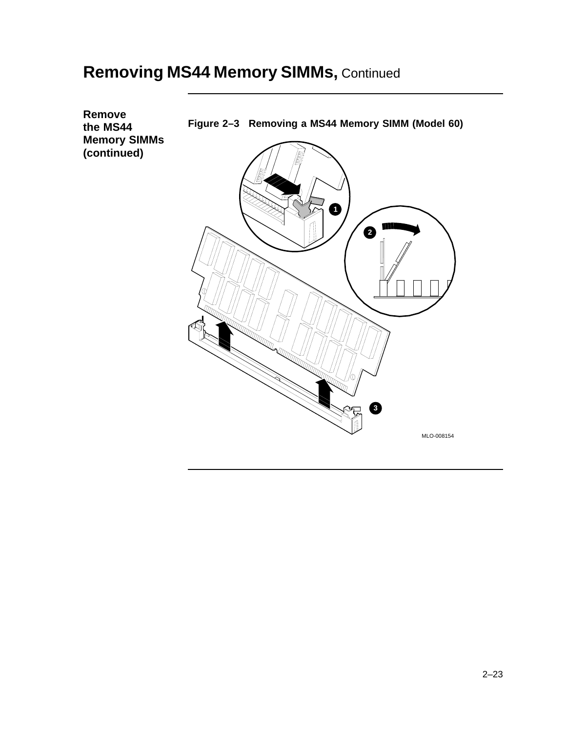# Removing MS44 Memory SIMMs, Continued

**Remove the MS44 Memory SIMMs (continued)**

**Figure 2–3 Removing a MS44 Memory SIMM (Model 60)**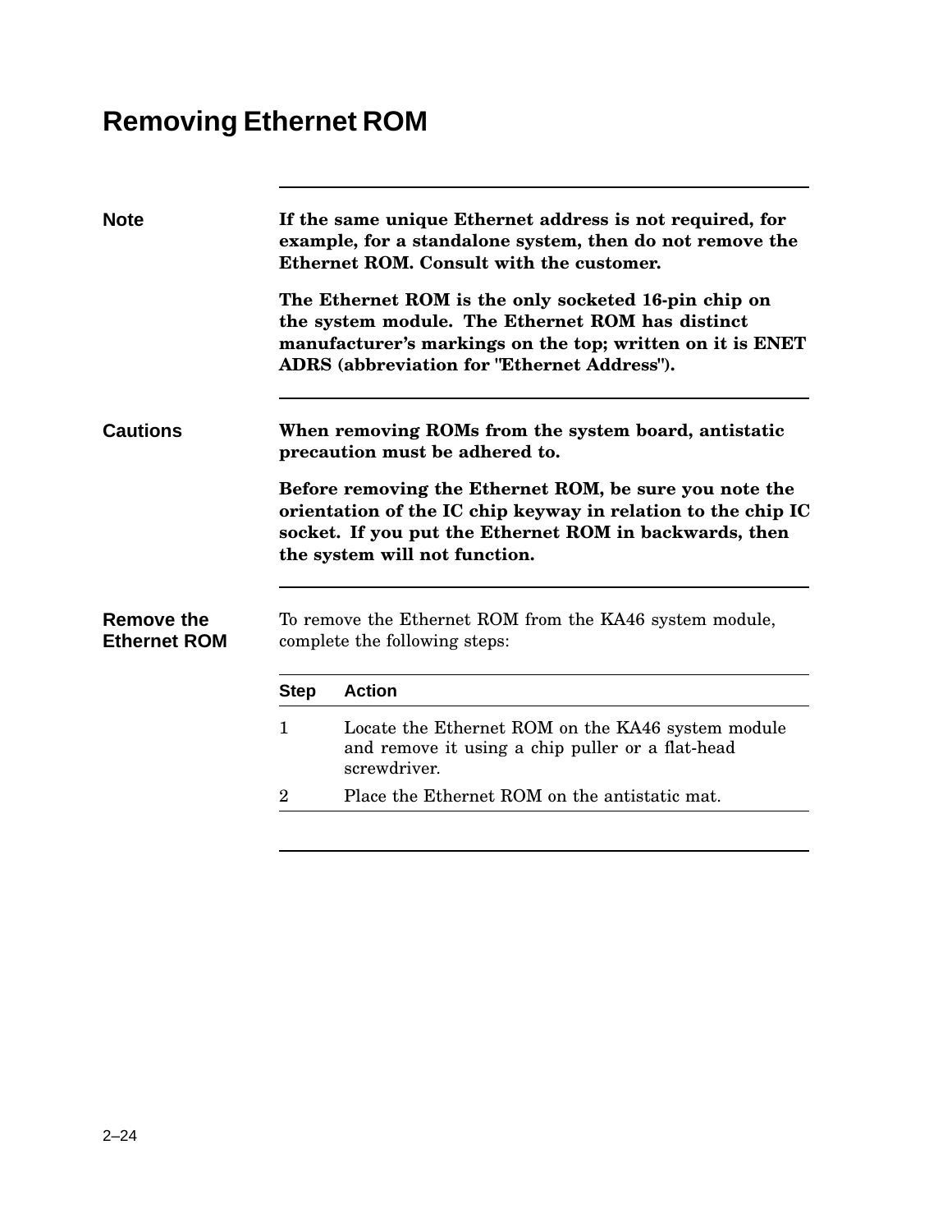# Removing Ethernet ROM

**Note**

**If the same unique Ethernet address is not required, for example, for a standalone system, then do not remove the Ethernet ROM. Consult with the customer.**

**The Ethernet ROM is the only socketed 16-pin chip on the system module. The Ethernet ROM has distinct manufacturer's markings on the top; written on it is ENET ADRS (abbreviation for "Ethernet Address").**

**Cautions**

**When removing ROMs from the system board, antistatic precaution must be adhered to.**

**Before removing the Ethernet ROM, be sure you note the orientation of the IC chip keyway in relation to the chip IC socket. If you put the Ethernet ROM in backwards, then the system will not function.**

**Remove the Ethernet ROM**

To remove the Ethernet ROM from the KA46 system module, complete the following steps:

| Step | Action |
|---|---|
| 1 | Locate the Ethernet ROM on the KA46 system module and remove it using a chip puller or a flat-head screwdriver. |
| 2 | Place the Ethernet ROM on the antistatic mat. |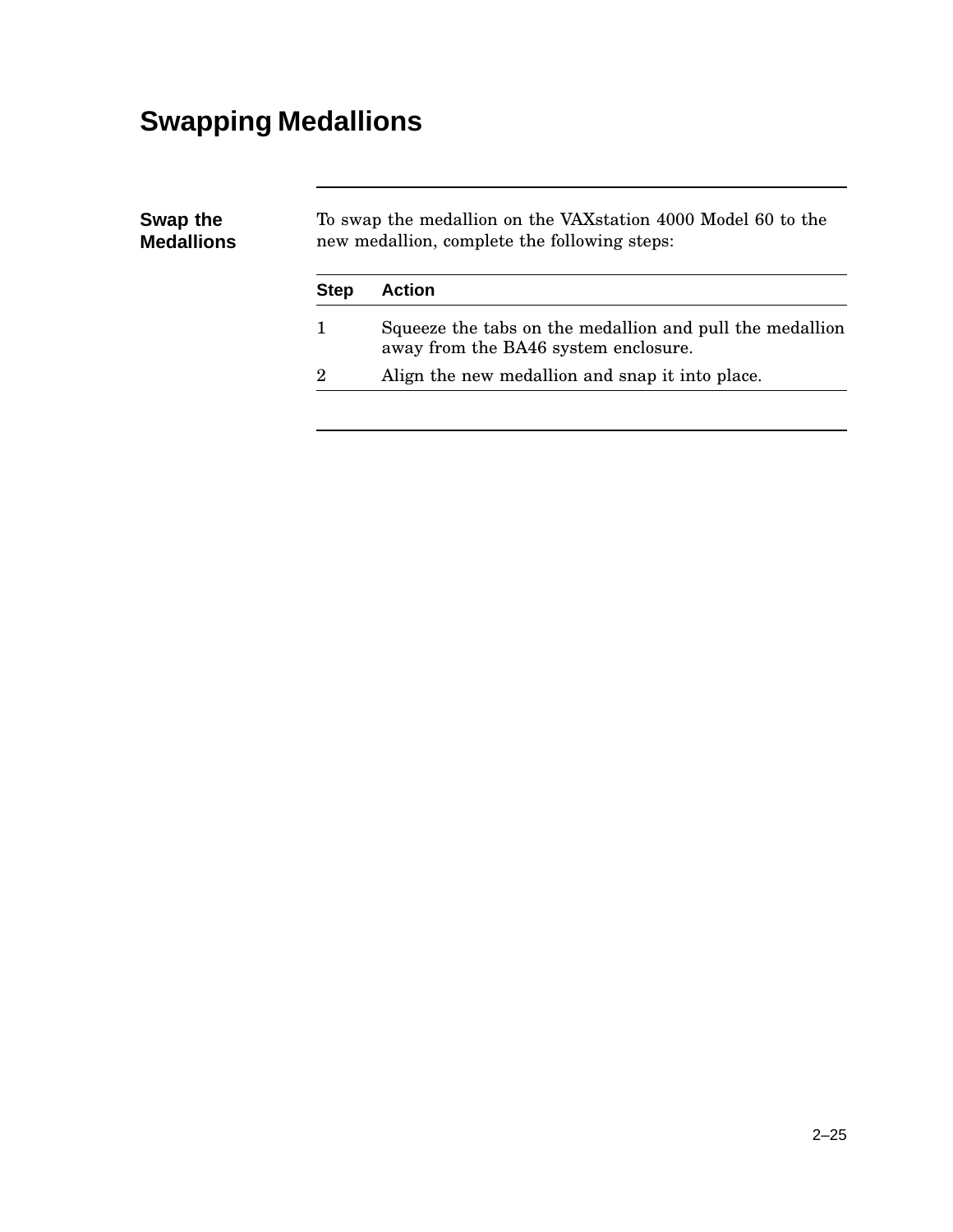# Swapping Medallions

## Swap the Medallions

To swap the medallion on the VAXstation 4000 Model 60 to the new medallion, complete the following steps:

| Step | Action |
|---|---|
| 1 | Squeeze the tabs on the medallion and pull the medallion away from the BA46 system enclosure. |
| 2 | Align the new medallion and snap it into place. |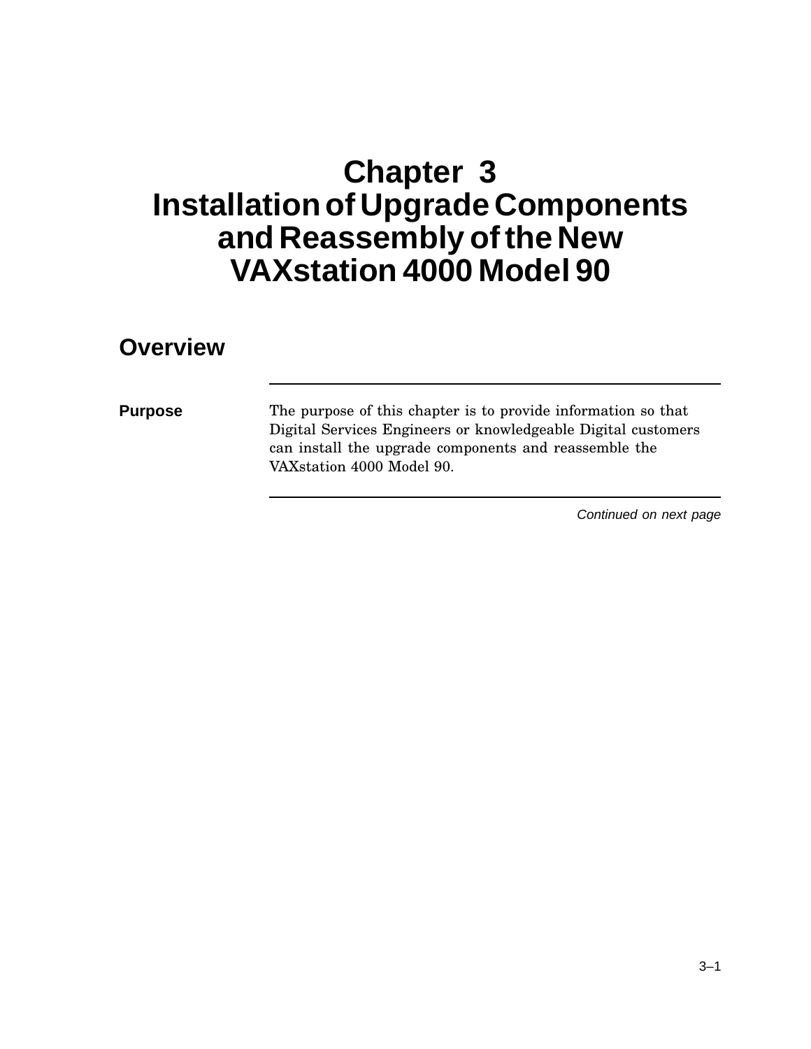# Chapter 3
# Installation of Upgrade Components and Reassembly of the New VAXstation 4000 Model 90

## Overview

**Purpose**

The purpose of this chapter is to provide information so that Digital Services Engineers or knowledgeable Digital customers can install the upgrade components and reassemble the VAXstation 4000 Model 90.

*Continued on next page*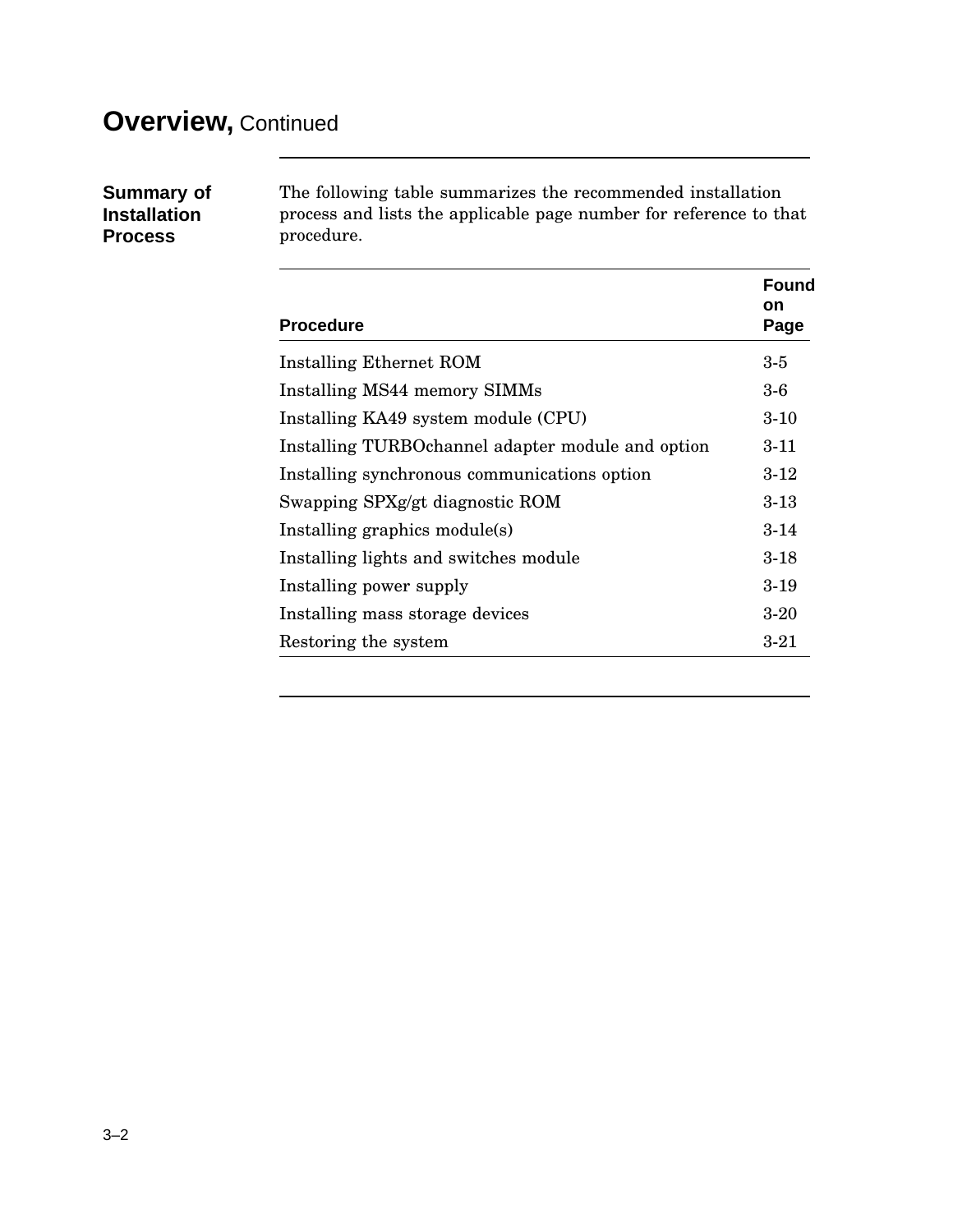# Overview, Continued

## Summary of Installation Process

The following table summarizes the recommended installation process and lists the applicable page number for reference to that procedure.

| Procedure | Found on Page |
|---|---|
| Installing Ethernet ROM | 3-5 |
| Installing MS44 memory SIMMs | 3-6 |
| Installing KA49 system module (CPU) | 3-10 |
| Installing TURBOchannel adapter module and option | 3-11 |
| Installing synchronous communications option | 3-12 |
| Swapping SPXg/gt diagnostic ROM | 3-13 |
| Installing graphics module(s) | 3-14 |
| Installing lights and switches module | 3-18 |
| Installing power supply | 3-19 |
| Installing mass storage devices | 3-20 |
| Restoring the system | 3-21 |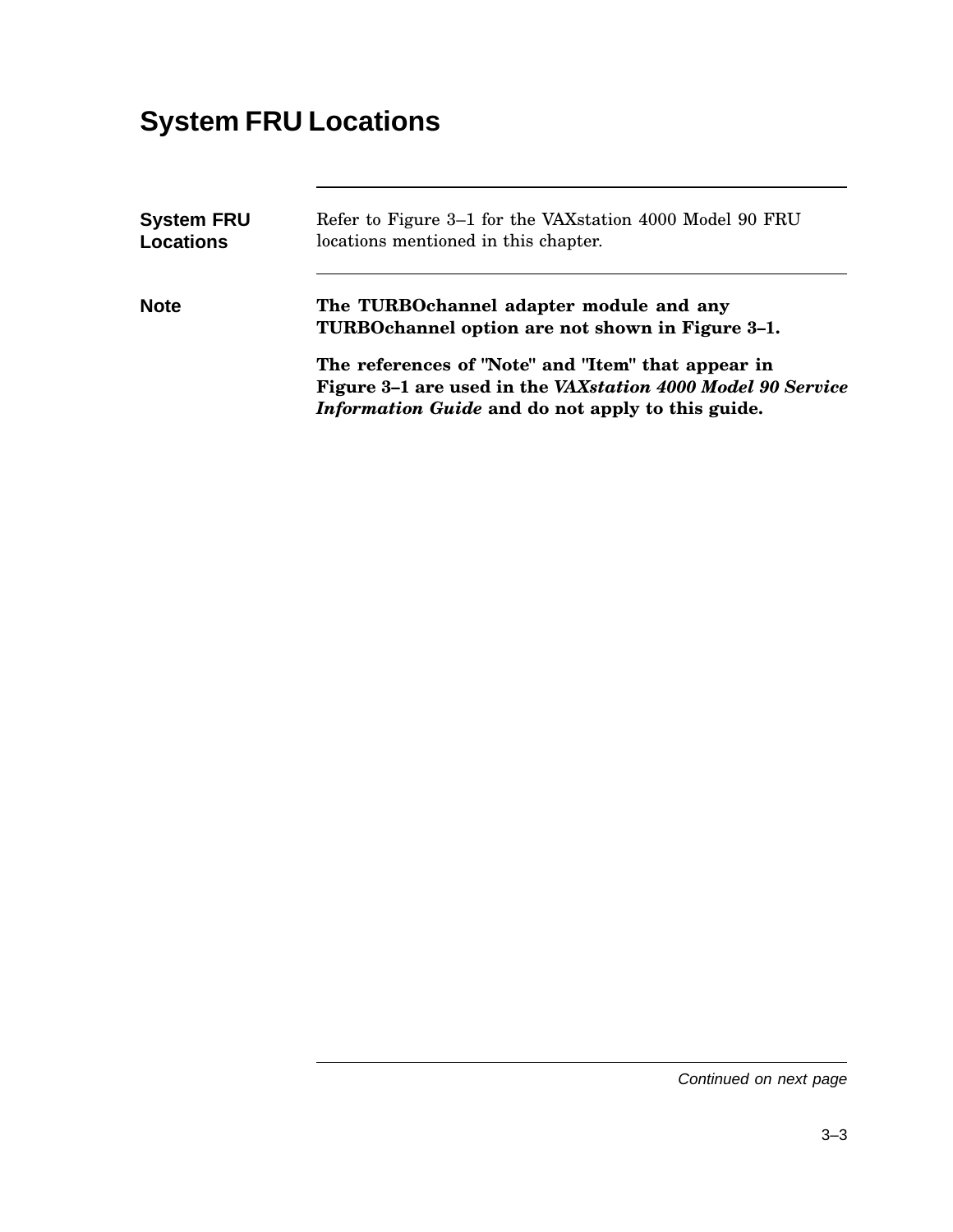# System FRU Locations

**System FRU Locations**

Refer to Figure 3–1 for the VAXstation 4000 Model 90 FRU locations mentioned in this chapter.

**Note**

**The TURBOchannel adapter module and any TURBOchannel option are not shown in Figure 3–1.**

**The references of "Note" and "Item" that appear in Figure 3–1 are used in the *VAXstation 4000 Model 90 Service Information Guide* and do not apply to this guide.**

*Continued on next page*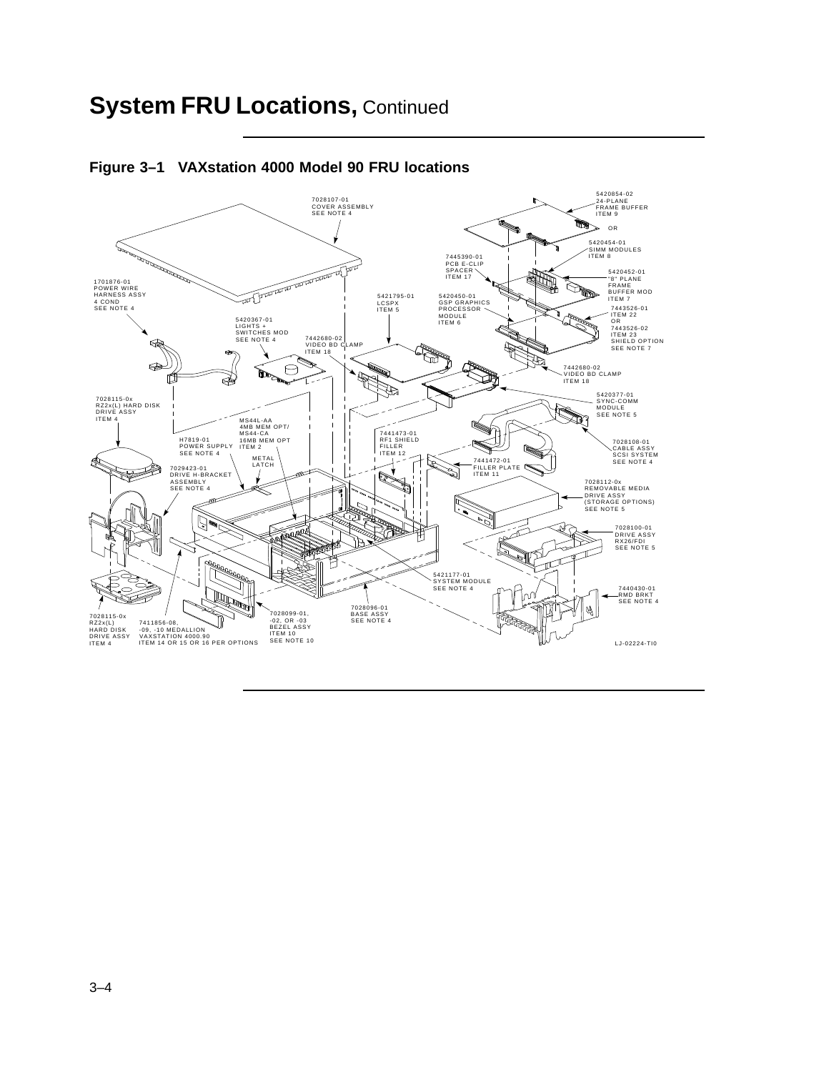# System FRU Locations, Continued

**Figure 3–1 VAXstation 4000 Model 90 FRU locations**

7028107-01 COVER ASSEMBLY SEE NOTE 4

5420854-02 24-PLANE FRAME BUFFER ITEM 9

OR

5420454-01 SIMM MODULES ITEM 8

7445390-01 PCB E-CLIP SPACER ITEM 17

5420452-01 "8" PLANE FRAME BUFFER MOD ITEM 7

1701876-01 POWER WIRE HARNESS ASSY 4 COND SEE NOTE 4

5421795-01 LCSPX ITEM 5

5420450-01 GSP GRAPHICS PROCESSOR MODULE ITEM 6

7443526-01 ITEM 22 OR 7443526-02 ITEM 23 SHIELD OPTION SEE NOTE 7

5420367-01 LIGHTS + SWITCHES MOD SEE NOTE 4

7442680-02 VIDEO BD CLAMP ITEM 18

7442680-02 VIDEO BD CLAMP ITEM 18

5420377-01 SYNC-COMM MODULE SEE NOTE 5

7028115-0x RZ2x(L) HARD DISK DRIVE ASSY ITEM 4

MS44L-AA 4MB MEM OPT/ MS44-CA 16MB MEM OPT ITEM 2

H7819-01 POWER SUPPLY SEE NOTE 4

7441473-01 RF1 SHIELD FILLER ITEM 12

7028108-01 CABLE ASSY SCSI SYSTEM SEE NOTE 4

METAL LATCH

7441472-01 FILLER PLATE ITEM 11

7029423-01 DRIVE H-BRACKET ASSEMBLY SEE NOTE 4

7028112-0x REMOVABLE MEDIA DRIVE ASSY (STORAGE OPTIONS) SEE NOTE 5

7028100-01 DRIVE ASSY RX26/FDI SEE NOTE 5

5421177-01 SYSTEM MODULE SEE NOTE 4

7440430-01 RMD BRKT SEE NOTE 4

7028096-01 BASE ASSY SEE NOTE 4

7028115-0x RZ2x(L) HARD DISK DRIVE ASSY ITEM 4

7411856-08, -09, -10 MEDALLION VAXSTATION 4000.90 ITEM 14 OR 15 OR 16 PER OPTIONS

7028099-01, -02, OR -03 BEZEL ASSY ITEM 10 SEE NOTE 10

LJ-02224-TI0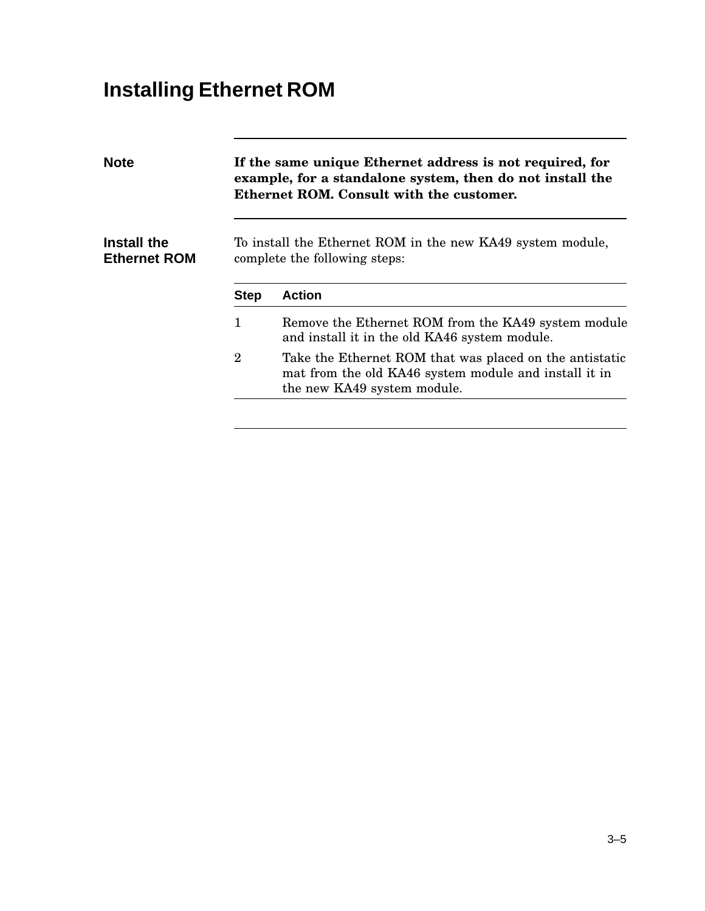# Installing Ethernet ROM

**Note**

**If the same unique Ethernet address is not required, for example, for a standalone system, then do not install the Ethernet ROM. Consult with the customer.**

## Install the Ethernet ROM

To install the Ethernet ROM in the new KA49 system module, complete the following steps:

| Step | Action |
|---|---|
| 1 | Remove the Ethernet ROM from the KA49 system module and install it in the old KA46 system module. |
| 2 | Take the Ethernet ROM that was placed on the antistatic mat from the old KA46 system module and install it in the new KA49 system module. |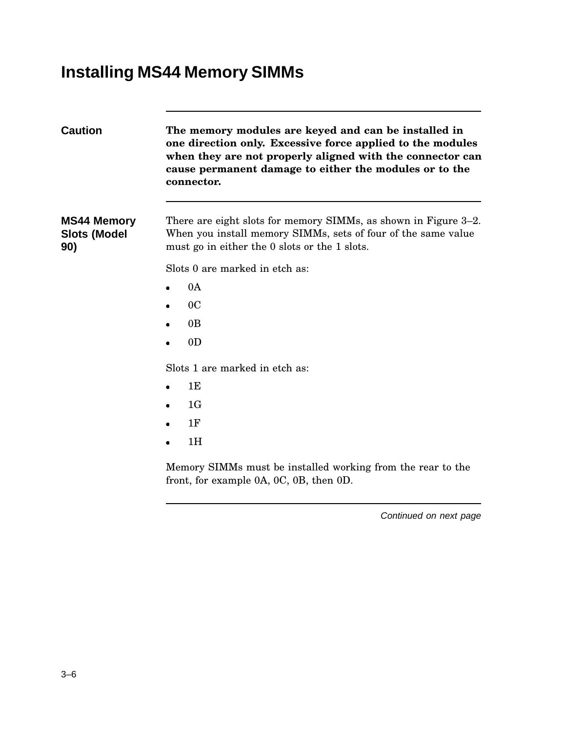# Installing MS44 Memory SIMMs

**Caution**

**The memory modules are keyed and can be installed in one direction only. Excessive force applied to the modules when they are not properly aligned with the connector can cause permanent damage to either the modules or to the connector.**

## MS44 Memory Slots (Model 90)

There are eight slots for memory SIMMs, as shown in Figure 3–2. When you install memory SIMMs, sets of four of the same value must go in either the 0 slots or the 1 slots.

Slots 0 are marked in etch as:

- 0A
- 0C
- 0B
- 0D

Slots 1 are marked in etch as:

- 1E
- 1G
- 1F
- 1H

Memory SIMMs must be installed working from the rear to the front, for example 0A, 0C, 0B, then 0D.

*Continued on next page*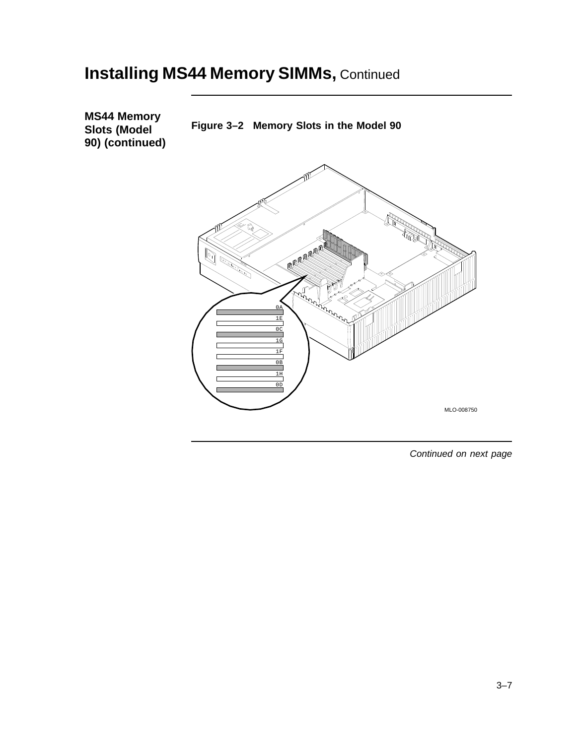# Installing MS44 Memory SIMMs, Continued

**MS44 Memory Slots (Model 90) (continued)**

**Figure 3–2 Memory Slots in the Model 90**

0A
1E
0C
1G
1F
0B
1H
0D

MLO-008750

*Continued on next page*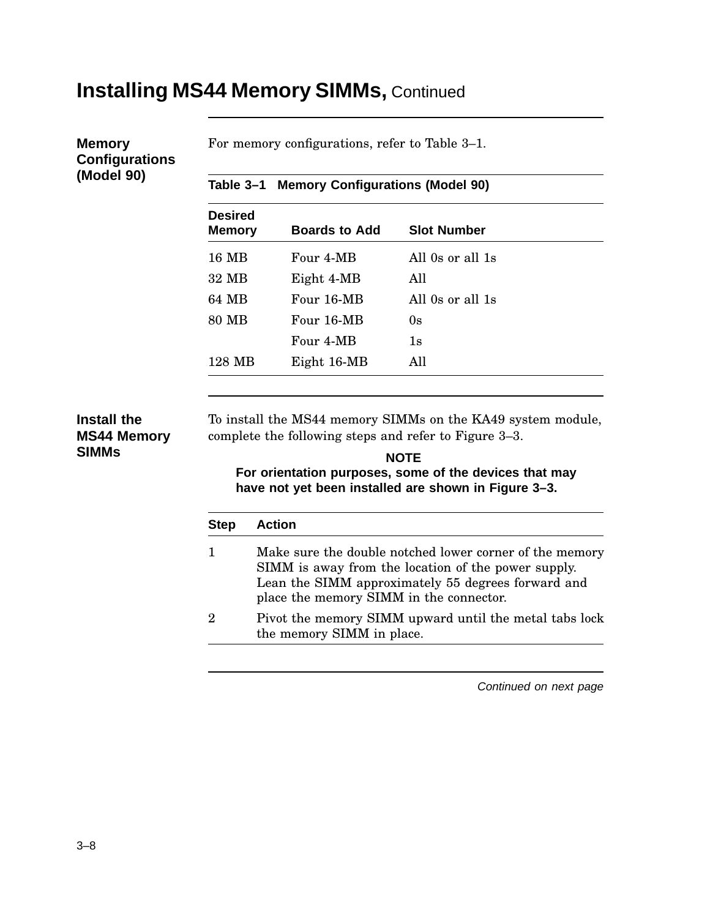# Installing MS44 Memory SIMMs, Continued

## Memory Configurations (Model 90)

For memory configurations, refer to Table 3–1.

**Table 3–1 Memory Configurations (Model 90)**

| Desired Memory | Boards to Add | Slot Number |
|---|---|---|
| 16 MB | Four 4-MB | All 0s or all 1s |
| 32 MB | Eight 4-MB | All |
| 64 MB | Four 16-MB | All 0s or all 1s |
| 80 MB | Four 16-MB | 0s |
| | Four 4-MB | 1s |
| 128 MB | Eight 16-MB | All |

## Install the MS44 Memory SIMMs

To install the MS44 memory SIMMs on the KA49 system module, complete the following steps and refer to Figure 3–3.

**NOTE**

**For orientation purposes, some of the devices that may have not yet been installed are shown in Figure 3–3.**

| Step | Action |
|---|---|
| 1 | Make sure the double notched lower corner of the memory SIMM is away from the location of the power supply. Lean the SIMM approximately 55 degrees forward and place the memory SIMM in the connector. |
| 2 | Pivot the memory SIMM upward until the metal tabs lock the memory SIMM in place. |

*Continued on next page*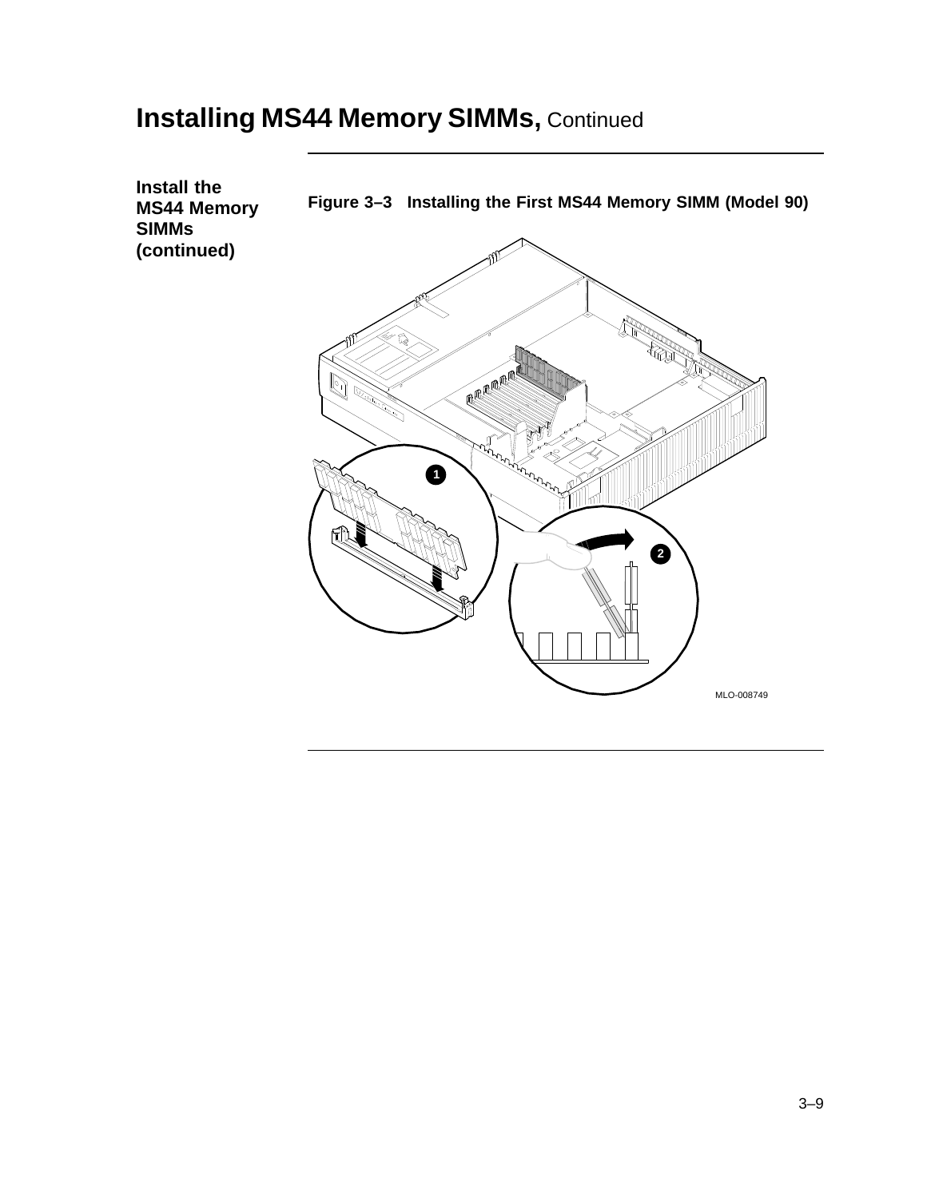# Installing MS44 Memory SIMMs, Continued

**Install the MS44 Memory SIMMs (continued)**

**Figure 3–3 Installing the First MS44 Memory SIMM (Model 90)**

MLO-008749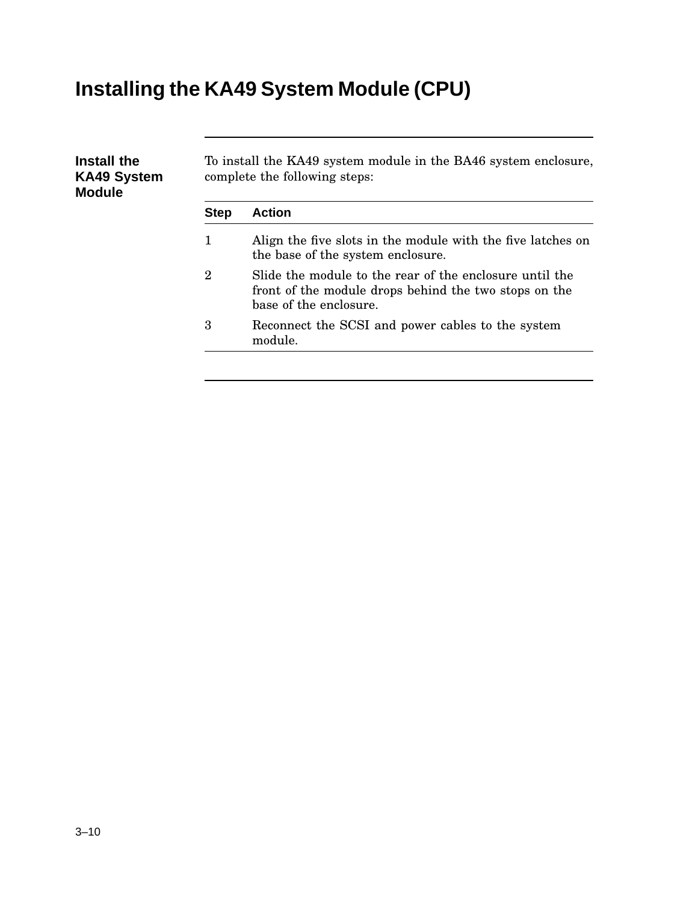# Installing the KA49 System Module (CPU)

## Install the KA49 System Module

To install the KA49 system module in the BA46 system enclosure, complete the following steps:

| Step | Action |
|---|---|
| 1 | Align the five slots in the module with the five latches on the base of the system enclosure. |
| 2 | Slide the module to the rear of the enclosure until the front of the module drops behind the two stops on the base of the enclosure. |
| 3 | Reconnect the SCSI and power cables to the system module. |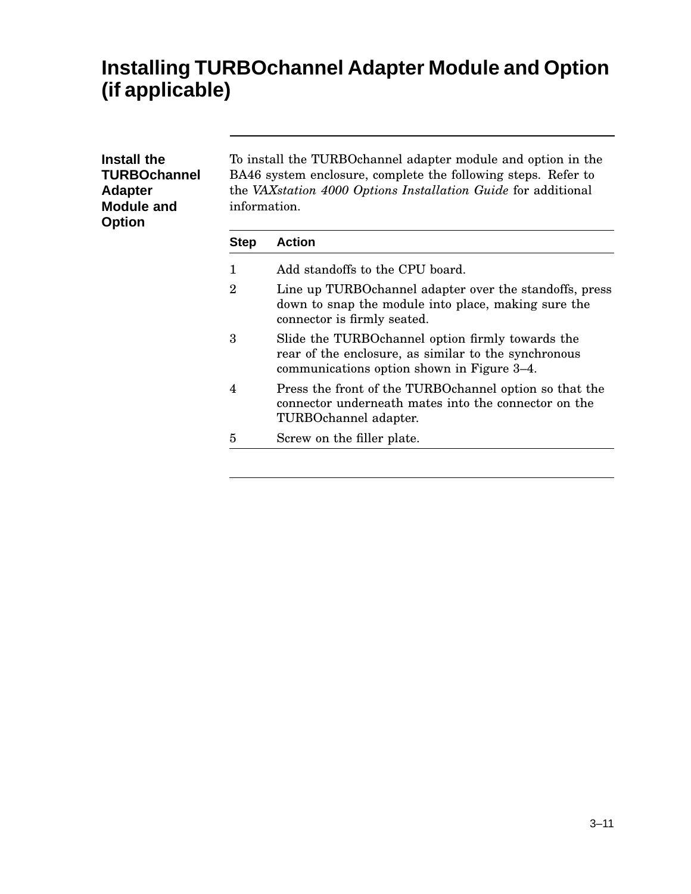# Installing TURBOchannel Adapter Module and Option (if applicable)

## Install the TURBOchannel Adapter Module and Option

To install the TURBOchannel adapter module and option in the BA46 system enclosure, complete the following steps. Refer to the *VAXstation 4000 Options Installation Guide* for additional information.

| Step | Action |
|---|---|
| 1 | Add standoffs to the CPU board. |
| 2 | Line up TURBOchannel adapter over the standoffs, press down to snap the module into place, making sure the connector is firmly seated. |
| 3 | Slide the TURBOchannel option firmly towards the rear of the enclosure, as similar to the synchronous communications option shown in Figure 3–4. |
| 4 | Press the front of the TURBOchannel option so that the connector underneath mates into the connector on the TURBOchannel adapter. |
| 5 | Screw on the filler plate. |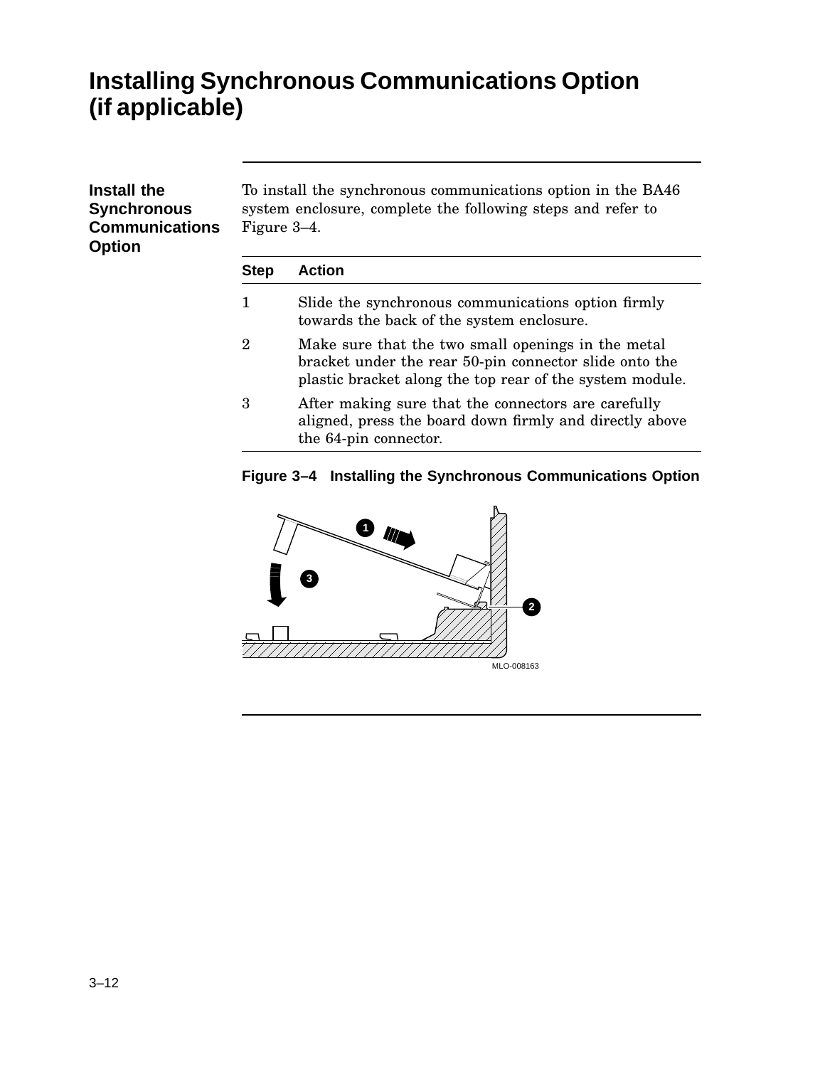# Installing Synchronous Communications Option (if applicable)

## Install the Synchronous Communications Option

To install the synchronous communications option in the BA46 system enclosure, complete the following steps and refer to Figure 3–4.

| Step | Action |
| --- | --- |
| 1 | Slide the synchronous communications option firmly towards the back of the system enclosure. |
| 2 | Make sure that the two small openings in the metal bracket under the rear 50-pin connector slide onto the plastic bracket along the top rear of the system module. |
| 3 | After making sure that the connectors are carefully aligned, press the board down firmly and directly above the 64-pin connector. |

**Figure 3–4 Installing the Synchronous Communications Option**

MLO-008163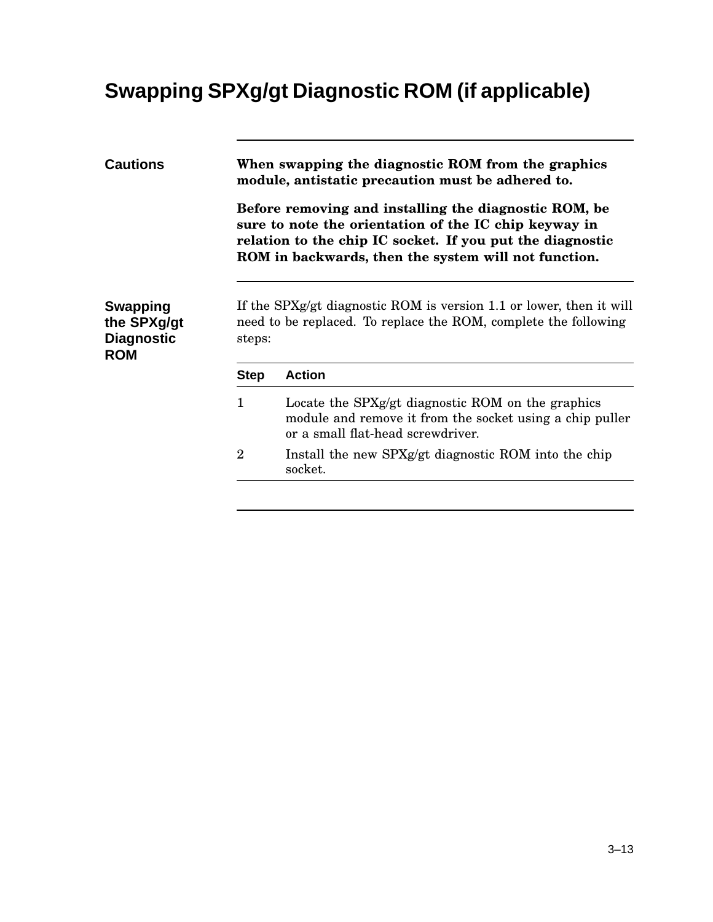# Swapping SPXg/gt Diagnostic ROM (if applicable)

## Cautions

**When swapping the diagnostic ROM from the graphics module, antistatic precaution must be adhered to.**

**Before removing and installing the diagnostic ROM, be sure to note the orientation of the IC chip keyway in relation to the chip IC socket. If you put the diagnostic ROM in backwards, then the system will not function.**

## Swapping the SPXg/gt Diagnostic ROM

If the SPXg/gt diagnostic ROM is version 1.1 or lower, then it will need to be replaced. To replace the ROM, complete the following steps:

| Step | Action |
|---|---|
| 1 | Locate the SPXg/gt diagnostic ROM on the graphics module and remove it from the socket using a chip puller or a small flat-head screwdriver. |
| 2 | Install the new SPXg/gt diagnostic ROM into the chip socket. |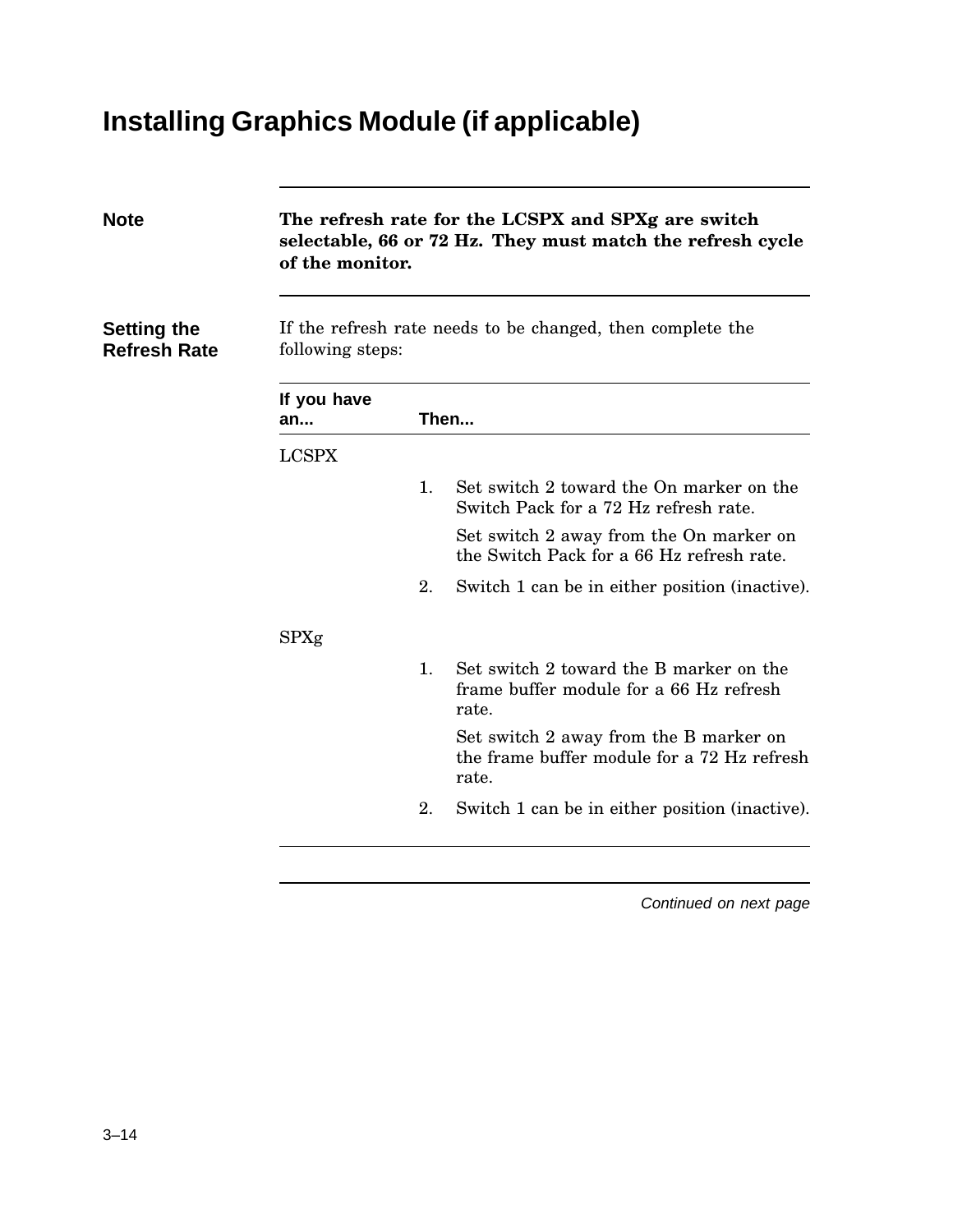# Installing Graphics Module (if applicable)

---

**Note**

**The refresh rate for the LCSPX and SPXg are switch selectable, 66 or 72 Hz. They must match the refresh cycle of the monitor.**

---

**Setting the Refresh Rate**

If the refresh rate needs to be changed, then complete the following steps:

| If you have an... | Then... |
|---|---|
| LCSPX | 1. Set switch 2 toward the On marker on the Switch Pack for a 72 Hz refresh rate.<br>Set switch 2 away from the On marker on the Switch Pack for a 66 Hz refresh rate.<br>2. Switch 1 can be in either position (inactive). |
| SPXg | 1. Set switch 2 toward the B marker on the frame buffer module for a 66 Hz refresh rate.<br>Set switch 2 away from the B marker on the frame buffer module for a 72 Hz refresh rate.<br>2. Switch 1 can be in either position (inactive). |

*Continued on next page*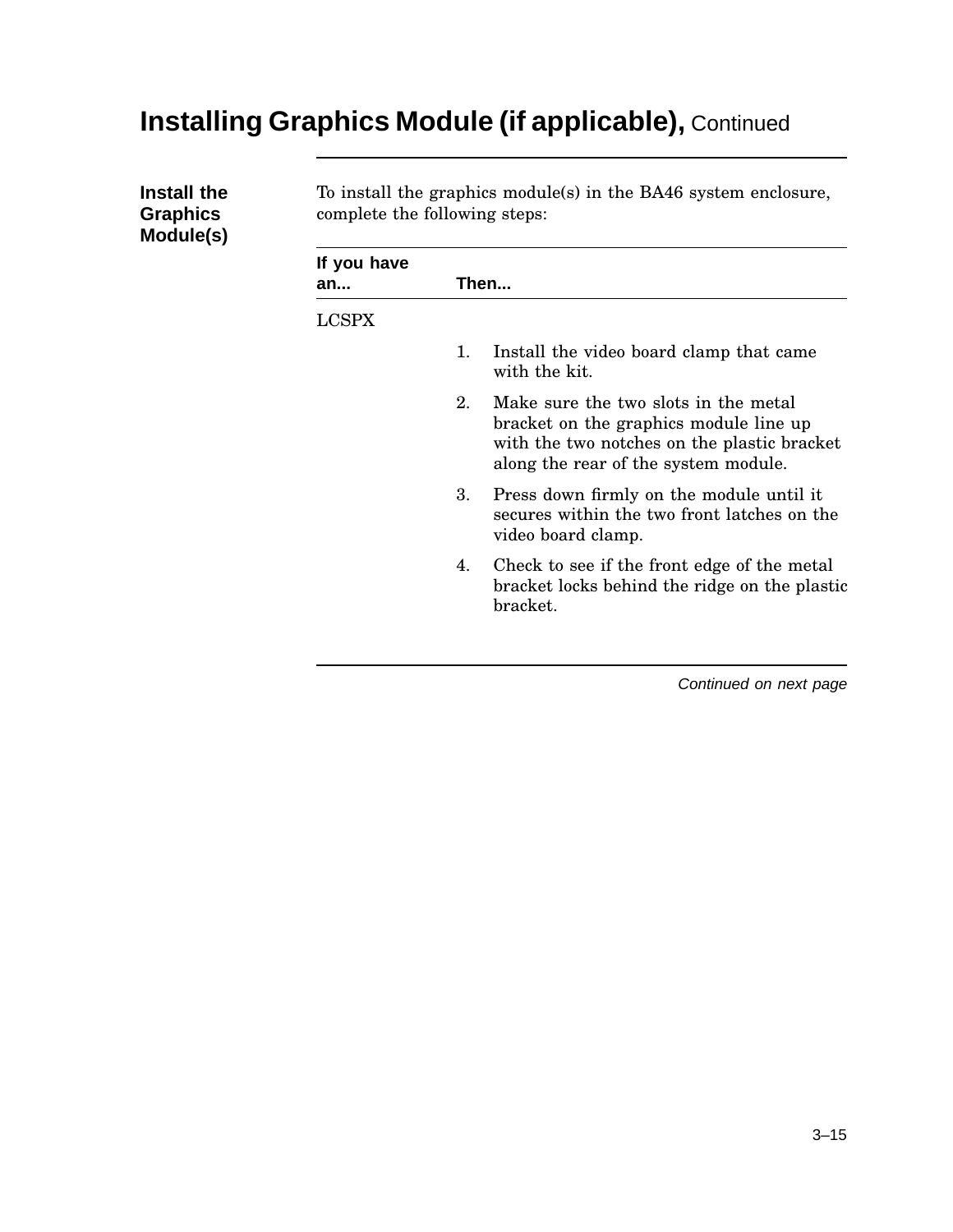# Installing Graphics Module (if applicable), Continued

## Install the Graphics Module(s)

To install the graphics module(s) in the BA46 system enclosure, complete the following steps:

| If you have an... | Then... |
| --- | --- |
| LCSPX | 1. Install the video board clamp that came with the kit.<br>2. Make sure the two slots in the metal bracket on the graphics module line up with the two notches on the plastic bracket along the rear of the system module.<br>3. Press down firmly on the module until it secures within the two front latches on the video board clamp.<br>4. Check to see if the front edge of the metal bracket locks behind the ridge on the plastic bracket. |

*Continued on next page*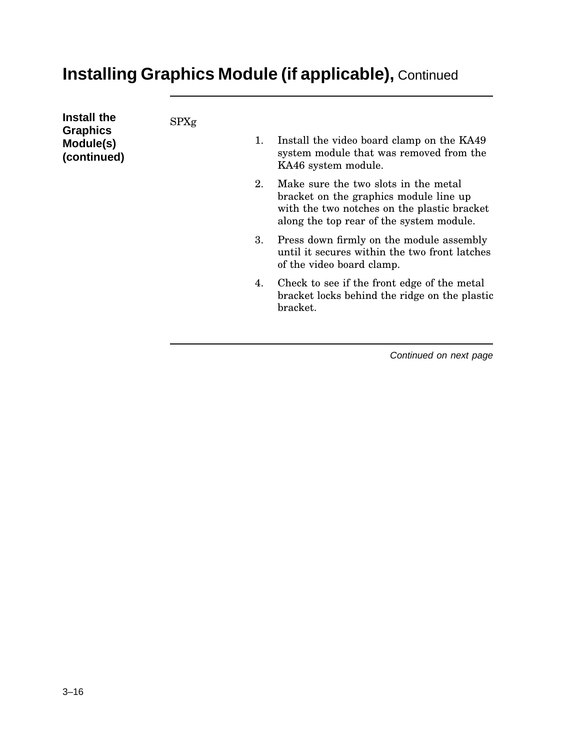# Installing Graphics Module (if applicable), Continued

**Install the Graphics Module(s) (continued)**

SPXg

1. Install the video board clamp on the KA49 system module that was removed from the KA46 system module.
2. Make sure the two slots in the metal bracket on the graphics module line up with the two notches on the plastic bracket along the top rear of the system module.
3. Press down firmly on the module assembly until it secures within the two front latches of the video board clamp.
4. Check to see if the front edge of the metal bracket locks behind the ridge on the plastic bracket.

*Continued on next page*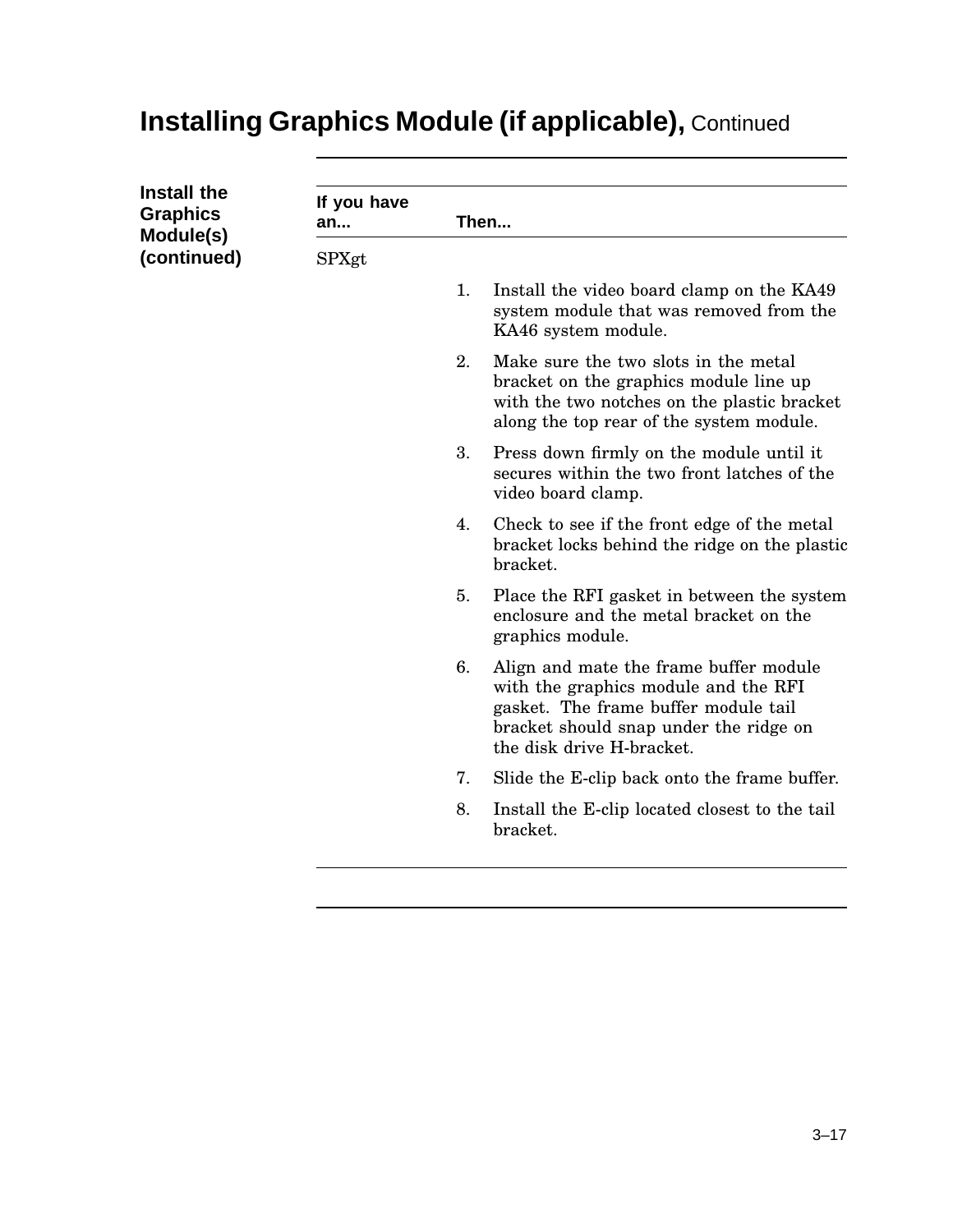# Installing Graphics Module (if applicable), Continued

**Install the Graphics Module(s) (continued)**

| If you have an... | Then... |
|---|---|
| SPXgt | 1. Install the video board clamp on the KA49 system module that was removed from the KA46 system module.<br>2. Make sure the two slots in the metal bracket on the graphics module line up with the two notches on the plastic bracket along the top rear of the system module.<br>3. Press down firmly on the module until it secures within the two front latches of the video board clamp.<br>4. Check to see if the front edge of the metal bracket locks behind the ridge on the plastic bracket.<br>5. Place the RFI gasket in between the system enclosure and the metal bracket on the graphics module.<br>6. Align and mate the frame buffer module with the graphics module and the RFI gasket. The frame buffer module tail bracket should snap under the ridge on the disk drive H-bracket.<br>7. Slide the E-clip back onto the frame buffer.<br>8. Install the E-clip located closest to the tail bracket. |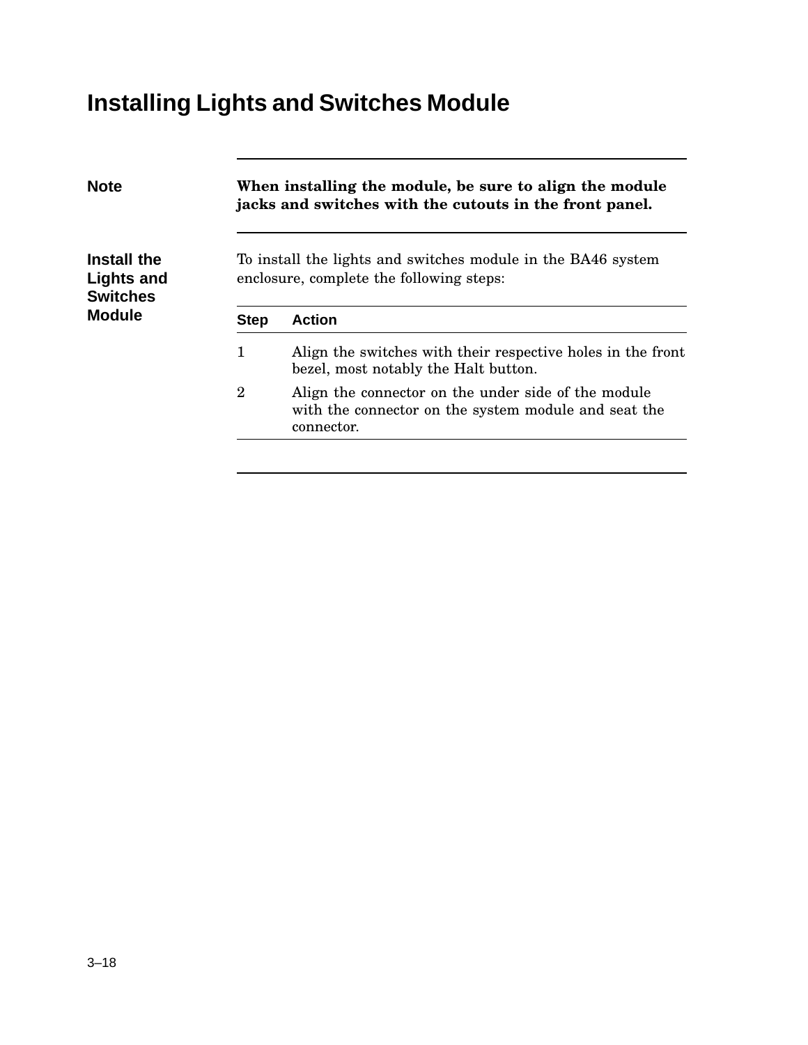# Installing Lights and Switches Module

**Note**

**When installing the module, be sure to align the module jacks and switches with the cutouts in the front panel.**

**Install the Lights and Switches Module**

To install the lights and switches module in the BA46 system enclosure, complete the following steps:

| Step | Action |
| --- | --- |
| 1 | Align the switches with their respective holes in the front bezel, most notably the Halt button. |
| 2 | Align the connector on the under side of the module with the connector on the system module and seat the connector. |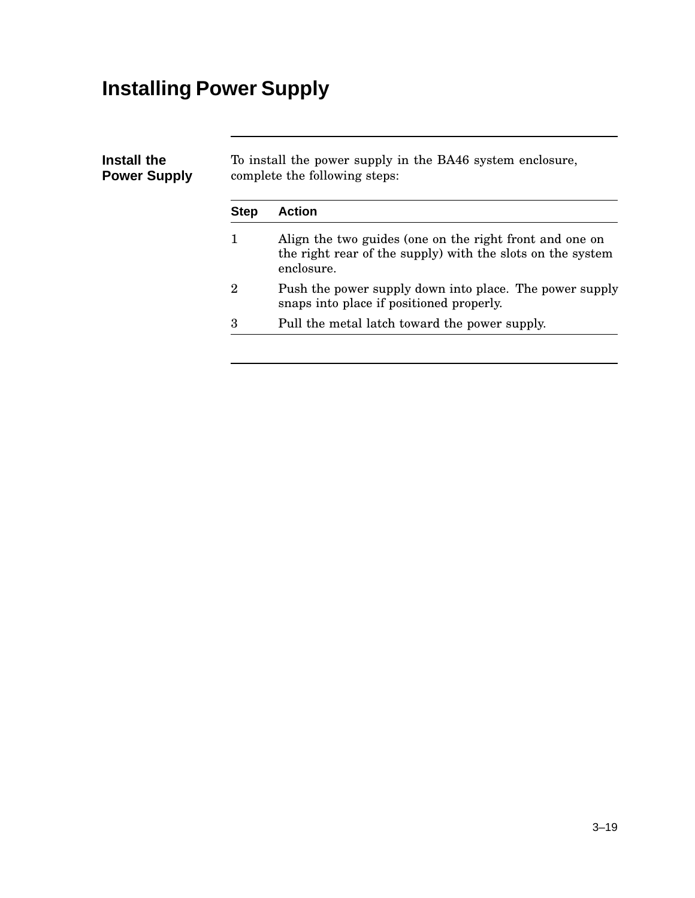# Installing Power Supply

### Install the Power Supply

To install the power supply in the BA46 system enclosure, complete the following steps:

| Step | Action |
|---|---|
| 1 | Align the two guides (one on the right front and one on the right rear of the supply) with the slots on the system enclosure. |
| 2 | Push the power supply down into place. The power supply snaps into place if positioned properly. |
| 3 | Pull the metal latch toward the power supply. |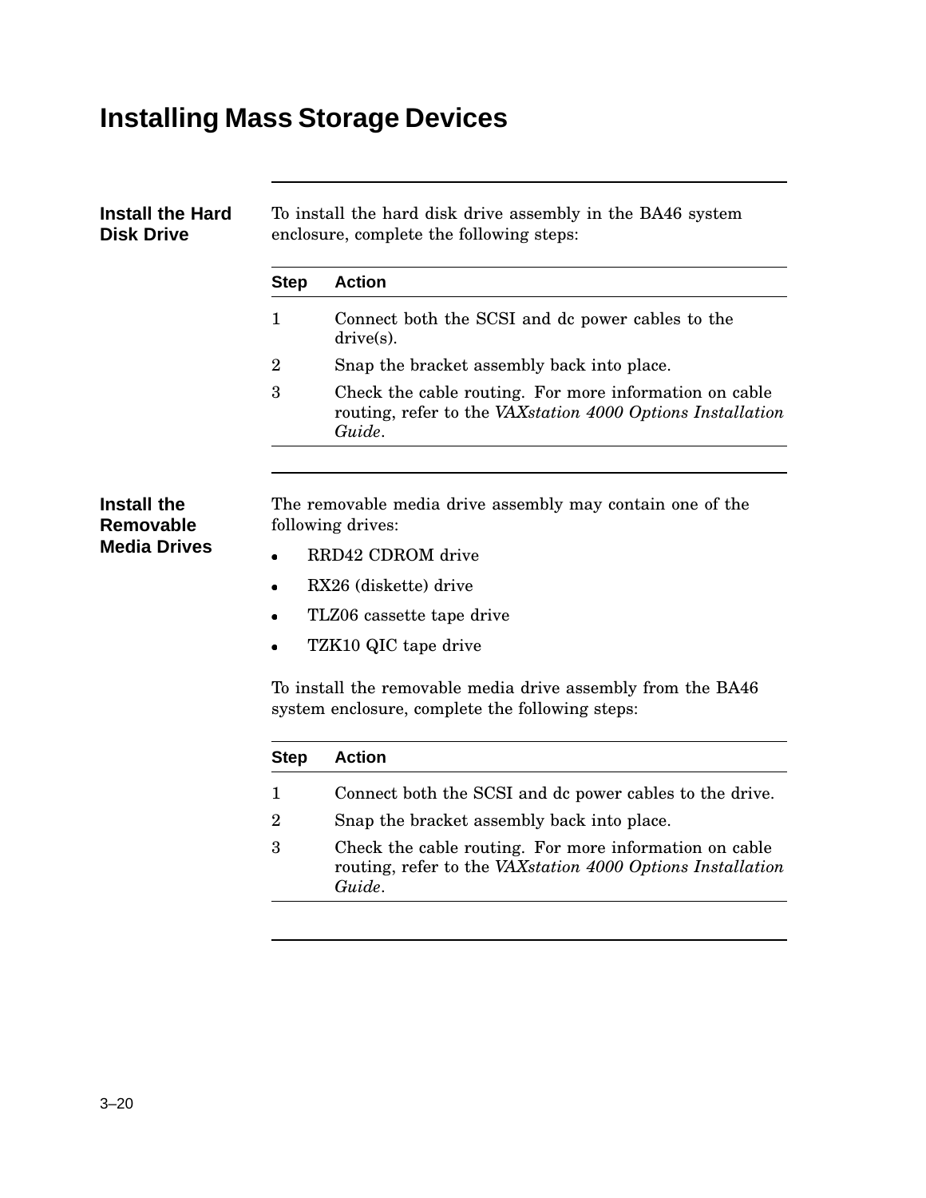# Installing Mass Storage Devices

## Install the Hard Disk Drive

To install the hard disk drive assembly in the BA46 system enclosure, complete the following steps:

| Step | Action |
|---|---|
| 1 | Connect both the SCSI and dc power cables to the drive(s). |
| 2 | Snap the bracket assembly back into place. |
| 3 | Check the cable routing. For more information on cable routing, refer to the *VAXstation 4000 Options Installation Guide*. |

## Install the Removable Media Drives

The removable media drive assembly may contain one of the following drives:

- RRD42 CDROM drive
- RX26 (diskette) drive
- TLZ06 cassette tape drive
- TZK10 QIC tape drive

To install the removable media drive assembly from the BA46 system enclosure, complete the following steps:

| Step | Action |
|---|---|
| 1 | Connect both the SCSI and dc power cables to the drive. |
| 2 | Snap the bracket assembly back into place. |
| 3 | Check the cable routing. For more information on cable routing, refer to the *VAXstation 4000 Options Installation Guide*. |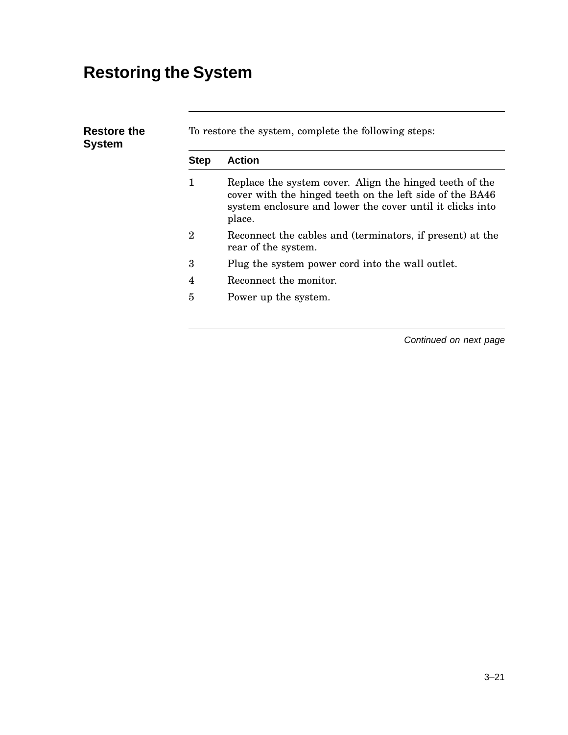# Restoring the System

## Restore the System

To restore the system, complete the following steps:

| Step | Action |
|---|---|
| 1 | Replace the system cover. Align the hinged teeth of the cover with the hinged teeth on the left side of the BA46 system enclosure and lower the cover until it clicks into place. |
| 2 | Reconnect the cables and (terminators, if present) at the rear of the system. |
| 3 | Plug the system power cord into the wall outlet. |
| 4 | Reconnect the monitor. |
| 5 | Power up the system. |

*Continued on next page*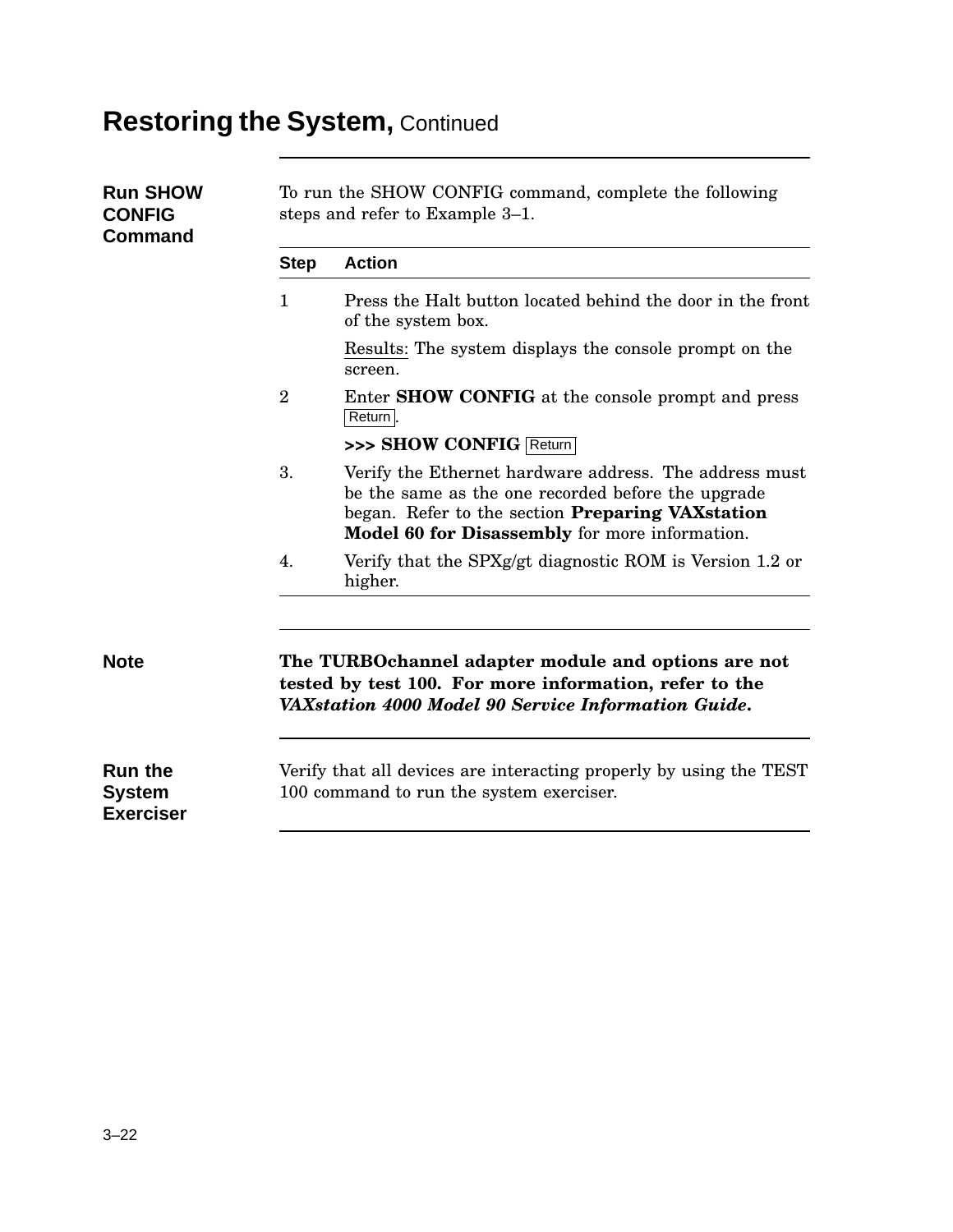# Restoring the System, Continued

## Run SHOW CONFIG Command

To run the SHOW CONFIG command, complete the following steps and refer to Example 3–1.

| Step | Action |
|---|---|
| 1 | Press the Halt button located behind the door in the front of the system box.<br><br><u>Results:</u> The system displays the console prompt on the screen. |
| 2 | Enter **SHOW CONFIG** at the console prompt and press Return.<br><br>**>>> SHOW CONFIG** Return |
| 3. | Verify the Ethernet hardware address. The address must be the same as the one recorded before the upgrade began. Refer to the section **Preparing VAXstation Model 60 for Disassembly** for more information. |
| 4. | Verify that the SPXg/gt diagnostic ROM is Version 1.2 or higher. |

## Note

**The TURBOchannel adapter module and options are not tested by test 100. For more information, refer to the *VAXstation 4000 Model 90 Service Information Guide*.**

## Run the System Exerciser

Verify that all devices are interacting properly by using the TEST 100 command to run the system exerciser.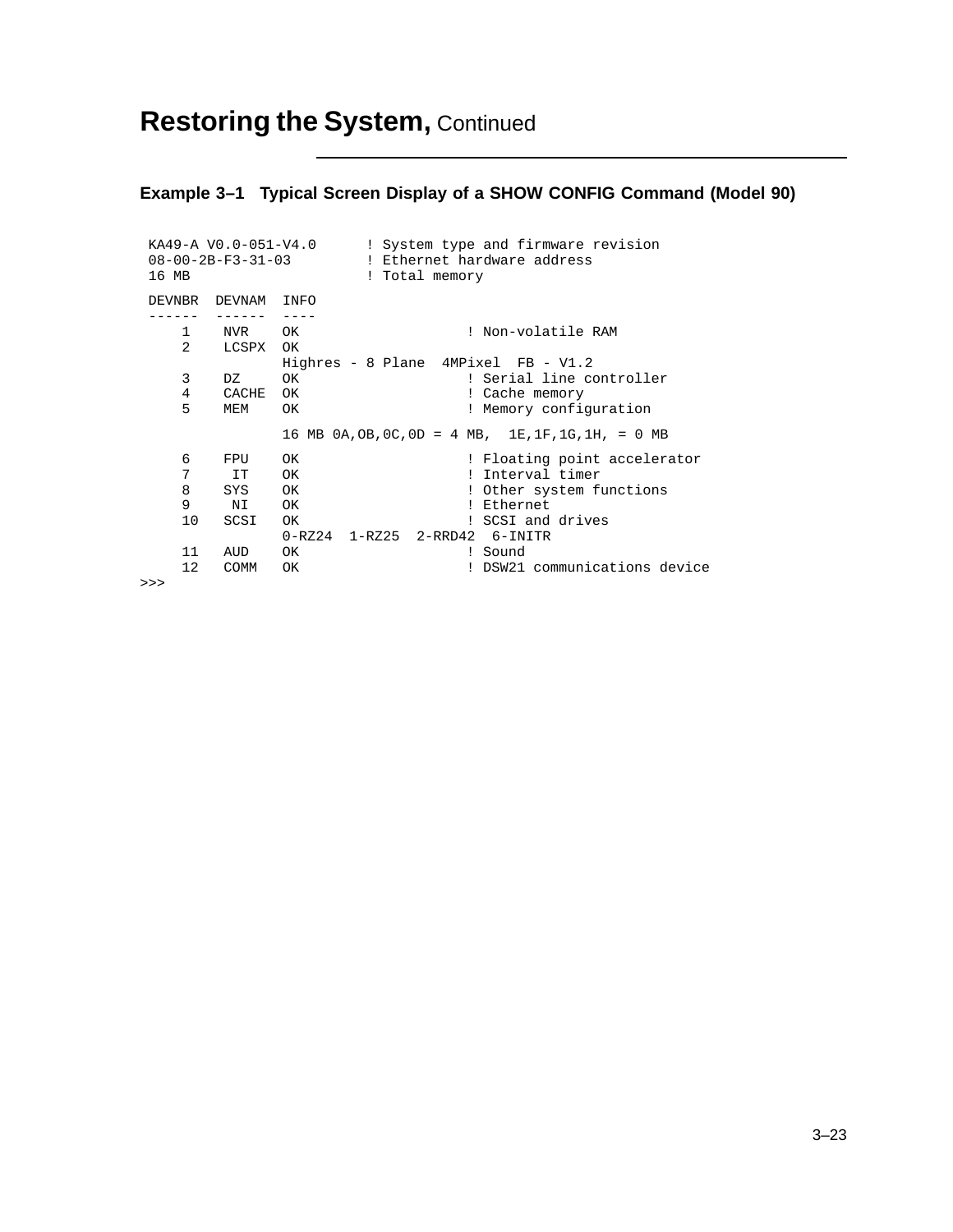# Restoring the System, Continued

### Example 3–1 Typical Screen Display of a SHOW CONFIG Command (Model 90)

```
 KA49-A V0.0-051-V4.0      ! System type and firmware revision
 08-00-2B-F3-31-03         ! Ethernet hardware address
 16 MB                     ! Total memory

 DEVNBR  DEVNAM  INFO
 ------  ------  ----
     1    NVR    OK                    ! Non-volatile RAM
     2    LCSPX  OK
                 Highres - 8 Plane  4MPixel  FB - V1.2
     3    DZ     OK                    ! Serial line controller
     4    CACHE  OK                    ! Cache memory
     5    MEM    OK                    ! Memory configuration

                 16 MB 0A,OB,0C,0D = 4 MB,  1E,1F,1G,1H, = 0 MB

     6    FPU    OK                    ! Floating point accelerator
     7     IT    OK                    ! Interval timer
     8    SYS    OK                    ! Other system functions
     9     NI    OK                    ! Ethernet
     10   SCSI   OK                    ! SCSI and drives
                 0-RZ24  1-RZ25  2-RRD42  6-INITR
     11   AUD    OK                    ! Sound
     12   COMM   OK                    ! DSW21 communications device
>>>
```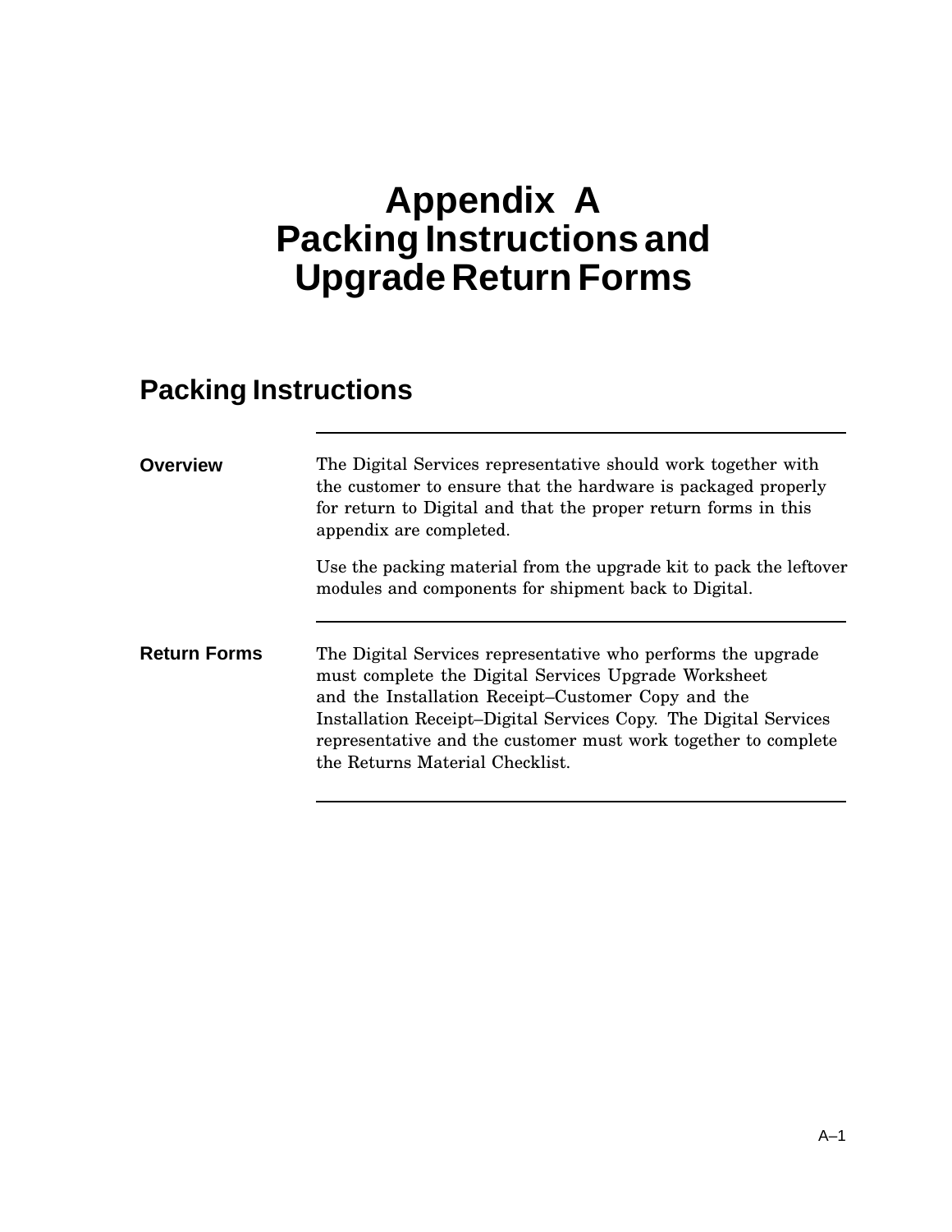# Appendix A
# Packing Instructions and Upgrade Return Forms

## Packing Instructions

### Overview

The Digital Services representative should work together with the customer to ensure that the hardware is packaged properly for return to Digital and that the proper return forms in this appendix are completed.

Use the packing material from the upgrade kit to pack the leftover modules and components for shipment back to Digital.

### Return Forms

The Digital Services representative who performs the upgrade must complete the Digital Services Upgrade Worksheet and the Installation Receipt–Customer Copy and the Installation Receipt–Digital Services Copy. The Digital Services representative and the customer must work together to complete the Returns Material Checklist.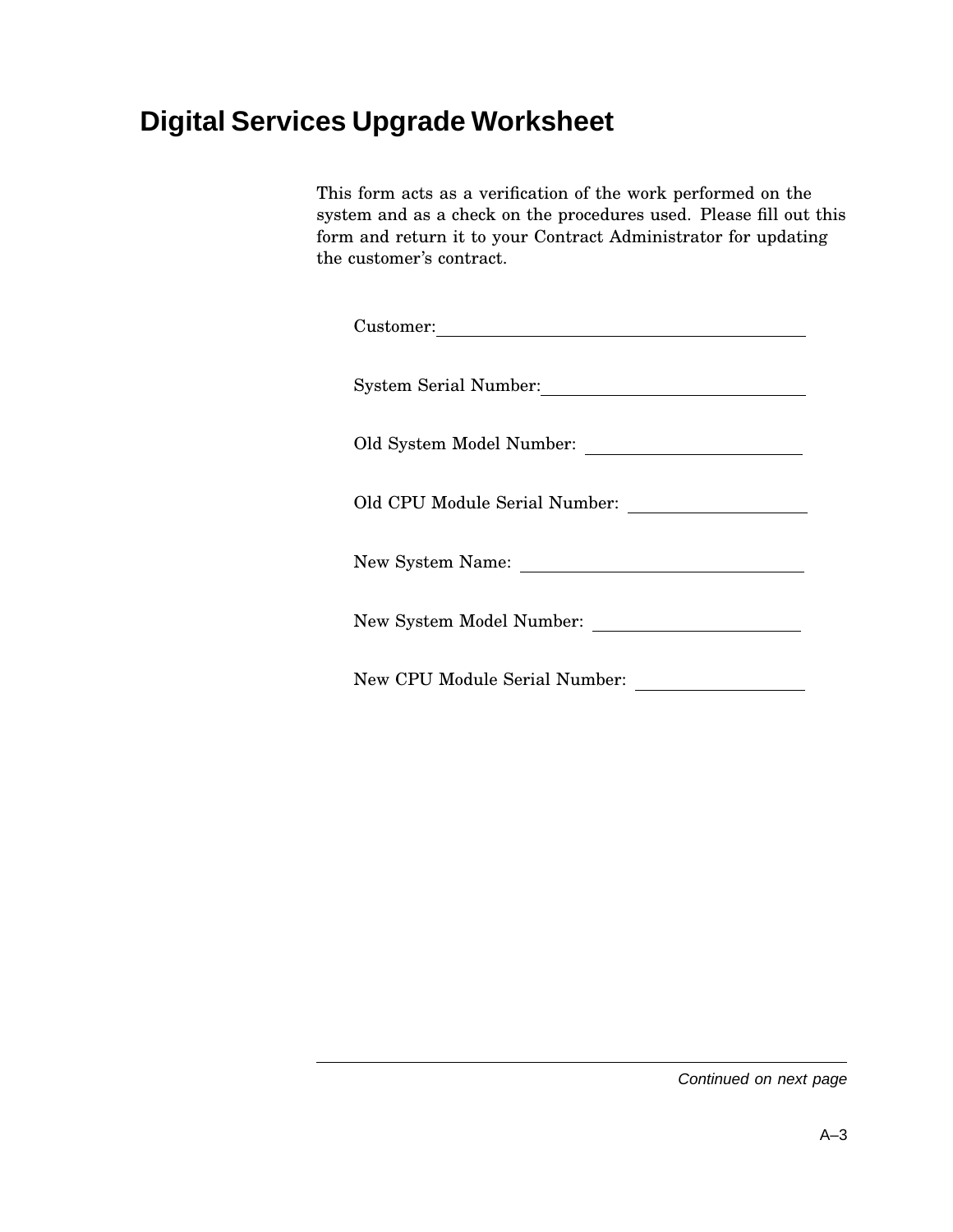# Digital Services Upgrade Worksheet

This form acts as a verification of the work performed on the system and as a check on the procedures used. Please fill out this form and return it to your Contract Administrator for updating the customer's contract.

Customer: ________________________________________

System Serial Number: ____________________________

Old System Model Number: _________________________

Old CPU Module Serial Number: _____________________

New System Name: _________________________________

New System Model Number: _________________________

New CPU Module Serial Number: _____________________

*Continued on next page*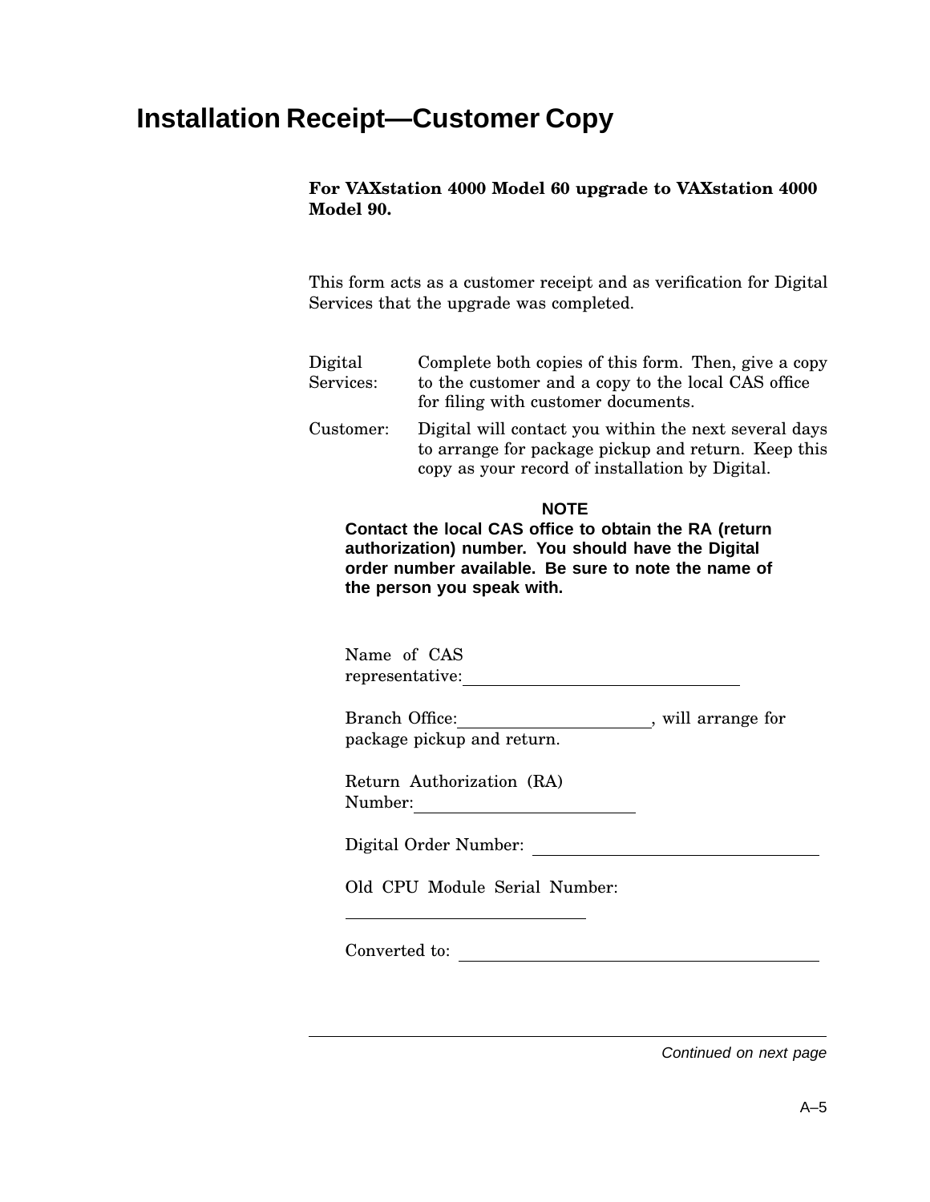# Installation Receipt—Customer Copy

**For VAXstation 4000 Model 60 upgrade to VAXstation 4000 Model 90.**

This form acts as a customer receipt and as verification for Digital Services that the upgrade was completed.

| | |
|---|---|
| Digital Services: | Complete both copies of this form. Then, give a copy to the customer and a copy to the local CAS office for filing with customer documents. |
| Customer: | Digital will contact you within the next several days to arrange for package pickup and return. Keep this copy as your record of installation by Digital. |

**NOTE**

**Contact the local CAS office to obtain the RA (return authorization) number. You should have the Digital order number available. Be sure to note the name of the person you speak with.**

Name of CAS representative:________________________________

Branch Office:______________________, will arrange for package pickup and return.

Return Authorization (RA) Number:_________________________

Digital Order Number: ________________________________

Old CPU Module Serial Number:

____________________________

Converted to: ________________________________________

*Continued on next page*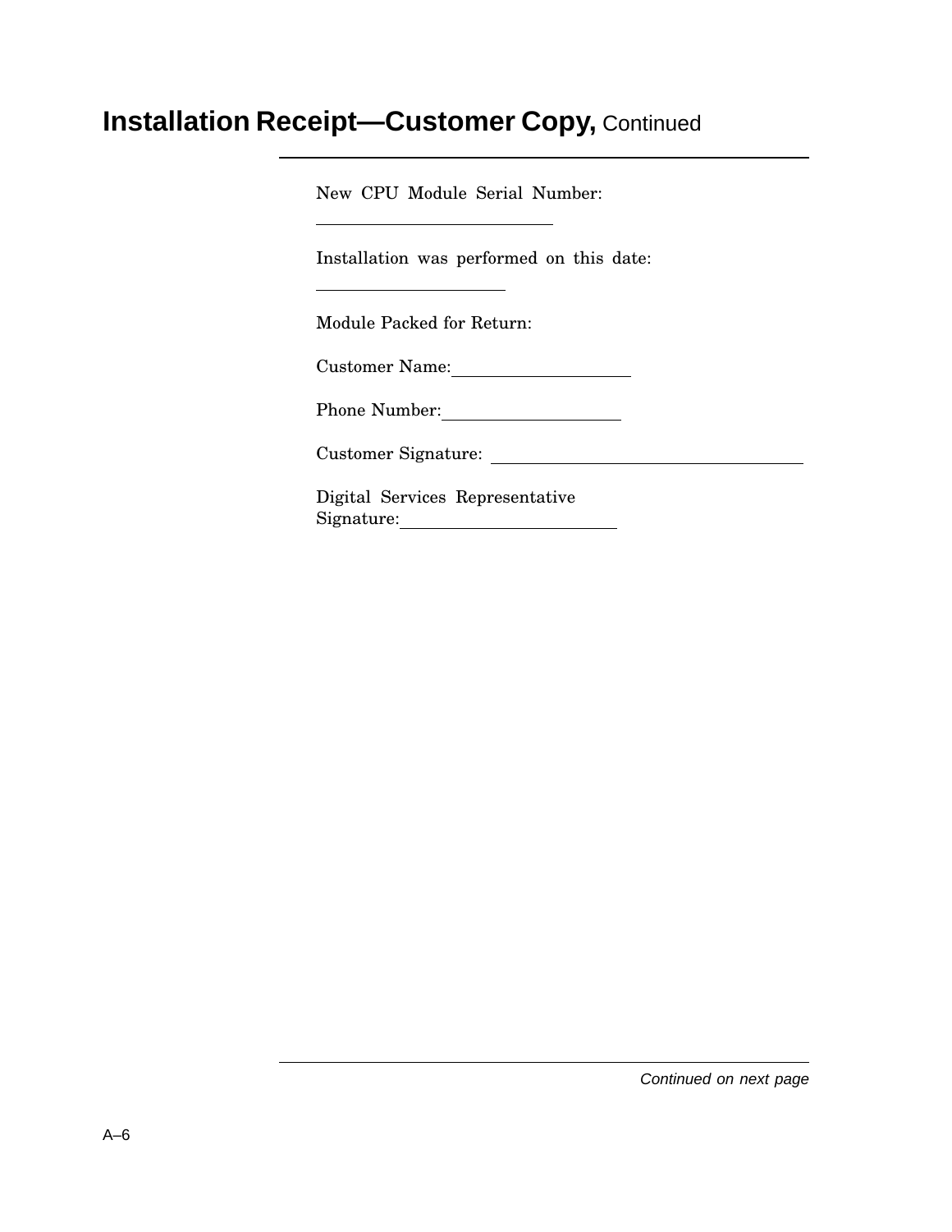# Installation Receipt—Customer Copy, Continued

New CPU Module Serial Number:

\_\_\_\_\_\_\_\_\_\_\_\_\_\_\_\_\_\_\_\_\_\_\_\_

Installation was performed on this date:

\_\_\_\_\_\_\_\_\_\_\_\_\_\_\_\_\_\_\_\_

Module Packed for Return:

Customer Name: \_\_\_\_\_\_\_\_\_\_\_\_\_\_\_\_\_\_\_\_

Phone Number: \_\_\_\_\_\_\_\_\_\_\_\_\_\_\_\_\_\_\_\_

Customer Signature: \_\_\_\_\_\_\_\_\_\_\_\_\_\_\_\_\_\_\_\_\_\_\_\_\_\_\_\_\_\_\_\_

Digital Services Representative Signature: \_\_\_\_\_\_\_\_\_\_\_\_\_\_\_\_\_\_\_\_\_\_

*Continued on next page*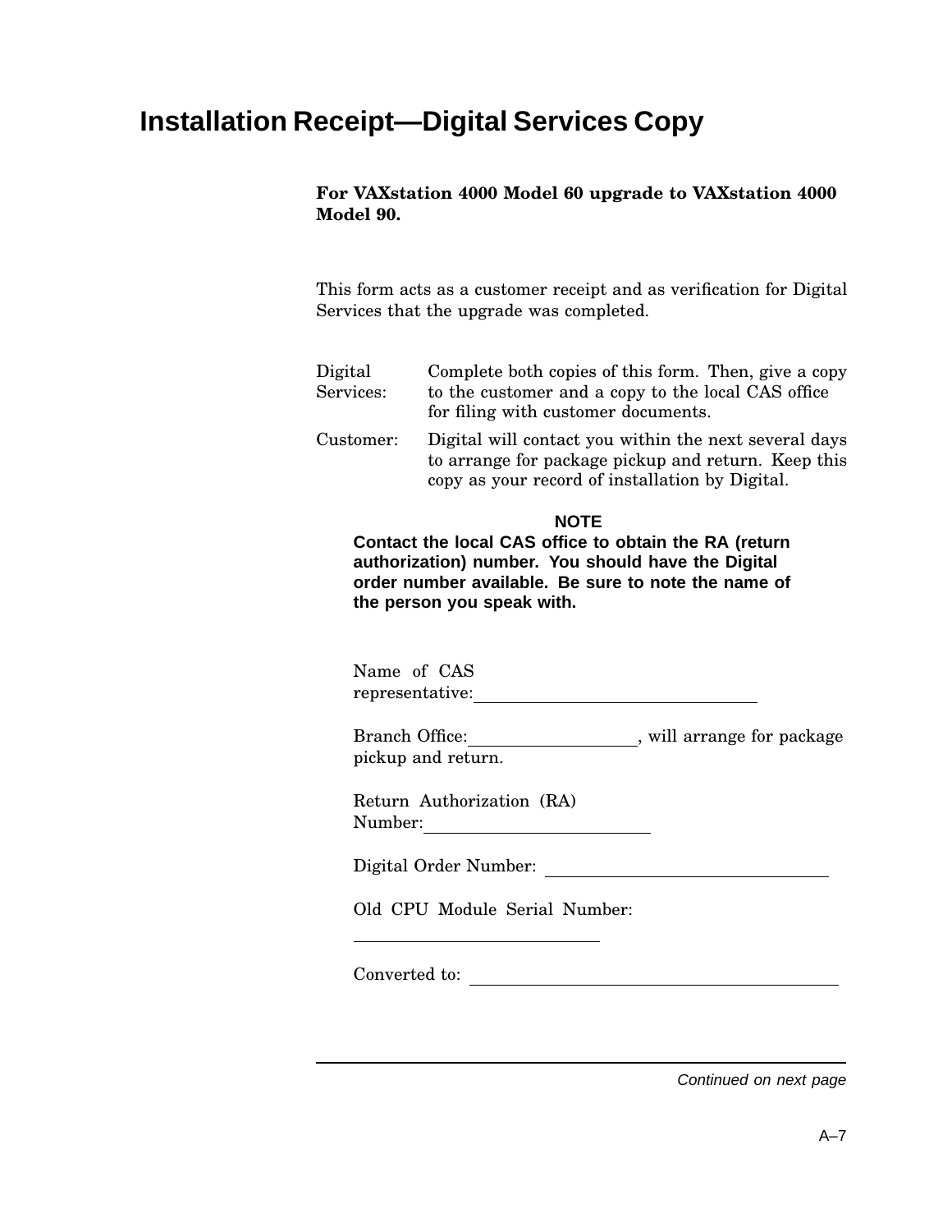# Installation Receipt—Digital Services Copy

**For VAXstation 4000 Model 60 upgrade to VAXstation 4000 Model 90.**

This form acts as a customer receipt and as verification for Digital Services that the upgrade was completed.

Digital Services: Complete both copies of this form. Then, give a copy to the customer and a copy to the local CAS office for filing with customer documents.

Customer: Digital will contact you within the next several days to arrange for package pickup and return. Keep this copy as your record of installation by Digital.

**NOTE**

**Contact the local CAS office to obtain the RA (return authorization) number. You should have the Digital order number available. Be sure to note the name of the person you speak with.**

Name of CAS representative:\_\_\_\_\_\_\_\_\_\_\_\_\_\_\_\_\_\_\_\_\_\_\_\_\_\_\_\_\_\_

Branch Office:\_\_\_\_\_\_\_\_\_\_\_\_\_\_\_\_\_\_, will arrange for package pickup and return.

Return Authorization (RA) Number:\_\_\_\_\_\_\_\_\_\_\_\_\_\_\_\_\_\_\_\_\_\_\_\_

Digital Order Number: \_\_\_\_\_\_\_\_\_\_\_\_\_\_\_\_\_\_\_\_\_\_\_\_\_\_\_\_\_\_

Old CPU Module Serial Number:

\_\_\_\_\_\_\_\_\_\_\_\_\_\_\_\_\_\_\_\_\_\_\_\_\_\_\_\_

Converted to: \_\_\_\_\_\_\_\_\_\_\_\_\_\_\_\_\_\_\_\_\_\_\_\_\_\_\_\_\_\_\_\_\_\_\_\_\_\_\_\_

*Continued on next page*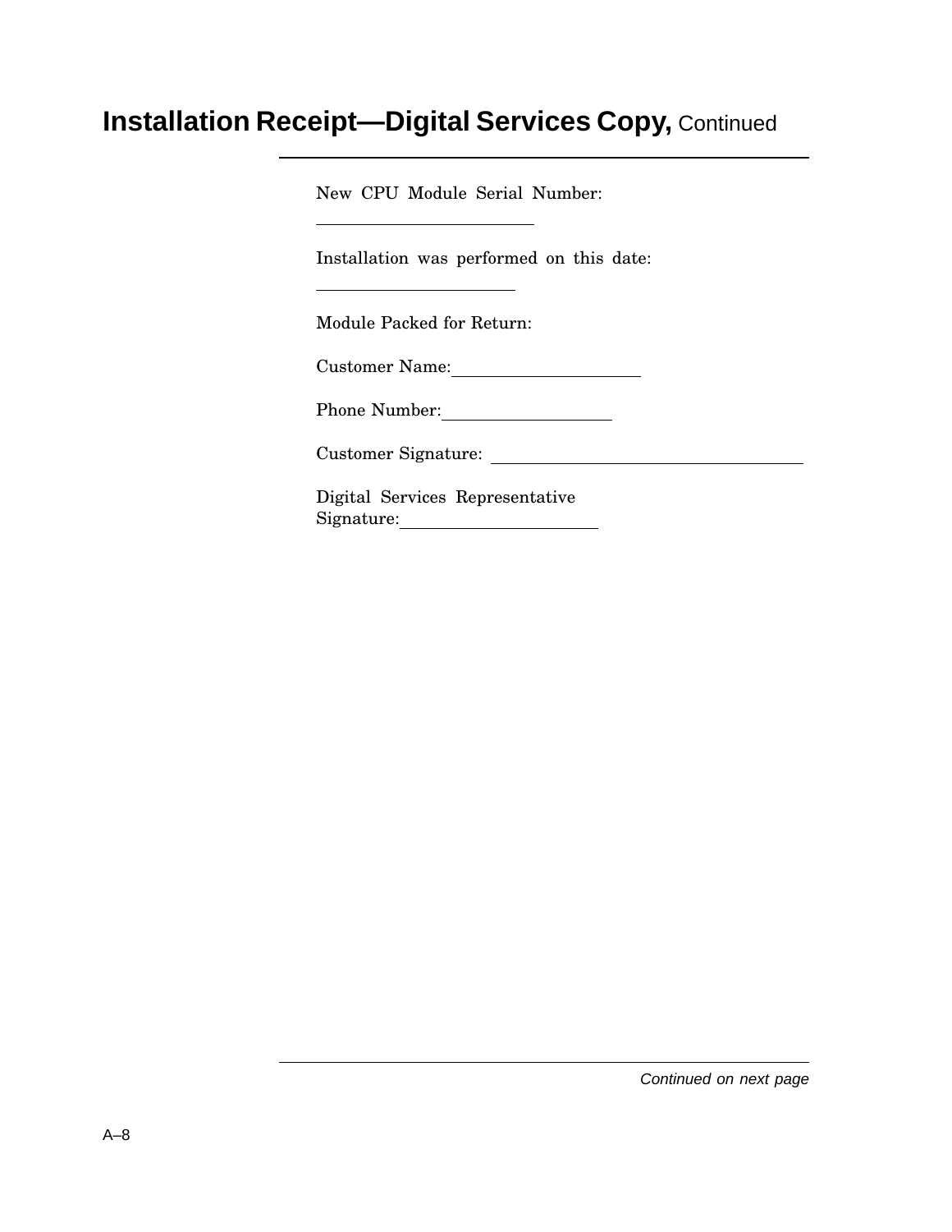# Installation Receipt—Digital Services Copy, Continued

New CPU Module Serial Number:

______________________

Installation was performed on this date:

______________________

Module Packed for Return:

Customer Name:______________________

Phone Number:____________________

Customer Signature: ____________________________________

Digital Services Representative
Signature:______________________

*Continued on next page*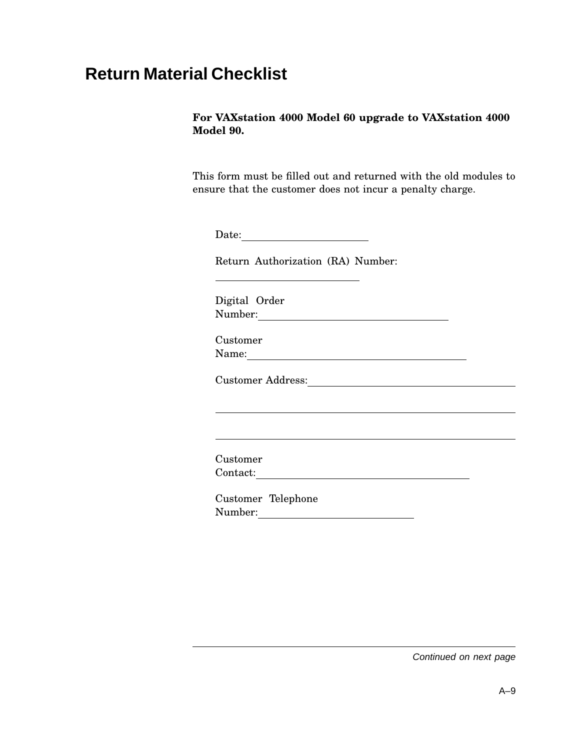# Return Material Checklist

**For VAXstation 4000 Model 60 upgrade to VAXstation 4000 Model 90.**

This form must be filled out and returned with the old modules to ensure that the customer does not incur a penalty charge.

Date:________________________

Return Authorization (RA) Number:

____________________________

Digital Order Number:____________________________________

Customer Name:_________________________________________

Customer Address:________________________________________

__________________________________________________________

__________________________________________________________

Customer Contact:_________________________________________

Customer Telephone Number:______________________________

*Continued on next page*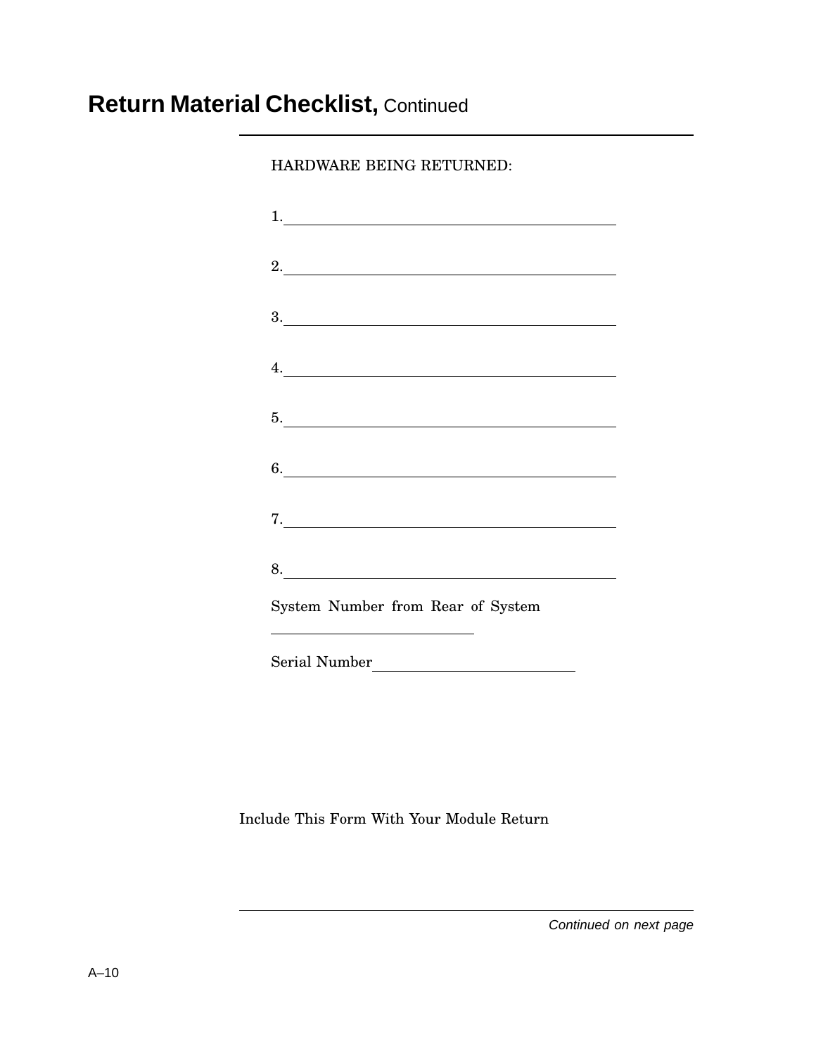# Return Material Checklist, Continued

HARDWARE BEING RETURNED:

1. ________________________________________

2. ________________________________________

3. ________________________________________

4. ________________________________________

5. ________________________________________

6. ________________________________________

7. ________________________________________

8. ________________________________________

System Number from Rear of System

__________________________

Serial Number__________________________

Include This Form With Your Module Return

*Continued on next page*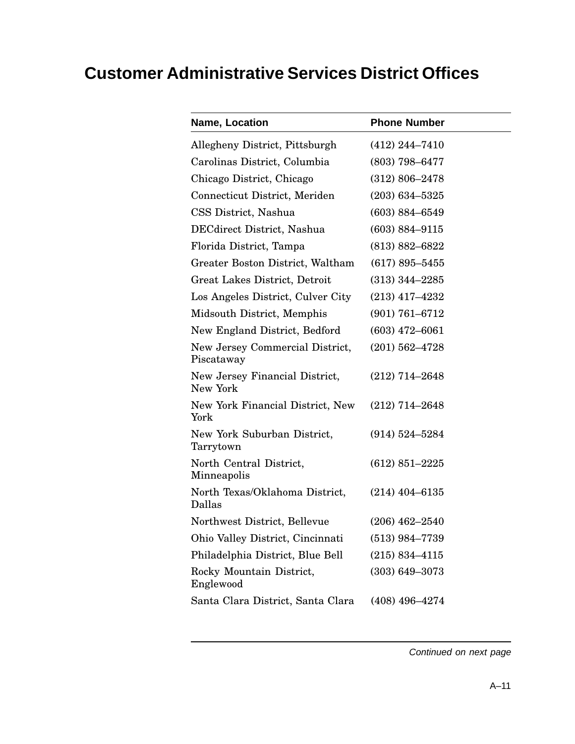# Customer Administrative Services District Offices

| Name, Location | Phone Number |
|---|---|
| Allegheny District, Pittsburgh | (412) 244–7410 |
| Carolinas District, Columbia | (803) 798–6477 |
| Chicago District, Chicago | (312) 806–2478 |
| Connecticut District, Meriden | (203) 634–5325 |
| CSS District, Nashua | (603) 884–6549 |
| DECdirect District, Nashua | (603) 884–9115 |
| Florida District, Tampa | (813) 882–6822 |
| Greater Boston District, Waltham | (617) 895–5455 |
| Great Lakes District, Detroit | (313) 344–2285 |
| Los Angeles District, Culver City | (213) 417–4232 |
| Midsouth District, Memphis | (901) 761–6712 |
| New England District, Bedford | (603) 472–6061 |
| New Jersey Commercial District, Piscataway | (201) 562–4728 |
| New Jersey Financial District, New York | (212) 714–2648 |
| New York Financial District, New York | (212) 714–2648 |
| New York Suburban District, Tarrytown | (914) 524–5284 |
| North Central District, Minneapolis | (612) 851–2225 |
| North Texas/Oklahoma District, Dallas | (214) 404–6135 |
| Northwest District, Bellevue | (206) 462–2540 |
| Ohio Valley District, Cincinnati | (513) 984–7739 |
| Philadelphia District, Blue Bell | (215) 834–4115 |
| Rocky Mountain District, Englewood | (303) 649–3073 |
| Santa Clara District, Santa Clara | (408) 496–4274 |

*Continued on next page*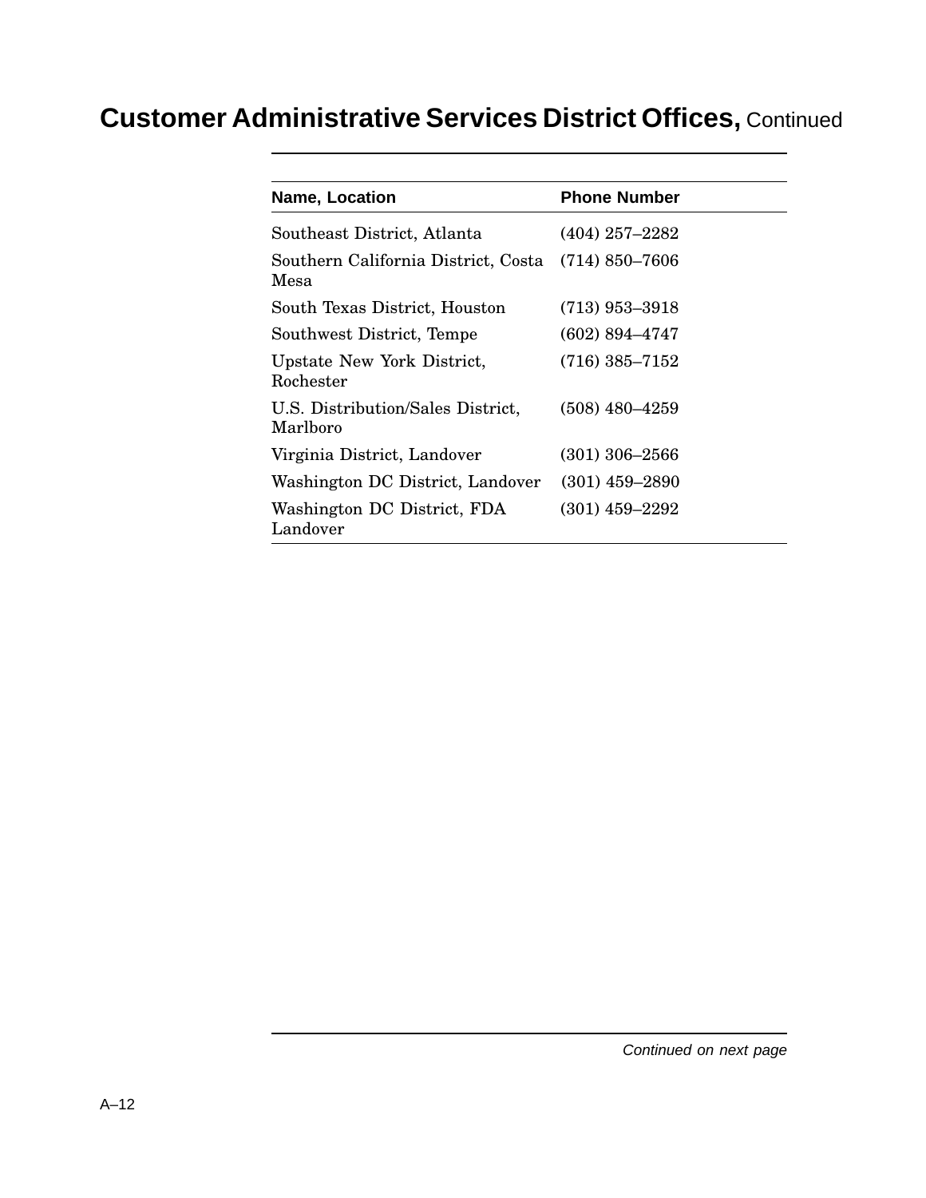## Customer Administrative Services District Offices, Continued

| Name, Location | Phone Number |
| --- | --- |
| Southeast District, Atlanta | (404) 257–2282 |
| Southern California District, Costa Mesa | (714) 850–7606 |
| South Texas District, Houston | (713) 953–3918 |
| Southwest District, Tempe | (602) 894–4747 |
| Upstate New York District, Rochester | (716) 385–7152 |
| U.S. Distribution/Sales District, Marlboro | (508) 480–4259 |
| Virginia District, Landover | (301) 306–2566 |
| Washington DC District, Landover | (301) 459–2890 |
| Washington DC District, FDA Landover | (301) 459–2292 |

*Continued on next page*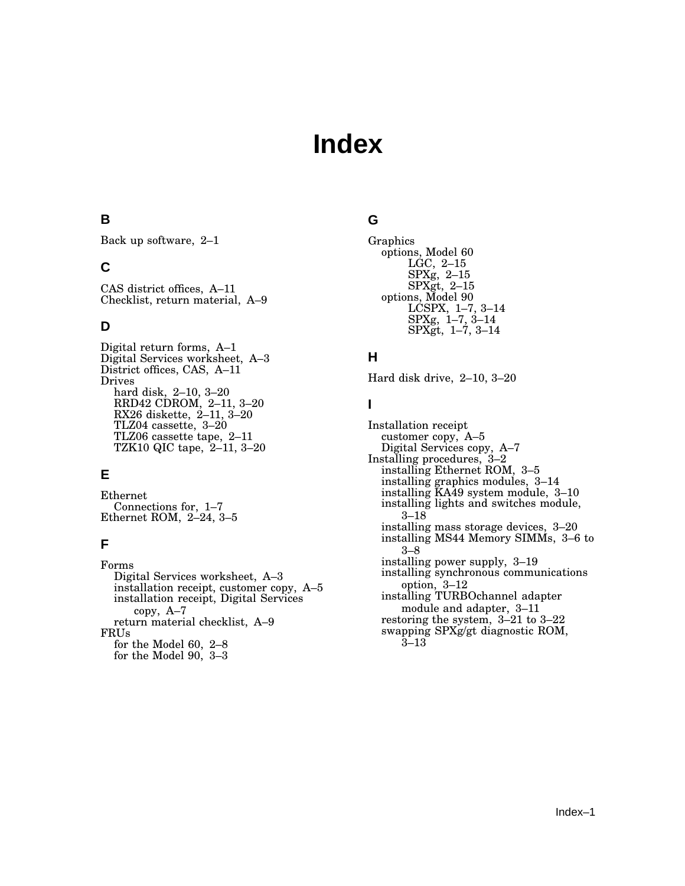# Index

## B

Back up software, 2–1

## C

CAS district offices, A–11
Checklist, return material, A–9

## D

Digital return forms, A–1
Digital Services worksheet, A–3
District offices, CAS, A–11
Drives
- hard disk, 2–10, 3–20
- RRD42 CDROM, 2–11, 3–20
- RX26 diskette, 2–11, 3–20
- TLZ04 cassette, 3–20
- TLZ06 cassette tape, 2–11
- TZK10 QIC tape, 2–11, 3–20

## E

Ethernet
- Connections for, 1–7

Ethernet ROM, 2–24, 3–5

## F

Forms
- Digital Services worksheet, A–3
- installation receipt, customer copy, A–5
- installation receipt, Digital Services copy, A–7
- return material checklist, A–9

FRUs
- for the Model 60, 2–8
- for the Model 90, 3–3

## G

Graphics
- options, Model 60
  - LGC, 2–15
  - SPXg, 2–15
  - SPXgt, 2–15
- options, Model 90
  - LCSPX, 1–7, 3–14
  - SPXg, 1–7, 3–14
  - SPXgt, 1–7, 3–14

## H

Hard disk drive, 2–10, 3–20

## I

Installation receipt
- customer copy, A–5
- Digital Services copy, A–7

Installing procedures, 3–2
- installing Ethernet ROM, 3–5
- installing graphics modules, 3–14
- installing KA49 system module, 3–10
- installing lights and switches module, 3–18
- installing mass storage devices, 3–20
- installing MS44 Memory SIMMs, 3–6 to 3–8
- installing power supply, 3–19
- installing synchronous communications option, 3–12
- installing TURBOchannel adapter module and adapter, 3–11
- restoring the system, 3–21 to 3–22
- swapping SPXg/gt diagnostic ROM, 3–13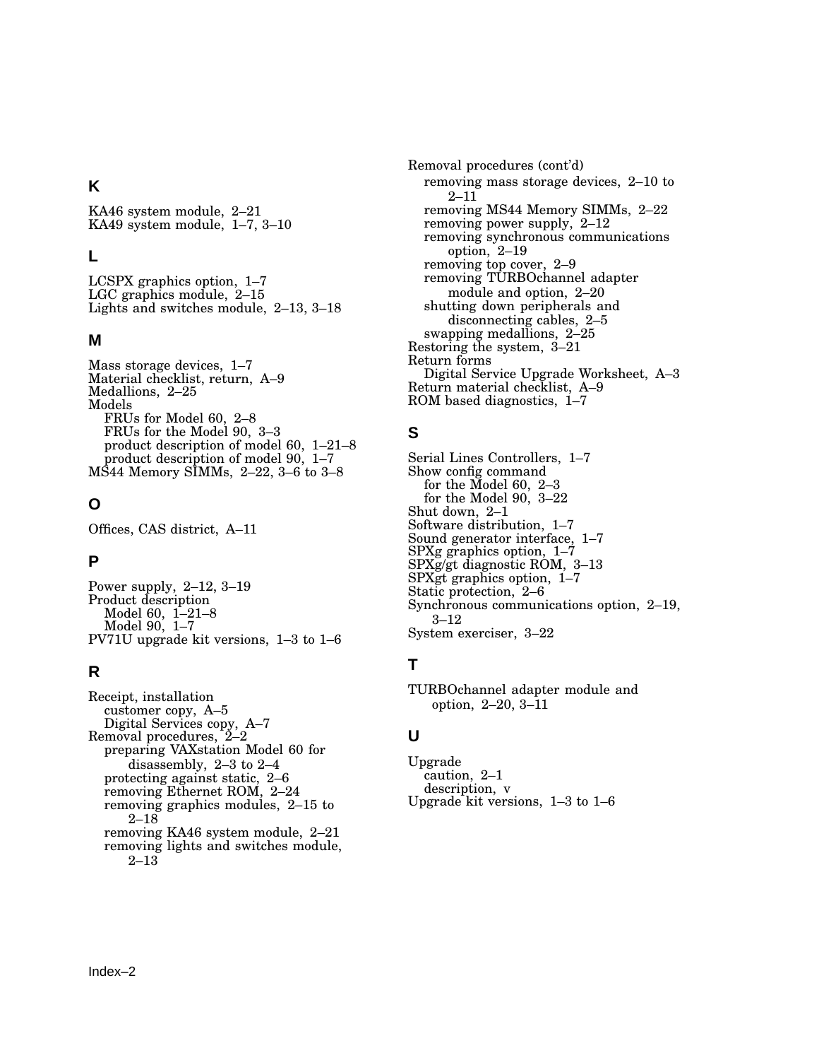## K

KA46 system module, 2–21
KA49 system module, 1–7, 3–10

## L

LCSPX graphics option, 1–7
LGC graphics module, 2–15
Lights and switches module, 2–13, 3–18

## M

Mass storage devices, 1–7
Material checklist, return, A–9
Medallions, 2–25
Models
  FRUs for Model 60, 2–8
  FRUs for the Model 90, 3–3
  product description of model 60, 1–21–8
  product description of model 90, 1–7
MS44 Memory SIMMs, 2–22, 3–6 to 3–8

## O

Offices, CAS district, A–11

## P

Power supply, 2–12, 3–19
Product description
  Model 60, 1–21–8
  Model 90, 1–7
PV71U upgrade kit versions, 1–3 to 1–6

## R

Receipt, installation
  customer copy, A–5
  Digital Services copy, A–7
Removal procedures, 2–2
  preparing VAXstation Model 60 for disassembly, 2–3 to 2–4
  protecting against static, 2–6
  removing Ethernet ROM, 2–24
  removing graphics modules, 2–15 to 2–18
  removing KA46 system module, 2–21
  removing lights and switches module, 2–13

Removal procedures (cont'd)
  removing mass storage devices, 2–10 to 2–11
  removing MS44 Memory SIMMs, 2–22
  removing power supply, 2–12
  removing synchronous communications option, 2–19
  removing top cover, 2–9
  removing TURBOchannel adapter module and option, 2–20
  shutting down peripherals and disconnecting cables, 2–5
  swapping medallions, 2–25
Restoring the system, 3–21
Return forms
  Digital Service Upgrade Worksheet, A–3
Return material checklist, A–9
ROM based diagnostics, 1–7

## S

Serial Lines Controllers, 1–7
Show config command
  for the Model 60, 2–3
  for the Model 90, 3–22
Shut down, 2–1
Software distribution, 1–7
Sound generator interface, 1–7
SPXg graphics option, 1–7
SPXg/gt diagnostic ROM, 3–13
SPXgt graphics option, 1–7
Static protection, 2–6
Synchronous communications option, 2–19, 3–12
System exerciser, 3–22

## T

TURBOchannel adapter module and option, 2–20, 3–11

## U

Upgrade
  caution, 2–1
  description, v
Upgrade kit versions, 1–3 to 1–6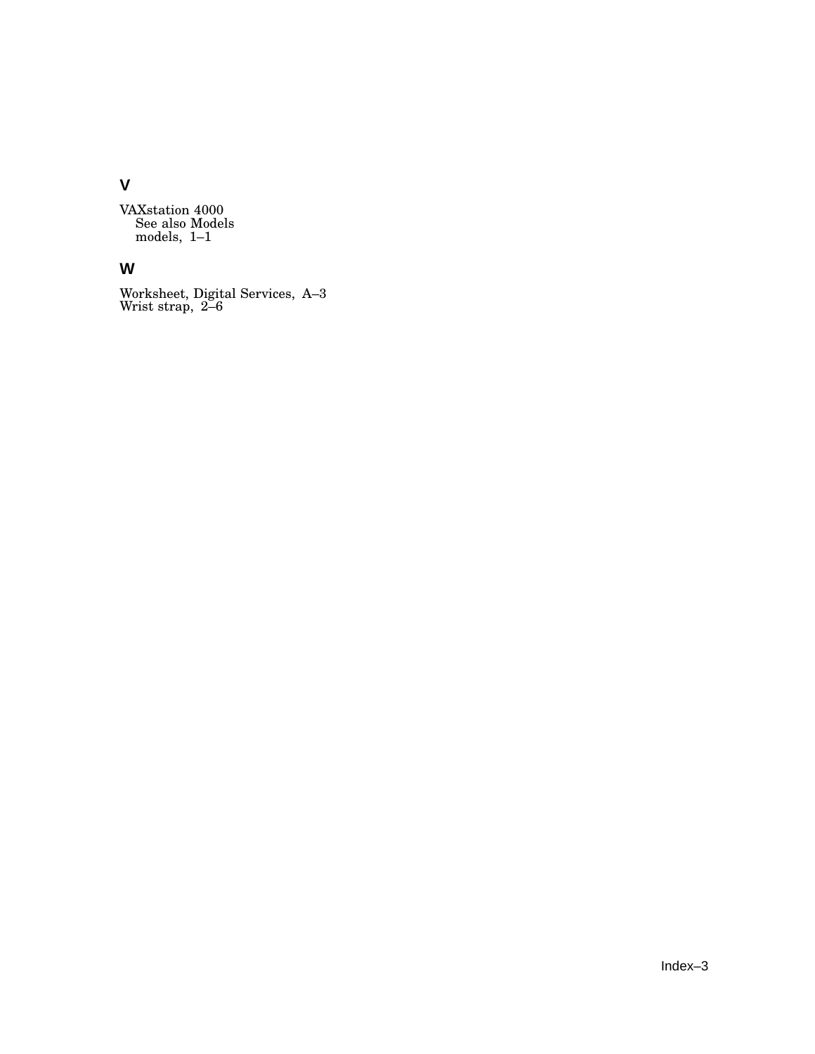## V

VAXstation 4000
  See also Models
  models, 1–1

## W

Worksheet, Digital Services, A–3
Wrist strap, 2–6